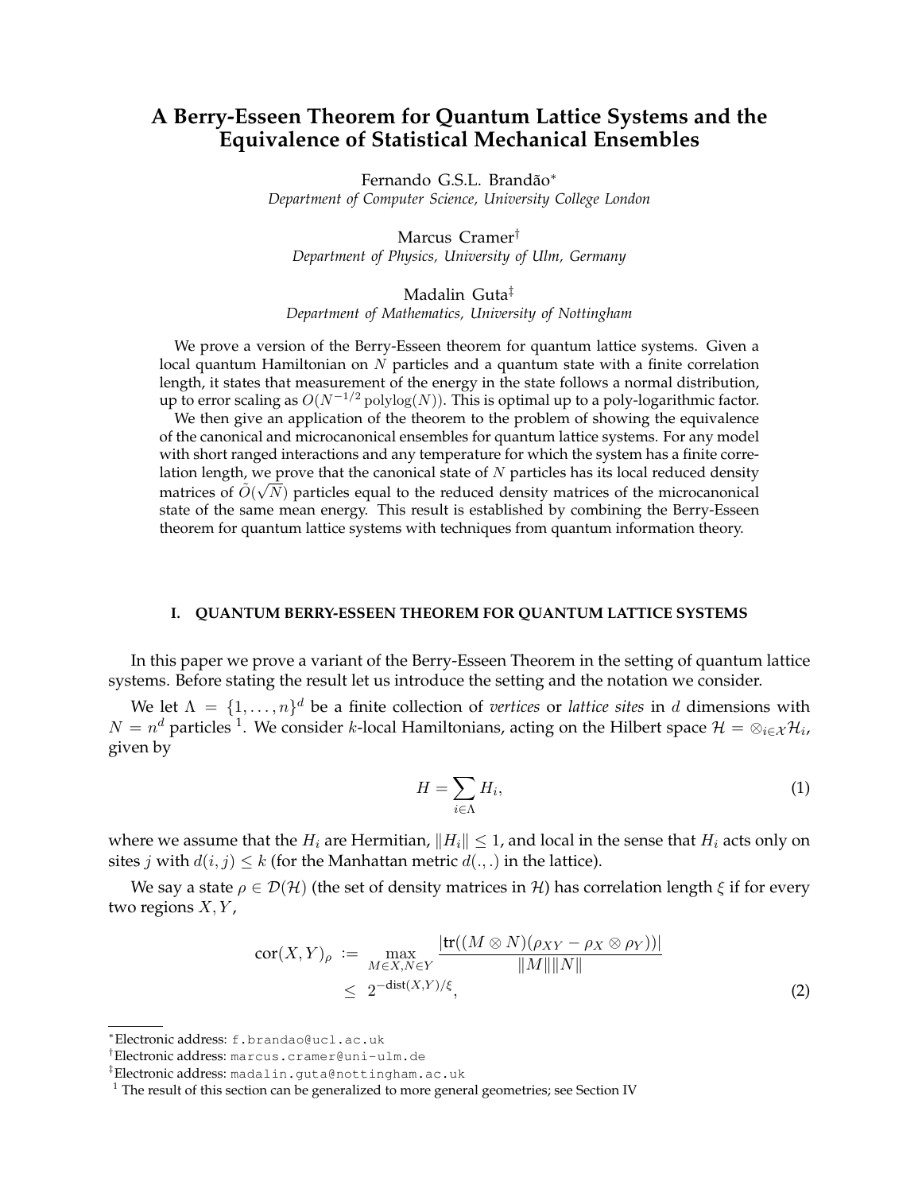# A Berry-Esseen Theorem for Quantum Lattice Systems and the Equivalence of Statistical Mechanical Ensembles

Fernando G.S.L. Brandão[*]
*Department of Computer Science, University College London*

Marcus Cramer[†]
*Department of Physics, University of Ulm, Germany*

Madalin Guta[‡]
*Department of Mathematics, University of Nottingham*

We prove a version of the Berry-Esseen theorem for quantum lattice systems. Given a local quantum Hamiltonian on $N$ particles and a quantum state with a finite correlation length, it states that measurement of the energy in the state follows a normal distribution, up to error scaling as $O(N^{-1/2}\,\mathrm{polylog}(N))$. This is optimal up to a poly-logarithmic factor.

We then give an application of the theorem to the problem of showing the equivalence of the canonical and microcanonical ensembles for quantum lattice systems. For any model with short ranged interactions and any temperature for which the system has a finite correlation length, we prove that the canonical state of $N$ particles has its local reduced density matrices of $\tilde{O}(\sqrt{N})$ particles equal to the reduced density matrices of the microcanonical state of the same mean energy. This result is established by combining the Berry-Esseen theorem for quantum lattice systems with techniques from quantum information theory.

## I. QUANTUM BERRY-ESSEEN THEOREM FOR QUANTUM LATTICE SYSTEMS

In this paper we prove a variant of the Berry-Esseen Theorem in the setting of quantum lattice systems. Before stating the result let us introduce the setting and the notation we consider.

We let $\Lambda = \{1, \ldots, n\}^d$ be a finite collection of *vertices* or *lattice sites* in $d$ dimensions with $N = n^d$ particles [1]. We consider $k$-local Hamiltonians, acting on the Hilbert space $\mathcal{H} = \otimes_{i \in \mathcal{X}} \mathcal{H}_i$, given by

$$H = \sum_{i \in \Lambda} H_i, \tag{1}$$

where we assume that the $H_i$ are Hermitian, $\|H_i\| \leq 1$, and local in the sense that $H_i$ acts only on sites $j$ with $d(i,j) \leq k$ (for the Manhattan metric $d(.,.)$ in the lattice).

We say a state $\rho \in \mathcal{D}(\mathcal{H})$ (the set of density matrices in $\mathcal{H}$) has correlation length $\xi$ if for every two regions $X, Y$,

$$\begin{aligned}\mathrm{cor}(X,Y)_\rho &:= \max_{M \in X, N \in Y} \frac{|\mathrm{tr}((M \otimes N)(\rho_{XY} - \rho_X \otimes \rho_Y))|}{\|M\|\|N\|} \\ &\leq 2^{-\mathrm{dist}(X,Y)/\xi},\end{aligned} \tag{2}$$

[*] Electronic address: f.brandao@ucl.ac.uk

[†] Electronic address: marcus.cramer@uni-ulm.de

[‡] Electronic address: madalin.guta@nottingham.ac.uk

[1] The result of this section can be generalized to more general geometries; see Section IV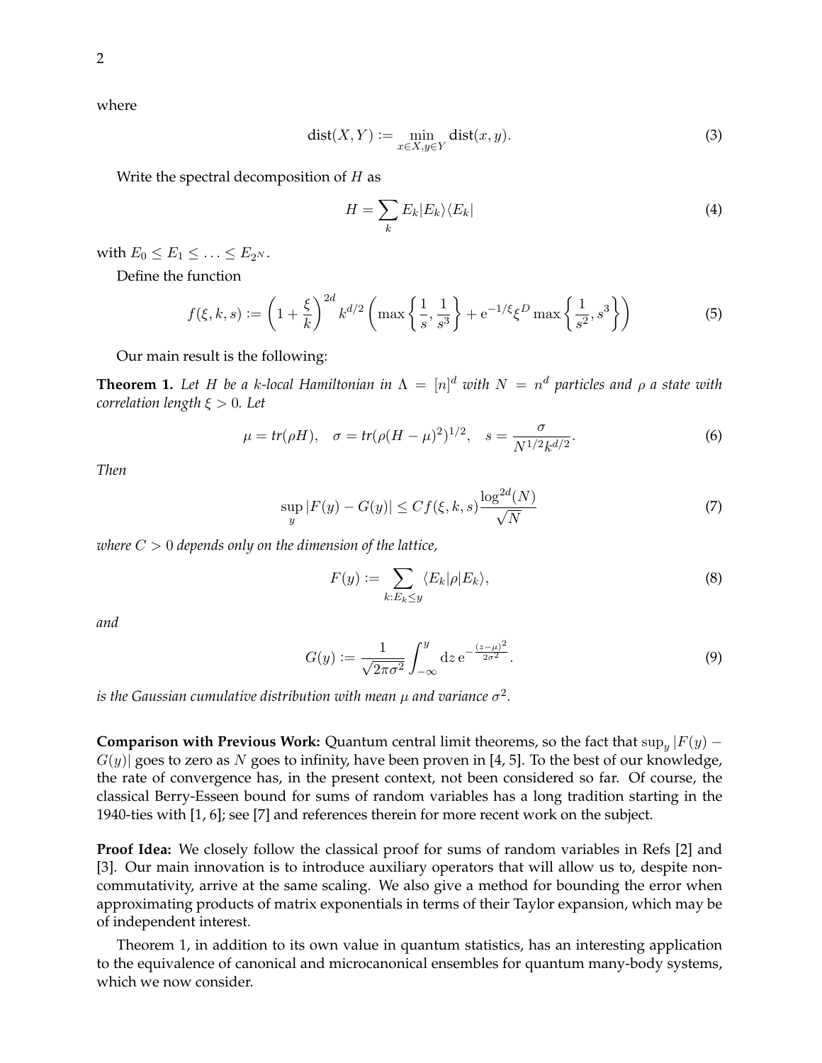where

$$\operatorname{dist}(X,Y) := \min_{x\in X, y\in Y} \operatorname{dist}(x,y). \tag{3}$$

Write the spectral decomposition of $H$ as

$$H = \sum_k E_k |E_k\rangle\langle E_k| \tag{4}$$

with $E_0 \leq E_1 \leq \ldots \leq E_{2^N}$.

Define the function

$$f(\xi,k,s) := \left(1+\frac{\xi}{k}\right)^{2d} k^{d/2}\left(\max\left\{\frac{1}{s},\frac{1}{s^3}\right\} + \mathrm{e}^{-1/\xi}\xi^D \max\left\{\frac{1}{s^2}, s^3\right\}\right) \tag{5}$$

Our main result is the following:

**Theorem 1.** *Let $H$ be a $k$-local Hamiltonian in $\Lambda = [n]^d$ with $N = n^d$ particles and $\rho$ a state with correlation length $\xi > 0$. Let*

$$\mu = tr(\rho H), \quad \sigma = tr(\rho(H-\mu)^2)^{1/2}, \quad s = \frac{\sigma}{N^{1/2}k^{d/2}}. \tag{6}$$

*Then*

$$\sup_y |F(y) - G(y)| \leq C f(\xi,k,s)\frac{\log^{2d}(N)}{\sqrt{N}} \tag{7}$$

*where $C > 0$ depends only on the dimension of the lattice,*

$$F(y) := \sum_{k: E_k \leq y} \langle E_k|\rho|E_k\rangle, \tag{8}$$

*and*

$$G(y) := \frac{1}{\sqrt{2\pi\sigma^2}}\int_{-\infty}^{y} \mathrm{d}z\, \mathrm{e}^{-\frac{(z-\mu)^2}{2\sigma^2}}. \tag{9}$$

*is the Gaussian cumulative distribution with mean $\mu$ and variance $\sigma^2$.*

**Comparison with Previous Work:** Quantum central limit theorems, so the fact that $\sup_y |F(y) - G(y)|$ goes to zero as $N$ goes to infinity, have been proven in [4, 5]. To the best of our knowledge, the rate of convergence has, in the present context, not been considered so far. Of course, the classical Berry-Esseen bound for sums of random variables has a long tradition starting in the 1940-ties with [1, 6]; see [7] and references therein for more recent work on the subject.

**Proof Idea:** We closely follow the classical proof for sums of random variables in Refs [2] and [3]. Our main innovation is to introduce auxiliary operators that will allow us to, despite non-commutativity, arrive at the same scaling. We also give a method for bounding the error when approximating products of matrix exponentials in terms of their Taylor expansion, which may be of independent interest.

Theorem 1, in addition to its own value in quantum statistics, has an interesting application to the equivalence of canonical and microcanonical ensembles for quantum many-body systems, which we now consider.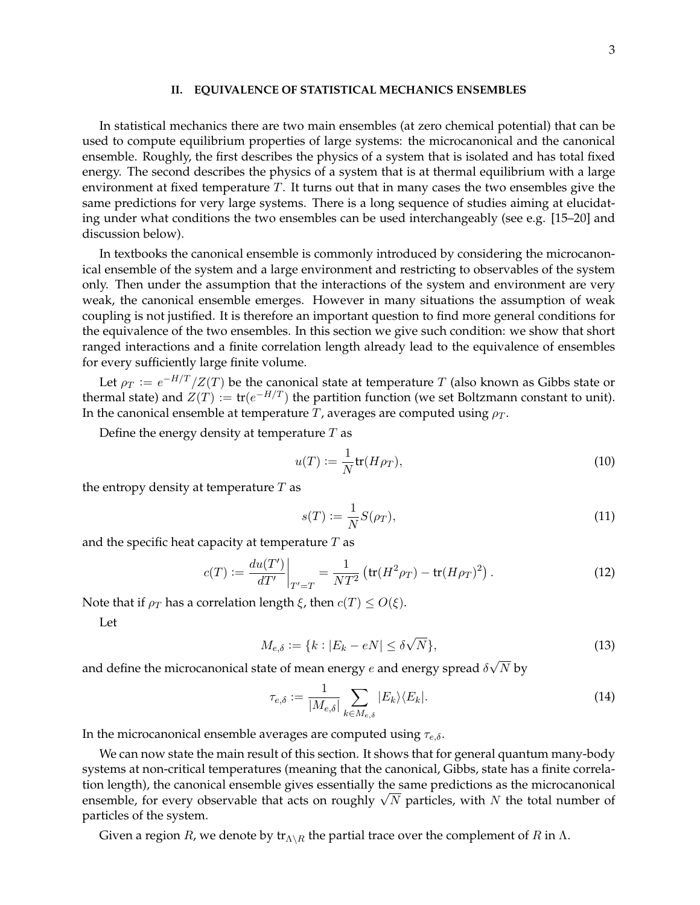## II. EQUIVALENCE OF STATISTICAL MECHANICS ENSEMBLES

In statistical mechanics there are two main ensembles (at zero chemical potential) that can be used to compute equilibrium properties of large systems: the microcanonical and the canonical ensemble. Roughly, the first describes the physics of a system that is isolated and has total fixed energy. The second describes the physics of a system that is at thermal equilibrium with a large environment at fixed temperature $T$. It turns out that in many cases the two ensembles give the same predictions for very large systems. There is a long sequence of studies aiming at elucidating under what conditions the two ensembles can be used interchangeably (see e.g. [15–20] and discussion below).

In textbooks the canonical ensemble is commonly introduced by considering the microcanonical ensemble of the system and a large environment and restricting to observables of the system only. Then under the assumption that the interactions of the system and environment are very weak, the canonical ensemble emerges. However in many situations the assumption of weak coupling is not justified. It is therefore an important question to find more general conditions for the equivalence of the two ensembles. In this section we give such condition: we show that short ranged interactions and a finite correlation length already lead to the equivalence of ensembles for every sufficiently large finite volume.

Let $\rho_T := e^{-H/T}/Z(T)$ be the canonical state at temperature $T$ (also known as Gibbs state or thermal state) and $Z(T) := \text{tr}(e^{-H/T})$ the partition function (we set Boltzmann constant to unit). In the canonical ensemble at temperature $T$, averages are computed using $\rho_T$.

Define the energy density at temperature $T$ as

$$u(T) := \frac{1}{N}\text{tr}(H\rho_T), \tag{10}$$

the entropy density at temperature $T$ as

$$s(T) := \frac{1}{N}S(\rho_T), \tag{11}$$

and the specific heat capacity at temperature $T$ as

$$c(T) := \left.\frac{du(T')}{dT'}\right|_{T'=T} = \frac{1}{NT^2}\left(\text{tr}(H^2\rho_T) - \text{tr}(H\rho_T)^2\right). \tag{12}$$

Note that if $\rho_T$ has a correlation length $\xi$, then $c(T) \leq O(\xi)$.

Let

$$M_{e,\delta} := \{k : |E_k - eN| \leq \delta\sqrt{N}\}, \tag{13}$$

and define the microcanonical state of mean energy $e$ and energy spread $\delta\sqrt{N}$ by

$$\tau_{e,\delta} := \frac{1}{|M_{e,\delta}|}\sum_{k \in M_{e,\delta}} |E_k\rangle\langle E_k|. \tag{14}$$

In the microcanonical ensemble averages are computed using $\tau_{e,\delta}$.

We can now state the main result of this section. It shows that for general quantum many-body systems at non-critical temperatures (meaning that the canonical, Gibbs, state has a finite correlation length), the canonical ensemble gives essentially the same predictions as the microcanonical ensemble, for every observable that acts on roughly $\sqrt{N}$ particles, with $N$ the total number of particles of the system.

Given a region $R$, we denote by $\text{tr}_{\Lambda\setminus R}$ the partial trace over the complement of $R$ in $\Lambda$.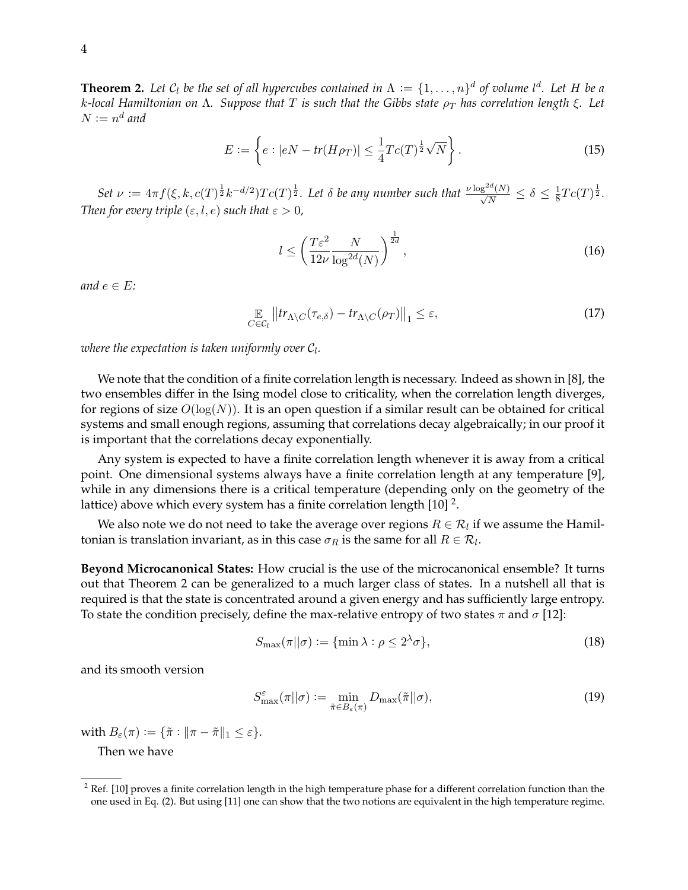**Theorem 2.** *Let $\mathcal{C}_l$ be the set of all hypercubes contained in $\Lambda := \{1, \ldots, n\}^d$ of volume $l^d$. Let $H$ be a $k$-local Hamiltonian on $\Lambda$. Suppose that $T$ is such that the Gibbs state $\rho_T$ has correlation length $\xi$. Let $N := n^d$ and*

$$E := \left\{ e : |eN - tr(H\rho_T)| \leq \frac{1}{4} T c(T)^{\frac{1}{2}} \sqrt{N} \right\}. \tag{15}$$

*Set $\nu := 4\pi f(\xi, k, c(T)^{\frac{1}{2}} k^{-d/2}) T c(T)^{\frac{1}{2}}$. Let $\delta$ be any number such that $\frac{\nu \log^{2d}(N)}{\sqrt{N}} \leq \delta \leq \frac{1}{8} T c(T)^{\frac{1}{2}}$. Then for every triple $(\varepsilon, l, e)$ such that $\varepsilon > 0$,*

$$l \leq \left( \frac{T\varepsilon^2}{12\nu} \frac{N}{\log^{2d}(N)} \right)^{\frac{1}{2d}}, \tag{16}$$

*and $e \in E$:*

$$\mathop{\mathbb{E}}_{C \in \mathcal{C}_l} \left\| tr_{\Lambda \backslash C}(\tau_{e,\delta}) - tr_{\Lambda \backslash C}(\rho_T) \right\|_1 \leq \varepsilon, \tag{17}$$

*where the expectation is taken uniformly over $\mathcal{C}_l$.*

We note that the condition of a finite correlation length is necessary. Indeed as shown in [8], the two ensembles differ in the Ising model close to criticality, when the correlation length diverges, for regions of size $O(\log(N))$. It is an open question if a similar result can be obtained for critical systems and small enough regions, assuming that correlations decay algebraically; in our proof it is important that the correlations decay exponentially.

Any system is expected to have a finite correlation length whenever it is away from a critical point. One dimensional systems always have a finite correlation length at any temperature [9], while in any dimensions there is a critical temperature (depending only on the geometry of the lattice) above which every system has a finite correlation length [10] [2].

We also note we do not need to take the average over regions $R \in \mathcal{R}_l$ if we assume the Hamiltonian is translation invariant, as in this case $\sigma_R$ is the same for all $R \in \mathcal{R}_l$.

**Beyond Microcanonical States:** How crucial is the use of the microcanonical ensemble? It turns out that Theorem 2 can be generalized to a much larger class of states. In a nutshell all that is required is that the state is concentrated around a given energy and has sufficiently large entropy. To state the condition precisely, define the max-relative entropy of two states $\pi$ and $\sigma$ [12]:

$$S_{\max}(\pi || \sigma) := \{\min \lambda : \rho \leq 2^{\lambda} \sigma\}, \tag{18}$$

and its smooth version

$$S_{\max}^{\varepsilon}(\pi || \sigma) := \min_{\tilde{\pi} \in B_{\varepsilon}(\pi)} D_{\max}(\tilde{\pi} || \sigma), \tag{19}$$

with $B_{\varepsilon}(\pi) := \{\tilde{\pi} : \|\pi - \tilde{\pi}\|_1 \leq \varepsilon\}$.

Then we have

[2] Ref. [10] proves a finite correlation length in the high temperature phase for a different correlation function than the one used in Eq. (2). But using [11] one can show that the two notions are equivalent in the high temperature regime.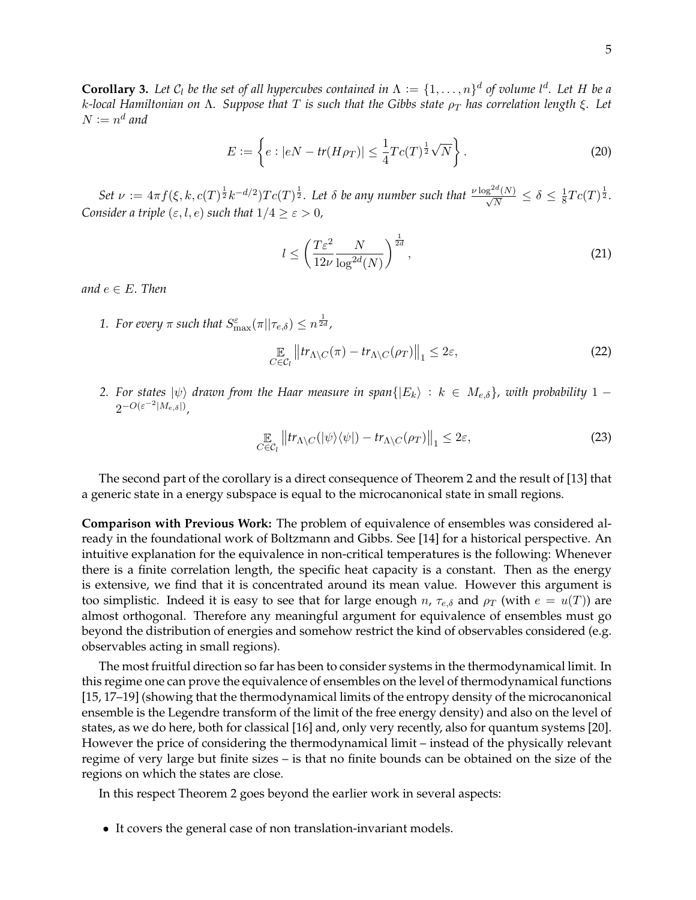**Corollary 3.** *Let $\mathcal{C}_l$ be the set of all hypercubes contained in $\Lambda := \{1, \ldots, n\}^d$ of volume $l^d$. Let $H$ be a $k$-local Hamiltonian on $\Lambda$. Suppose that $T$ is such that the Gibbs state $\rho_T$ has correlation length $\xi$. Let $N := n^d$ and*

$$E := \left\{ e : |eN - \mathrm{tr}(H\rho_T)| \leq \frac{1}{4} T c(T)^{\frac{1}{2}} \sqrt{N} \right\}. \tag{20}$$

*Set $\nu := 4\pi f(\xi, k, c(T)^{\frac{1}{2}} k^{-d/2}) T c(T)^{\frac{1}{2}}$. Let $\delta$ be any number such that $\frac{\nu \log^{2d}(N)}{\sqrt{N}} \leq \delta \leq \frac{1}{8} T c(T)^{\frac{1}{2}}$. Consider a triple $(\varepsilon, l, e)$ such that $1/4 \geq \varepsilon > 0$,*

$$l \leq \left( \frac{T\varepsilon^2}{12\nu} \frac{N}{\log^{2d}(N)} \right)^{\frac{1}{2d}}, \tag{21}$$

*and $e \in E$. Then*

1. *For every $\pi$ such that $S^{\varepsilon}_{\max}(\pi || \tau_{e,\delta}) \leq n^{\frac{1}{2d}}$,*

$$\mathop{\mathbb{E}}_{C \in \mathcal{C}_l} \left\| \mathrm{tr}_{\Lambda \setminus C}(\pi) - \mathrm{tr}_{\Lambda \setminus C}(\rho_T) \right\|_1 \leq 2\varepsilon, \tag{22}$$

2. *For states $|\psi\rangle$ drawn from the Haar measure in $\mathrm{span}\{|E_k\rangle : k \in M_{e,\delta}\}$, with probability $1 - 2^{-O(\varepsilon^{-2}|M_{e,\delta}|)}$,*

$$\mathop{\mathbb{E}}_{C \in \mathcal{C}_l} \left\| \mathrm{tr}_{\Lambda \setminus C}(|\psi\rangle\langle\psi|) - \mathrm{tr}_{\Lambda \setminus C}(\rho_T) \right\|_1 \leq 2\varepsilon, \tag{23}$$

The second part of the corollary is a direct consequence of Theorem 2 and the result of [13] that a generic state in a energy subspace is equal to the microcanonical state in small regions.

**Comparison with Previous Work:** The problem of equivalence of ensembles was considered already in the foundational work of Boltzmann and Gibbs. See [14] for a historical perspective. An intuitive explanation for the equivalence in non-critical temperatures is the following: Whenever there is a finite correlation length, the specific heat capacity is a constant. Then as the energy is extensive, we find that it is concentrated around its mean value. However this argument is too simplistic. Indeed it is easy to see that for large enough $n$, $\tau_{e,\delta}$ and $\rho_T$ (with $e = u(T)$) are almost orthogonal. Therefore any meaningful argument for equivalence of ensembles must go beyond the distribution of energies and somehow restrict the kind of observables considered (e.g. observables acting in small regions).

The most fruitful direction so far has been to consider systems in the thermodynamical limit. In this regime one can prove the equivalence of ensembles on the level of thermodynamical functions [15, 17–19] (showing that the thermodynamical limits of the entropy density of the microcanonical ensemble is the Legendre transform of the limit of the free energy density) and also on the level of states, as we do here, both for classical [16] and, only very recently, also for quantum systems [20]. However the price of considering the thermodynamical limit – instead of the physically relevant regime of very large but finite sizes – is that no finite bounds can be obtained on the size of the regions on which the states are close.

In this respect Theorem 2 goes beyond the earlier work in several aspects:

- It covers the general case of non translation-invariant models.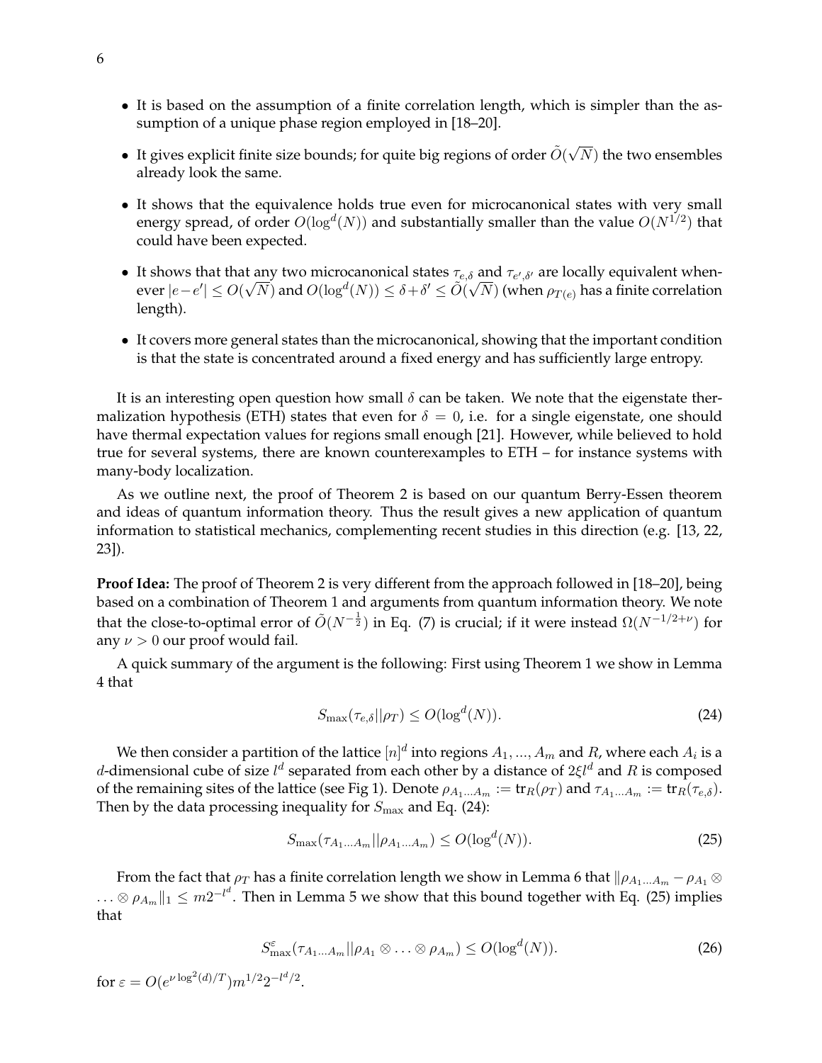- It is based on the assumption of a finite correlation length, which is simpler than the assumption of a unique phase region employed in [18–20].
- It gives explicit finite size bounds; for quite big regions of order $\tilde{O}(\sqrt{N})$ the two ensembles already look the same.
- It shows that the equivalence holds true even for microcanonical states with very small energy spread, of order $O(\log^d(N))$ and substantially smaller than the value $O(N^{1/2})$ that could have been expected.
- It shows that that any two microcanonical states $\tau_{e,\delta}$ and $\tau_{e',\delta'}$ are locally equivalent whenever $|e-e'| \leq O(\sqrt{N})$ and $O(\log^d(N)) \leq \delta+\delta' \leq \tilde{O}(\sqrt{N})$ (when $\rho_{T(e)}$ has a finite correlation length).
- It covers more general states than the microcanonical, showing that the important condition is that the state is concentrated around a fixed energy and has sufficiently large entropy.

It is an interesting open question how small $\delta$ can be taken. We note that the eigenstate thermalization hypothesis (ETH) states that even for $\delta = 0$, i.e. for a single eigenstate, one should have thermal expectation values for regions small enough [21]. However, while believed to hold true for several systems, there are known counterexamples to ETH – for instance systems with many-body localization.

As we outline next, the proof of Theorem 2 is based on our quantum Berry-Essen theorem and ideas of quantum information theory. Thus the result gives a new application of quantum information to statistical mechanics, complementing recent studies in this direction (e.g. [13, 22, 23]).

**Proof Idea:** The proof of Theorem 2 is very different from the approach followed in [18–20], being based on a combination of Theorem 1 and arguments from quantum information theory. We note that the close-to-optimal error of $\tilde{O}(N^{-\frac{1}{2}})$ in Eq. (7) is crucial; if it were instead $\Omega(N^{-1/2+\nu})$ for any $\nu > 0$ our proof would fail.

A quick summary of the argument is the following: First using Theorem 1 we show in Lemma 4 that

$$S_{\max}(\tau_{e,\delta}||\rho_T) \leq O(\log^d(N)). \tag{24}$$

We then consider a partition of the lattice $[n]^d$ into regions $A_1, ..., A_m$ and $R$, where each $A_i$ is a $d$-dimensional cube of size $l^d$ separated from each other by a distance of $2\xi l^d$ and $R$ is composed of the remaining sites of the lattice (see Fig 1). Denote $\rho_{A_1...A_m} := \text{tr}_R(\rho_T)$ and $\tau_{A_1...A_m} := \text{tr}_R(\tau_{e,\delta})$. Then by the data processing inequality for $S_{\max}$ and Eq. (24):

$$S_{\max}(\tau_{A_1...A_m}||\rho_{A_1...A_m}) \leq O(\log^d(N)). \tag{25}$$

From the fact that $\rho_T$ has a finite correlation length we show in Lemma 6 that $\|\rho_{A_1...A_m} - \rho_{A_1} \otimes \ldots \otimes \rho_{A_m}\|_1 \leq m2^{-l^d}$. Then in Lemma 5 we show that this bound together with Eq. (25) implies that

$$S^{\varepsilon}_{\max}(\tau_{A_1...A_m}||\rho_{A_1} \otimes \ldots \otimes \rho_{A_m}) \leq O(\log^d(N)). \tag{26}$$

for $\varepsilon = O(e^{\nu \log^2(d)/T})m^{1/2}2^{-l^d/2}$.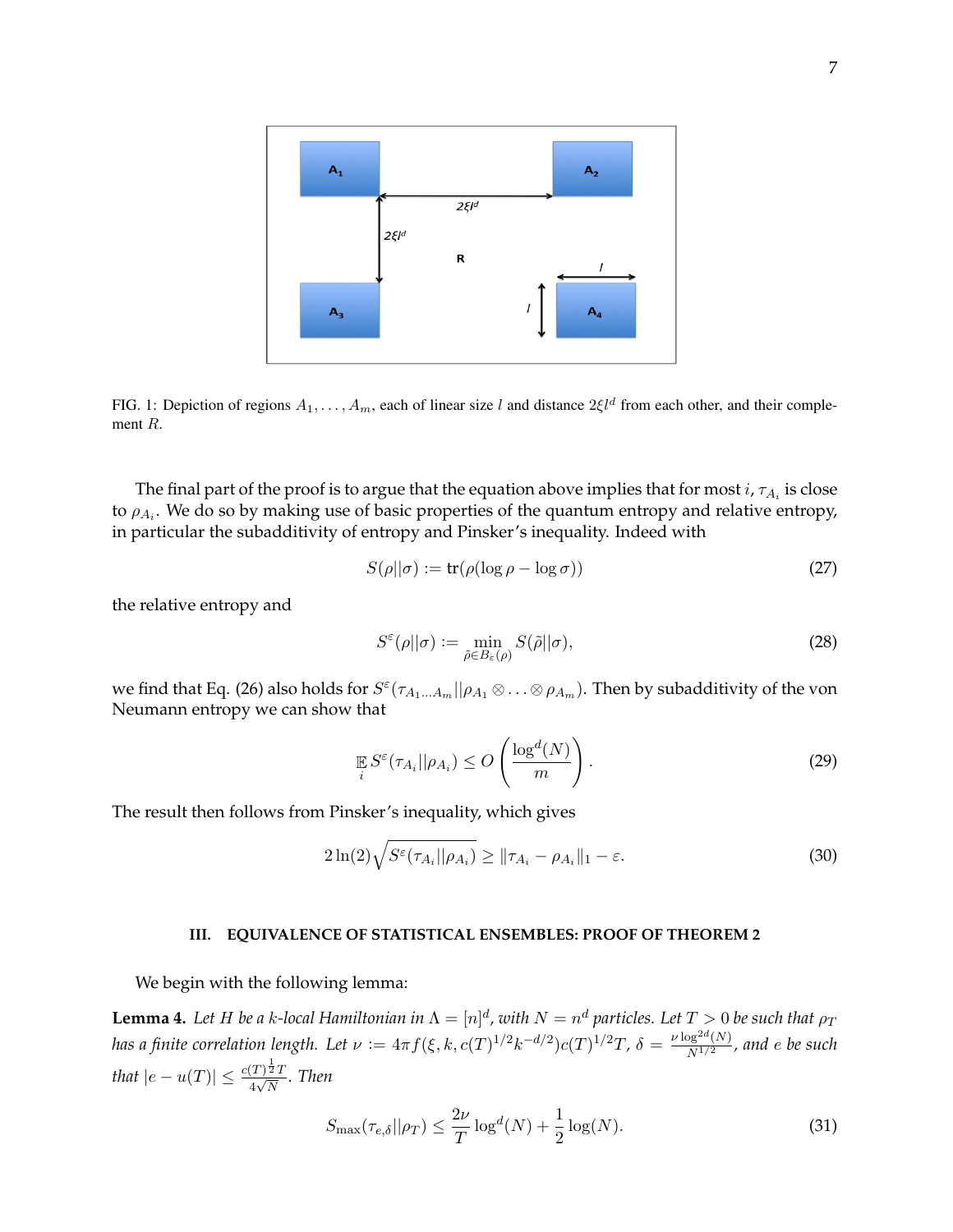FIG. 1: Depiction of regions $A_1, \ldots, A_m$, each of linear size $l$ and distance $2\xi l^d$ from each other, and their complement $R$.

The final part of the proof is to argue that the equation above implies that for most $i$, $\tau_{A_i}$ is close to $\rho_{A_i}$. We do so by making use of basic properties of the quantum entropy and relative entropy, in particular the subadditivity of entropy and Pinsker's inequality. Indeed with

$$S(\rho||\sigma) := \text{tr}(\rho(\log \rho - \log \sigma)) \tag{27}$$

the relative entropy and

$$S^{\varepsilon}(\rho||\sigma) := \min_{\tilde{\rho} \in B_{\varepsilon}(\rho)} S(\tilde{\rho}||\sigma), \tag{28}$$

we find that Eq. (26) also holds for $S^{\varepsilon}(\tau_{A_1 \ldots A_m}||\rho_{A_1} \otimes \ldots \otimes \rho_{A_m})$. Then by subadditivity of the von Neumann entropy we can show that

$$\mathop{\mathbb{E}}_i S^{\varepsilon}(\tau_{A_i}||\rho_{A_i}) \leq O\left(\frac{\log^d(N)}{m}\right). \tag{29}$$

The result then follows from Pinsker's inequality, which gives

$$2\ln(2)\sqrt{S^{\varepsilon}(\tau_{A_i}||\rho_{A_i})} \geq \|\tau_{A_i} - \rho_{A_i}\|_1 - \varepsilon. \tag{30}$$

## III. EQUIVALENCE OF STATISTICAL ENSEMBLES: PROOF OF THEOREM 2

We begin with the following lemma:

**Lemma 4.** *Let $H$ be a $k$-local Hamiltonian in $\Lambda = [n]^d$, with $N = n^d$ particles. Let $T > 0$ be such that $\rho_T$ has a finite correlation length. Let $\nu := 4\pi f(\xi, k, c(T)^{1/2}k^{-d/2})c(T)^{1/2}T$, $\delta = \frac{\nu \log^{2d}(N)}{N^{1/2}}$, and $e$ be such that $|e - u(T)| \leq \frac{c(T)^{\frac{1}{2}}T}{4\sqrt{N}}$. Then*

$$S_{\max}(\tau_{e,\delta}||\rho_T) \leq \frac{2\nu}{T}\log^d(N) + \frac{1}{2}\log(N). \tag{31}$$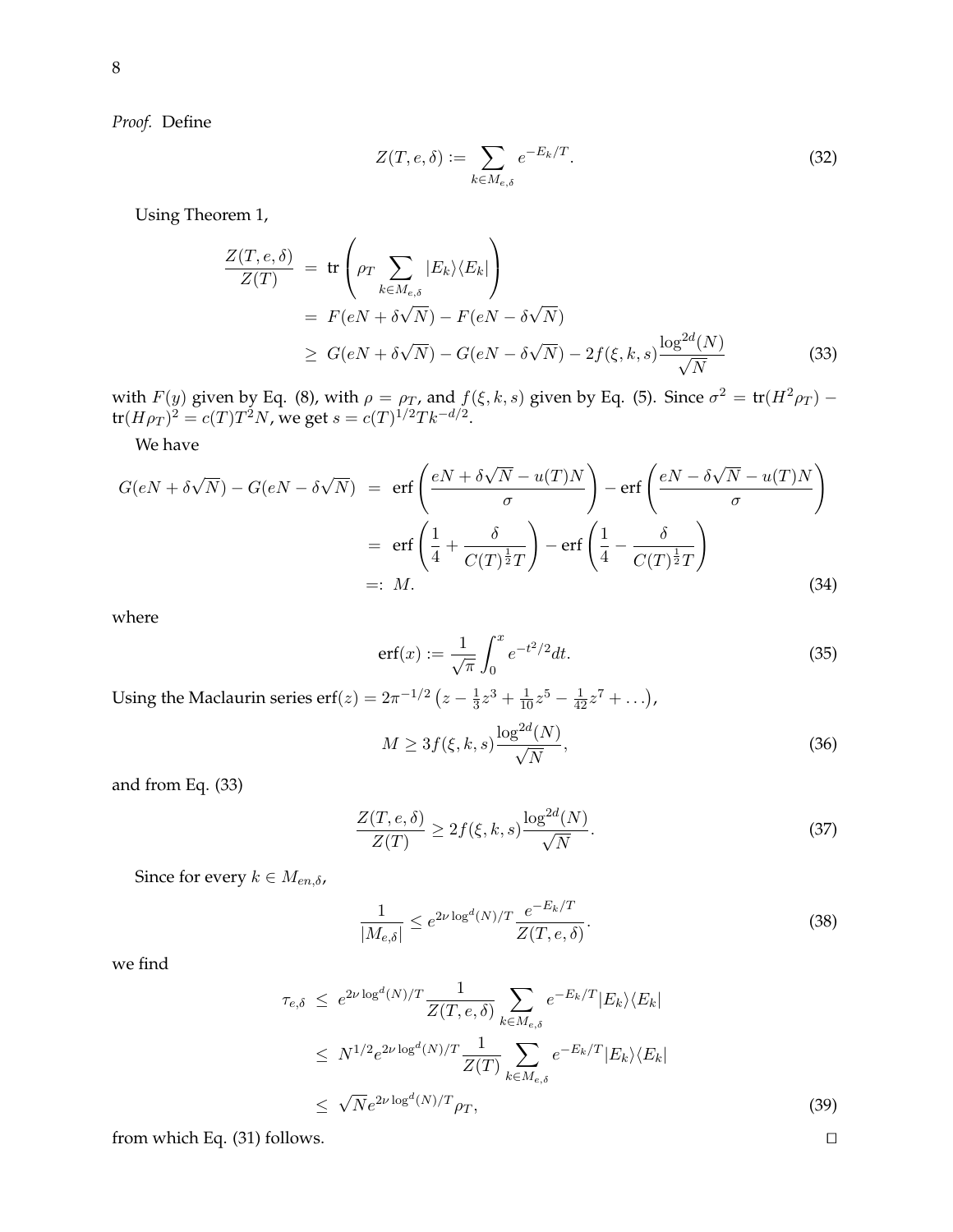*Proof.* Define

$$
Z(T, e, \delta) := \sum_{k \in M_{e,\delta}} e^{-E_k/T}. \tag{32}
$$

Using Theorem 1,

$$
\begin{aligned}
\frac{Z(T, e, \delta)}{Z(T)} &= \text{tr}\left(\rho_T \sum_{k \in M_{e,\delta}} |E_k\rangle\langle E_k|\right) \\
&= F(eN + \delta\sqrt{N}) - F(eN - \delta\sqrt{N}) \\
&\geq G(eN + \delta\sqrt{N}) - G(eN - \delta\sqrt{N}) - 2f(\xi, k, s)\frac{\log^{2d}(N)}{\sqrt{N}}
\end{aligned} \tag{33}
$$

with $F(y)$ given by Eq. (8), with $\rho = \rho_T$, and $f(\xi, k, s)$ given by Eq. (5). Since $\sigma^2 = \text{tr}(H^2\rho_T) - \text{tr}(H\rho_T)^2 = c(T)T^2N$, we get $s = c(T)^{1/2}Tk^{-d/2}$.

We have

$$
\begin{aligned}
G(eN + \delta\sqrt{N}) - G(eN - \delta\sqrt{N}) &= \text{erf}\left(\frac{eN + \delta\sqrt{N} - u(T)N}{\sigma}\right) - \text{erf}\left(\frac{eN - \delta\sqrt{N} - u(T)N}{\sigma}\right) \\
&= \text{erf}\left(\frac{1}{4} + \frac{\delta}{C(T)^{\frac{1}{2}}T}\right) - \text{erf}\left(\frac{1}{4} - \frac{\delta}{C(T)^{\frac{1}{2}}T}\right) \\
&=: M.
\end{aligned} \tag{34}
$$

where

$$
\text{erf}(x) := \frac{1}{\sqrt{\pi}}\int_0^x e^{-t^2/2}dt. \tag{35}
$$

Using the Maclaurin series $\text{erf}(z) = 2\pi^{-1/2}\left(z - \frac{1}{3}z^3 + \frac{1}{10}z^5 - \frac{1}{42}z^7 + \ldots\right)$,

$$
M \geq 3f(\xi, k, s)\frac{\log^{2d}(N)}{\sqrt{N}}, \tag{36}
$$

and from Eq. (33)

$$
\frac{Z(T, e, \delta)}{Z(T)} \geq 2f(\xi, k, s)\frac{\log^{2d}(N)}{\sqrt{N}}. \tag{37}
$$

Since for every $k \in M_{en,\delta}$,

$$
\frac{1}{|M_{e,\delta}|} \leq e^{2\nu\log^d(N)/T}\frac{e^{-E_k/T}}{Z(T, e, \delta)}. \tag{38}
$$

we find

$$
\begin{aligned}
\tau_{e,\delta} &\leq e^{2\nu\log^d(N)/T}\frac{1}{Z(T, e, \delta)}\sum_{k \in M_{e,\delta}} e^{-E_k/T}|E_k\rangle\langle E_k| \\
&\leq N^{1/2}e^{2\nu\log^d(N)/T}\frac{1}{Z(T)}\sum_{k \in M_{e,\delta}} e^{-E_k/T}|E_k\rangle\langle E_k| \\
&\leq \sqrt{N}e^{2\nu\log^d(N)/T}\rho_T,
\end{aligned} \tag{39}
$$

from which Eq. (31) follows. □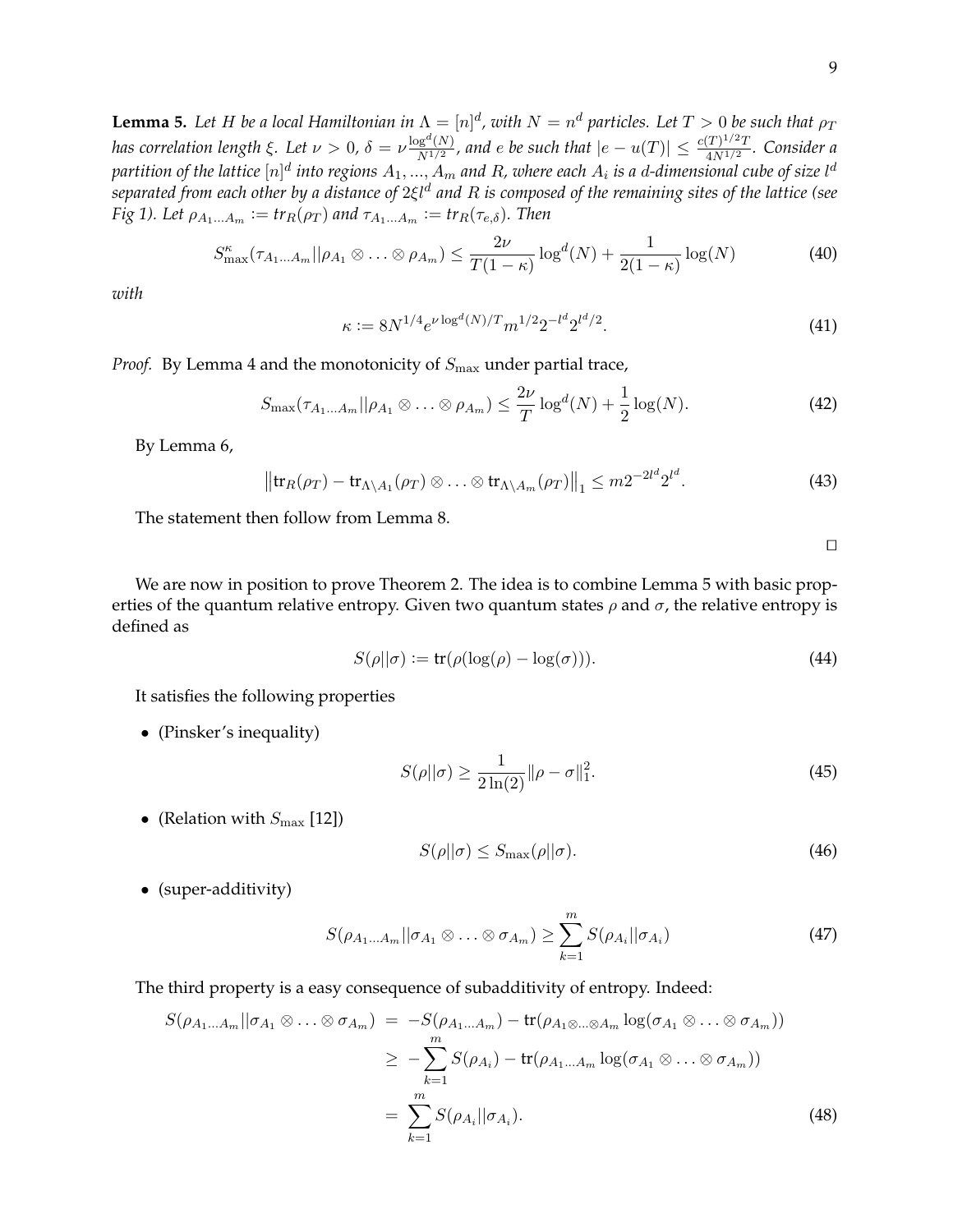**Lemma 5.** *Let $H$ be a local Hamiltonian in $\Lambda = [n]^d$, with $N = n^d$ particles. Let $T > 0$ be such that $\rho_T$ has correlation length $\xi$. Let $\nu > 0$, $\delta = \nu \frac{\log^d(N)}{N^{1/2}}$, and $e$ be such that $|e - u(T)| \leq \frac{c(T)^{1/2}T}{4N^{1/2}}$. Consider a partition of the lattice $[n]^d$ into regions $A_1, ..., A_m$ and $R$, where each $A_i$ is a $d$-dimensional cube of size $l^d$ separated from each other by a distance of $2\xi l^d$ and $R$ is composed of the remaining sites of the lattice (see Fig 1). Let $\rho_{A_1...A_m} := tr_R(\rho_T)$ and $\tau_{A_1...A_m} := tr_R(\tau_{e,\delta})$. Then*

$$S^{\kappa}_{\max}(\tau_{A_1...A_m}||\rho_{A_1} \otimes \ldots \otimes \rho_{A_m}) \leq \frac{2\nu}{T(1-\kappa)} \log^d(N) + \frac{1}{2(1-\kappa)} \log(N) \tag{40}$$

*with*

$$\kappa := 8N^{1/4} e^{\nu \log^d(N)/T} m^{1/2} 2^{-l^d} 2^{l^d/2}. \tag{41}$$

*Proof.* By Lemma 4 and the monotonicity of $S_{\max}$ under partial trace,

$$S_{\max}(\tau_{A_1...A_m}||\rho_{A_1} \otimes \ldots \otimes \rho_{A_m}) \leq \frac{2\nu}{T} \log^d(N) + \frac{1}{2} \log(N). \tag{42}$$

By Lemma 6,

$$\left\| \text{tr}_R(\rho_T) - \text{tr}_{\Lambda \setminus A_1}(\rho_T) \otimes \ldots \otimes \text{tr}_{\Lambda \setminus A_m}(\rho_T) \right\|_1 \leq m 2^{-2l^d} 2^{l^d}. \tag{43}$$

The statement then follow from Lemma 8.

□

We are now in position to prove Theorem 2. The idea is to combine Lemma 5 with basic properties of the quantum relative entropy. Given two quantum states $\rho$ and $\sigma$, the relative entropy is defined as

$$S(\rho||\sigma) := \text{tr}(\rho(\log(\rho) - \log(\sigma))). \tag{44}$$

It satisfies the following properties

- (Pinsker's inequality)

$$S(\rho||\sigma) \geq \frac{1}{2\ln(2)} \|\rho - \sigma\|_1^2. \tag{45}$$

- (Relation with $S_{\max}$ [12])

$$S(\rho||\sigma) \leq S_{\max}(\rho||\sigma). \tag{46}$$

- (super-additivity)

$$S(\rho_{A_1...A_m}||\sigma_{A_1} \otimes \ldots \otimes \sigma_{A_m}) \geq \sum_{k=1}^{m} S(\rho_{A_i}||\sigma_{A_i}) \tag{47}$$

The third property is a easy consequence of subadditivity of entropy. Indeed:

$$\begin{aligned} S(\rho_{A_1...A_m}||\sigma_{A_1} \otimes \ldots \otimes \sigma_{A_m}) &= -S(\rho_{A_1...A_m}) - \text{tr}(\rho_{A_1 \otimes ... \otimes A_m} \log(\sigma_{A_1} \otimes \ldots \otimes \sigma_{A_m})) \\ &\geq -\sum_{k=1}^{m} S(\rho_{A_i}) - \text{tr}(\rho_{A_1...A_m} \log(\sigma_{A_1} \otimes \ldots \otimes \sigma_{A_m})) \\ &= \sum_{k=1}^{m} S(\rho_{A_i}||\sigma_{A_i}). \end{aligned} \tag{48}$$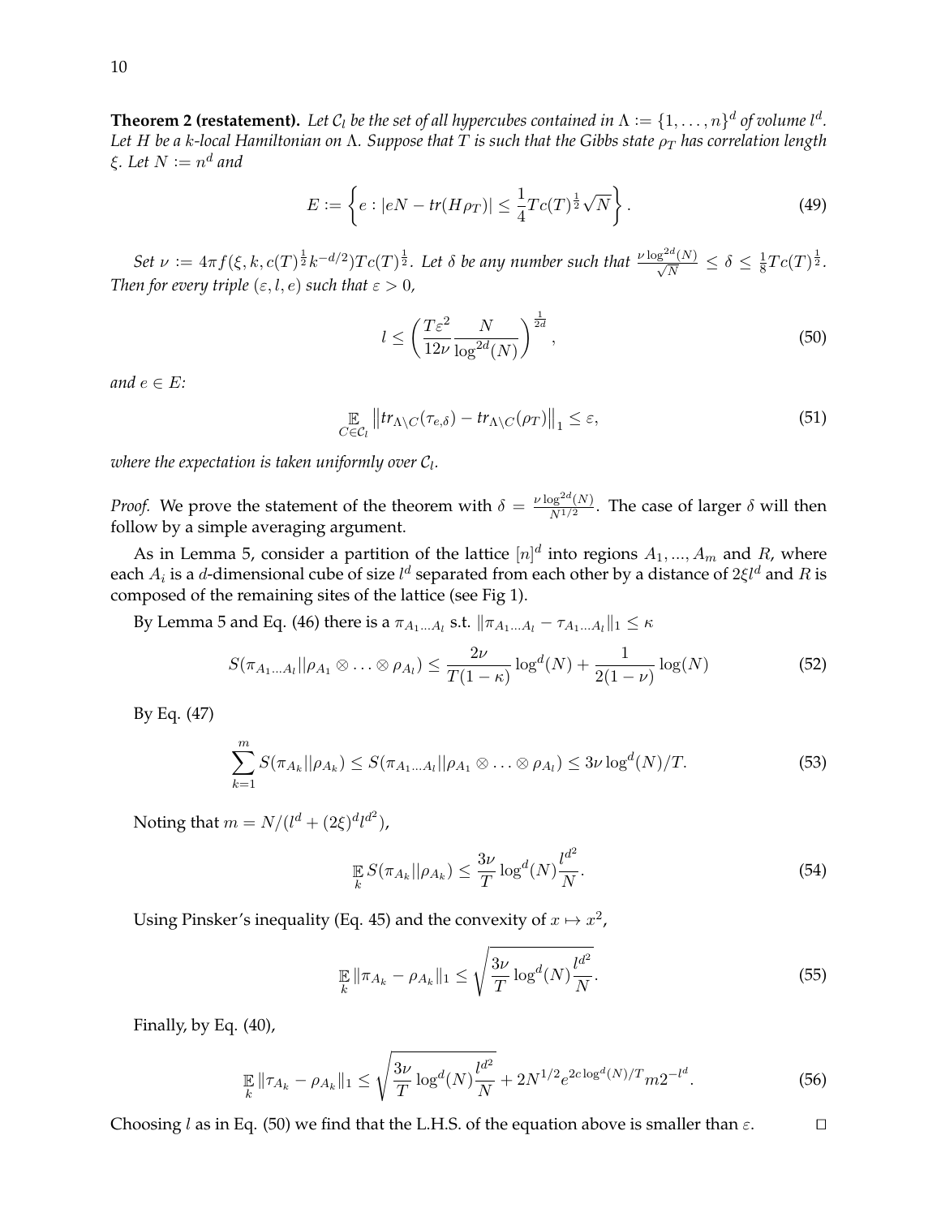**Theorem 2 (restatement).** *Let $\mathcal{C}_l$ be the set of all hypercubes contained in $\Lambda := \{1, \ldots, n\}^d$ of volume $l^d$. Let $H$ be a $k$-local Hamiltonian on $\Lambda$. Suppose that $T$ is such that the Gibbs state $\rho_T$ has correlation length $\xi$. Let $N := n^d$ and*

$$E := \left\{ e : |eN - tr(H\rho_T)| \leq \frac{1}{4} Tc(T)^{\frac{1}{2}} \sqrt{N} \right\}. \tag{49}$$

*Set $\nu := 4\pi f(\xi, k, c(T)^{\frac{1}{2}} k^{-d/2}) Tc(T)^{\frac{1}{2}}$. Let $\delta$ be any number such that $\frac{\nu \log^{2d}(N)}{\sqrt{N}} \leq \delta \leq \frac{1}{8} Tc(T)^{\frac{1}{2}}$. Then for every triple $(\varepsilon, l, e)$ such that $\varepsilon > 0$,*

$$l \leq \left( \frac{T\varepsilon^2}{12\nu} \frac{N}{\log^{2d}(N)} \right)^{\frac{1}{2d}}, \tag{50}$$

*and $e \in E$:*

$$\mathop{\mathbb{E}}_{C \in \mathcal{C}_l} \left\| tr_{\Lambda \setminus C}(\tau_{e,\delta}) - tr_{\Lambda \setminus C}(\rho_T) \right\|_1 \leq \varepsilon, \tag{51}$$

*where the expectation is taken uniformly over $\mathcal{C}_l$.*

*Proof.* We prove the statement of the theorem with $\delta = \frac{\nu \log^{2d}(N)}{N^{1/2}}$. The case of larger $\delta$ will then follow by a simple averaging argument.

As in Lemma 5, consider a partition of the lattice $[n]^d$ into regions $A_1, ..., A_m$ and $R$, where each $A_i$ is a $d$-dimensional cube of size $l^d$ separated from each other by a distance of $2\xi l^d$ and $R$ is composed of the remaining sites of the lattice (see Fig 1).

By Lemma 5 and Eq. (46) there is a $\pi_{A_1 \ldots A_l}$ s.t. $\|\pi_{A_1 \ldots A_l} - \tau_{A_1 \ldots A_l}\|_1 \leq \kappa$

$$S(\pi_{A_1 \ldots A_l} || \rho_{A_1} \otimes \ldots \otimes \rho_{A_l}) \leq \frac{2\nu}{T(1-\kappa)} \log^d(N) + \frac{1}{2(1-\nu)} \log(N) \tag{52}$$

By Eq. (47)

$$\sum_{k=1}^{m} S(\pi_{A_k} || \rho_{A_k}) \leq S(\pi_{A_1 \ldots A_l} || \rho_{A_1} \otimes \ldots \otimes \rho_{A_l}) \leq 3\nu \log^d(N)/T. \tag{53}$$

Noting that $m = N/(l^d + (2\xi)^d l^{d^2})$,

$$\mathop{\mathbb{E}}_{k} S(\pi_{A_k} || \rho_{A_k}) \leq \frac{3\nu}{T} \log^d(N) \frac{l^{d^2}}{N}. \tag{54}$$

Using Pinsker's inequality (Eq. 45) and the convexity of $x \mapsto x^2$,

$$\mathop{\mathbb{E}}_{k} \|\pi_{A_k} - \rho_{A_k}\|_1 \leq \sqrt{\frac{3\nu}{T} \log^d(N) \frac{l^{d^2}}{N}}. \tag{55}$$

Finally, by Eq. (40),

$$\mathop{\mathbb{E}}_{k} \|\tau_{A_k} - \rho_{A_k}\|_1 \leq \sqrt{\frac{3\nu}{T} \log^d(N) \frac{l^{d^2}}{N}} + 2N^{1/2} e^{2c \log^d(N)/T} m 2^{-l^d}. \tag{56}$$

Choosing $l$ as in Eq. (50) we find that the L.H.S. of the equation above is smaller than $\varepsilon$. $\square$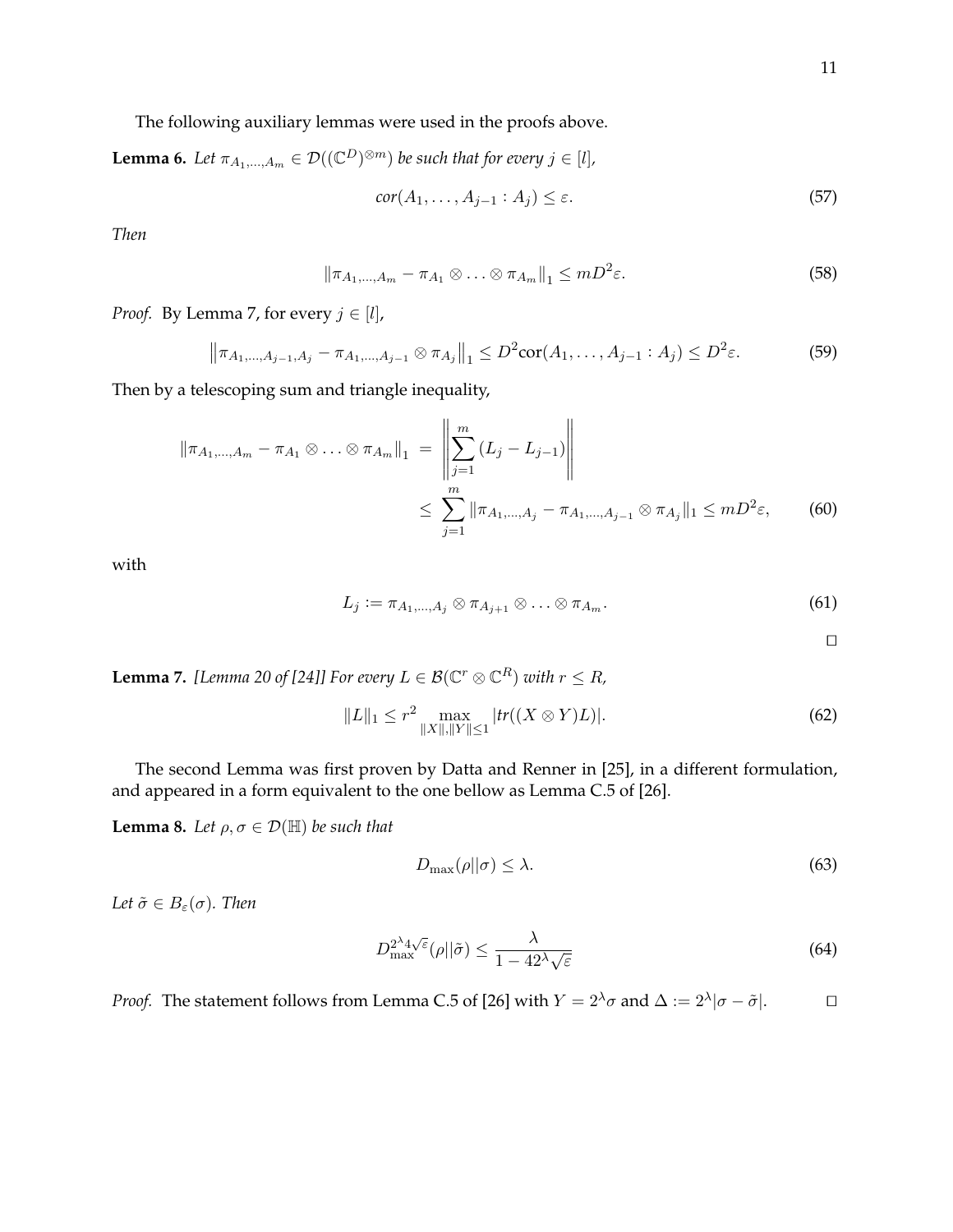The following auxiliary lemmas were used in the proofs above.

**Lemma 6.** *Let $\pi_{A_1,\ldots,A_m} \in \mathcal{D}((\mathbb{C}^D)^{\otimes m})$ be such that for every $j \in [l]$,*

$$\text{cor}(A_1, \ldots, A_{j-1} : A_j) \leq \varepsilon. \tag{57}$$

*Then*

$$\|\pi_{A_1,\ldots,A_m} - \pi_{A_1} \otimes \ldots \otimes \pi_{A_m}\|_1 \leq mD^2\varepsilon. \tag{58}$$

*Proof.* By Lemma 7, for every $j \in [l]$,

$$\left\|\pi_{A_1,\ldots,A_{j-1},A_j} - \pi_{A_1,\ldots,A_{j-1}} \otimes \pi_{A_j}\right\|_1 \leq D^2 \text{cor}(A_1, \ldots, A_{j-1} : A_j) \leq D^2\varepsilon. \tag{59}$$

Then by a telescoping sum and triangle inequality,

$$\begin{aligned} \|\pi_{A_1,\ldots,A_m} - \pi_{A_1} \otimes \ldots \otimes \pi_{A_m}\|_1 &= \left\| \sum_{j=1}^{m} (L_j - L_{j-1}) \right\| \\ &\leq \sum_{j=1}^{m} \|\pi_{A_1,\ldots,A_j} - \pi_{A_1,\ldots,A_{j-1}} \otimes \pi_{A_j}\|_1 \leq mD^2\varepsilon, \end{aligned} \tag{60}$$

with

$$L_j := \pi_{A_1,\ldots,A_j} \otimes \pi_{A_{j+1}} \otimes \ldots \otimes \pi_{A_m}. \tag{61}$$

$\square$

**Lemma 7.** *[Lemma 20 of [24]] For every $L \in \mathcal{B}(\mathbb{C}^r \otimes \mathbb{C}^R)$ with $r \leq R$,*

$$\|L\|_1 \leq r^2 \max_{\|X\|,\|Y\| \leq 1} |tr((X \otimes Y)L)|. \tag{62}$$

The second Lemma was first proven by Datta and Renner in [25], in a different formulation, and appeared in a form equivalent to the one bellow as Lemma C.5 of [26].

**Lemma 8.** *Let $\rho, \sigma \in \mathcal{D}(\mathbb{H})$ be such that*

$$D_{\max}(\rho||\sigma) \leq \lambda. \tag{63}$$

*Let $\tilde{\sigma} \in B_\varepsilon(\sigma)$. Then*

$$D_{\max}^{2^\lambda 4\sqrt{\varepsilon}}(\rho||\tilde{\sigma}) \leq \frac{\lambda}{1 - 42^\lambda\sqrt{\varepsilon}} \tag{64}$$

*Proof.* The statement follows from Lemma C.5 of [26] with $Y = 2^\lambda \sigma$ and $\Delta := 2^\lambda |\sigma - \tilde{\sigma}|$. $\square$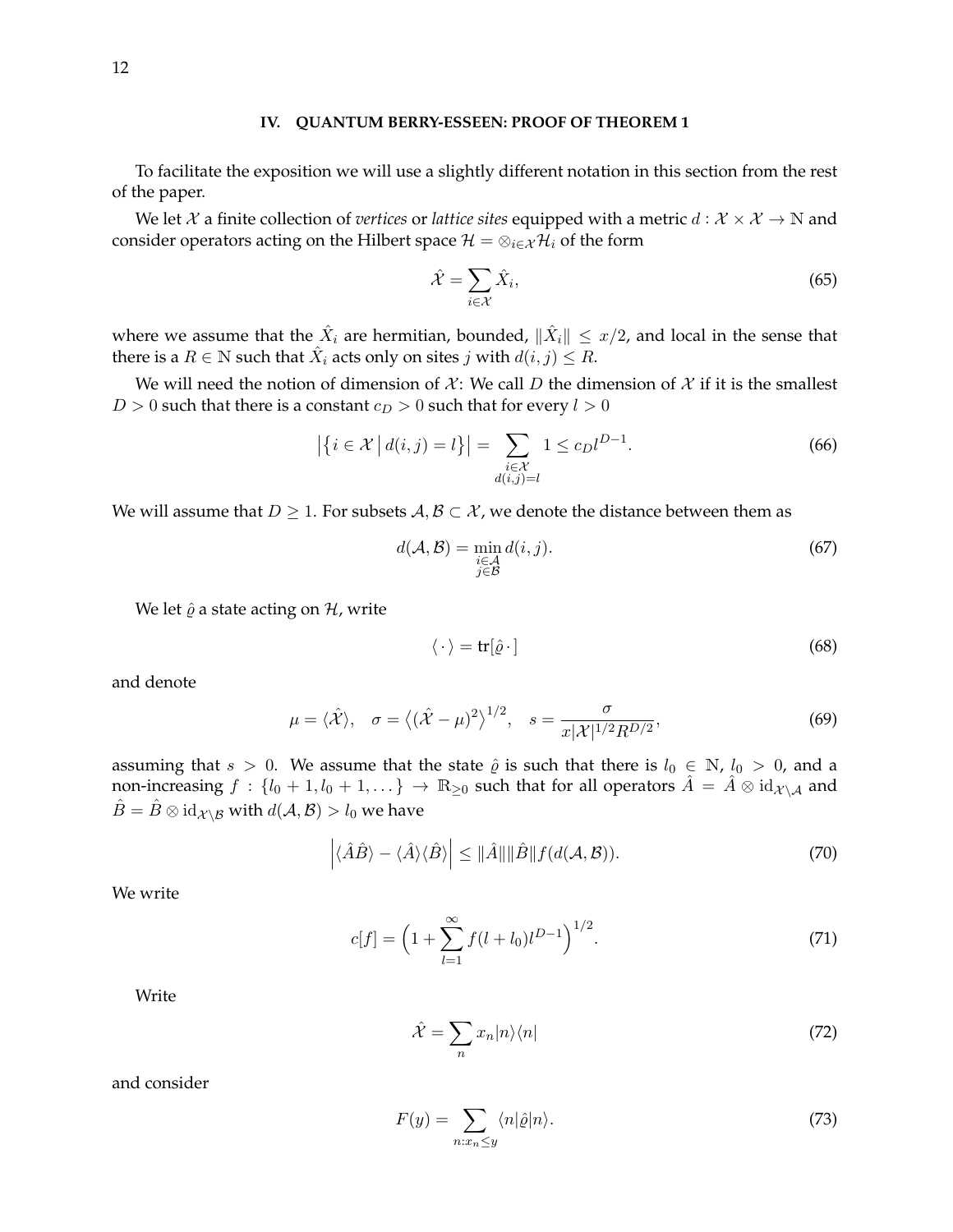## IV. QUANTUM BERRY-ESSEEN: PROOF OF THEOREM 1

To facilitate the exposition we will use a slightly different notation in this section from the rest of the paper.

We let $\mathcal{X}$ a finite collection of *vertices* or *lattice sites* equipped with a metric $d : \mathcal{X} \times \mathcal{X} \to \mathbb{N}$ and consider operators acting on the Hilbert space $\mathcal{H} = \otimes_{i\in\mathcal{X}}\mathcal{H}_i$ of the form

$$\hat{\mathcal{X}} = \sum_{i\in\mathcal{X}} \hat{X}_i, \tag{65}$$

where we assume that the $\hat{X}_i$ are hermitian, bounded, $\|\hat{X}_i\| \leq x/2$, and local in the sense that there is a $R \in \mathbb{N}$ such that $\hat{X}_i$ acts only on sites $j$ with $d(i, j) \leq R$.

We will need the notion of dimension of $\mathcal{X}$: We call $D$ the dimension of $\mathcal{X}$ if it is the smallest $D > 0$ such that there is a constant $c_D > 0$ such that for every $l > 0$

$$\left|\left\{ i \in \mathcal{X} \,\middle|\, d(i, j) = l \right\}\right| = \sum_{\substack{i\in\mathcal{X} \\ d(i,j)=l}} 1 \leq c_D l^{D-1}. \tag{66}$$

We will assume that $D \geq 1$. For subsets $\mathcal{A}, \mathcal{B} \subset \mathcal{X}$, we denote the distance between them as

$$d(\mathcal{A}, \mathcal{B}) = \min_{\substack{i\in\mathcal{A} \\ j\in\mathcal{B}}} d(i, j). \tag{67}$$

We let $\hat{\varrho}$ a state acting on $\mathcal{H}$, write

$$\langle \cdot \rangle = \mathrm{tr}[\hat{\varrho} \cdot ] \tag{68}$$

and denote

$$\mu = \langle \hat{\mathcal{X}} \rangle, \quad \sigma = \left\langle (\hat{\mathcal{X}} - \mu)^2 \right\rangle^{1/2}, \quad s = \frac{\sigma}{x|\mathcal{X}|^{1/2} R^{D/2}}, \tag{69}$$

assuming that $s > 0$. We assume that the state $\hat{\varrho}$ is such that there is $l_0 \in \mathbb{N}$, $l_0 > 0$, and a non-increasing $f : \{l_0 + 1, l_0 + 1, \ldots\} \to \mathbb{R}_{\geq 0}$ such that for all operators $\hat{A} = \hat{A} \otimes \mathrm{id}_{\mathcal{X}\setminus\mathcal{A}}$ and $\hat{B} = \hat{B} \otimes \mathrm{id}_{\mathcal{X}\setminus\mathcal{B}}$ with $d(\mathcal{A}, \mathcal{B}) > l_0$ we have

$$\left| \langle \hat{A}\hat{B} \rangle - \langle \hat{A} \rangle \langle \hat{B} \rangle \right| \leq \|\hat{A}\| \|\hat{B}\| f(d(\mathcal{A}, \mathcal{B})). \tag{70}$$

We write

$$c[f] = \left( 1 + \sum_{l=1}^{\infty} f(l + l_0) l^{D-1} \right)^{1/2}. \tag{71}$$

Write

$$\hat{\mathcal{X}} = \sum_n x_n |n\rangle\langle n| \tag{72}$$

and consider

$$F(y) = \sum_{n:x_n \leq y} \langle n|\hat{\varrho}|n\rangle. \tag{73}$$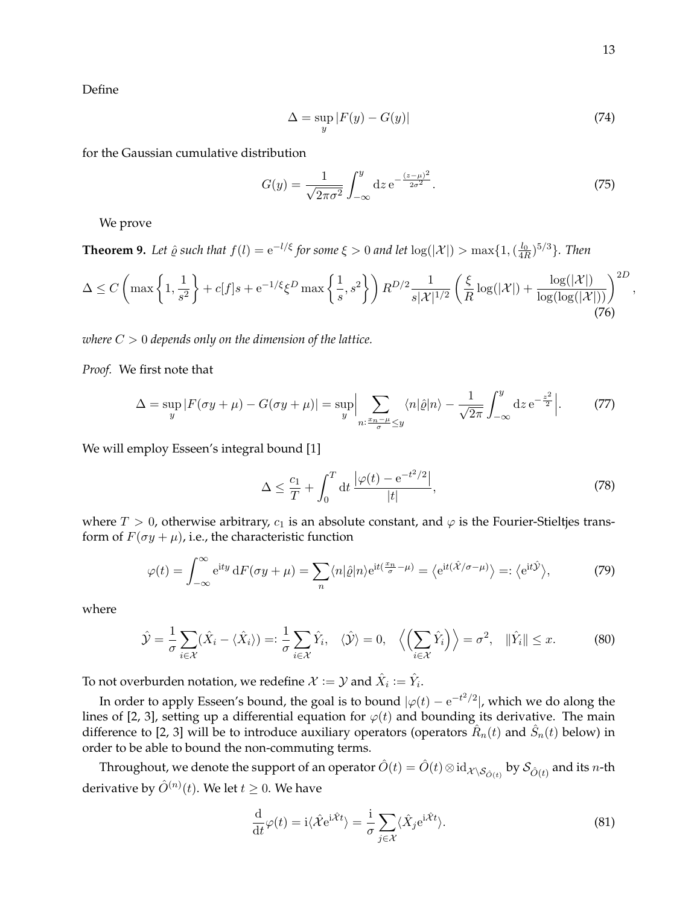Define

$$\Delta = \sup_y |F(y) - G(y)| \tag{74}$$

for the Gaussian cumulative distribution

$$G(y) = \frac{1}{\sqrt{2\pi\sigma^2}} \int_{-\infty}^{y} \mathrm{d}z\, \mathrm{e}^{-\frac{(z-\mu)^2}{2\sigma^2}}. \tag{75}$$

We prove

**Theorem 9.** *Let $\hat{\varrho}$ such that $f(l) = \mathrm{e}^{-l/\xi}$ for some $\xi > 0$ and let $\log(|\mathcal{X}|) > \max\{1, (\frac{l_0}{4R})^{5/3}\}$. Then*

$$\Delta \leq C \left( \max\left\{1, \frac{1}{s^2}\right\} + c[f]s + \mathrm{e}^{-1/\xi}\xi^D \max\left\{\frac{1}{s}, s^2\right\} \right) R^{D/2} \frac{1}{s|\mathcal{X}|^{1/2}} \left( \frac{\xi}{R}\log(|\mathcal{X}|) + \frac{\log(|\mathcal{X}|)}{\log(\log(|\mathcal{X}|))} \right)^{2D}, \tag{76}$$

*where $C > 0$ depends only on the dimension of the lattice.*

*Proof.* We first note that

$$\Delta = \sup_y |F(\sigma y + \mu) - G(\sigma y + \mu)| = \sup_y \Big| \sum_{n: \frac{x_n - \mu}{\sigma} \leq y} \langle n|\hat{\varrho}|n\rangle - \frac{1}{\sqrt{2\pi}} \int_{-\infty}^{y} \mathrm{d}z\, \mathrm{e}^{-\frac{z^2}{2}} \Big|. \tag{77}$$

We will employ Esseen's integral bound [1]

$$\Delta \leq \frac{c_1}{T} + \int_0^T \mathrm{d}t\, \frac{\left|\varphi(t) - \mathrm{e}^{-t^2/2}\right|}{|t|}, \tag{78}$$

where $T > 0$, otherwise arbitrary, $c_1$ is an absolute constant, and $\varphi$ is the Fourier-Stieltjes transform of $F(\sigma y + \mu)$, i.e., the characteristic function

$$\varphi(t) = \int_{-\infty}^{\infty} \mathrm{e}^{\mathrm{i}ty}\, \mathrm{d}F(\sigma y + \mu) = \sum_n \langle n|\hat{\varrho}|n\rangle \mathrm{e}^{\mathrm{i}t(\frac{x_n}{\sigma} - \mu)} = \left\langle \mathrm{e}^{\mathrm{i}t(\hat{\mathcal{X}}/\sigma - \mu)} \right\rangle =: \left\langle \mathrm{e}^{\mathrm{i}t\hat{\mathcal{Y}}} \right\rangle, \tag{79}$$

where

$$\hat{\mathcal{Y}} = \frac{1}{\sigma} \sum_{i \in \mathcal{X}} (\hat{X}_i - \langle \hat{X}_i \rangle) =: \frac{1}{\sigma} \sum_{i \in \mathcal{X}} \hat{Y}_i, \quad \langle \hat{\mathcal{Y}} \rangle = 0, \quad \Big\langle \Big( \sum_{i \in \mathcal{X}} \hat{Y}_i \Big) \Big\rangle = \sigma^2, \quad \|\hat{Y}_i\| \leq x. \tag{80}$$

To not overburden notation, we redefine $\mathcal{X} := \mathcal{Y}$ and $\hat{X}_i := \hat{Y}_i$.

In order to apply Esseen's bound, the goal is to bound $|\varphi(t) - \mathrm{e}^{-t^2/2}|$, which we do along the lines of [2, 3], setting up a differential equation for $\varphi(t)$ and bounding its derivative. The main difference to [2, 3] will be to introduce auxiliary operators (operators $\hat{R}_n(t)$ and $\hat{S}_n(t)$ below) in order to be able to bound the non-commuting terms.

Throughout, we denote the support of an operator $\hat{O}(t) = \hat{O}(t) \otimes \mathrm{id}_{\mathcal{X} \setminus \mathcal{S}_{\hat{O}(t)}}$ by $\mathcal{S}_{\hat{O}(t)}$ and its $n$-th derivative by $\hat{O}^{(n)}(t)$. We let $t \geq 0$. We have

$$\frac{\mathrm{d}}{\mathrm{d}t}\varphi(t) = \mathrm{i}\langle \hat{\mathcal{X}} \mathrm{e}^{\mathrm{i}\hat{\mathcal{X}}t} \rangle = \frac{\mathrm{i}}{\sigma} \sum_{j \in \mathcal{X}} \langle \hat{X}_j \mathrm{e}^{\mathrm{i}\hat{\mathcal{X}}t} \rangle. \tag{81}$$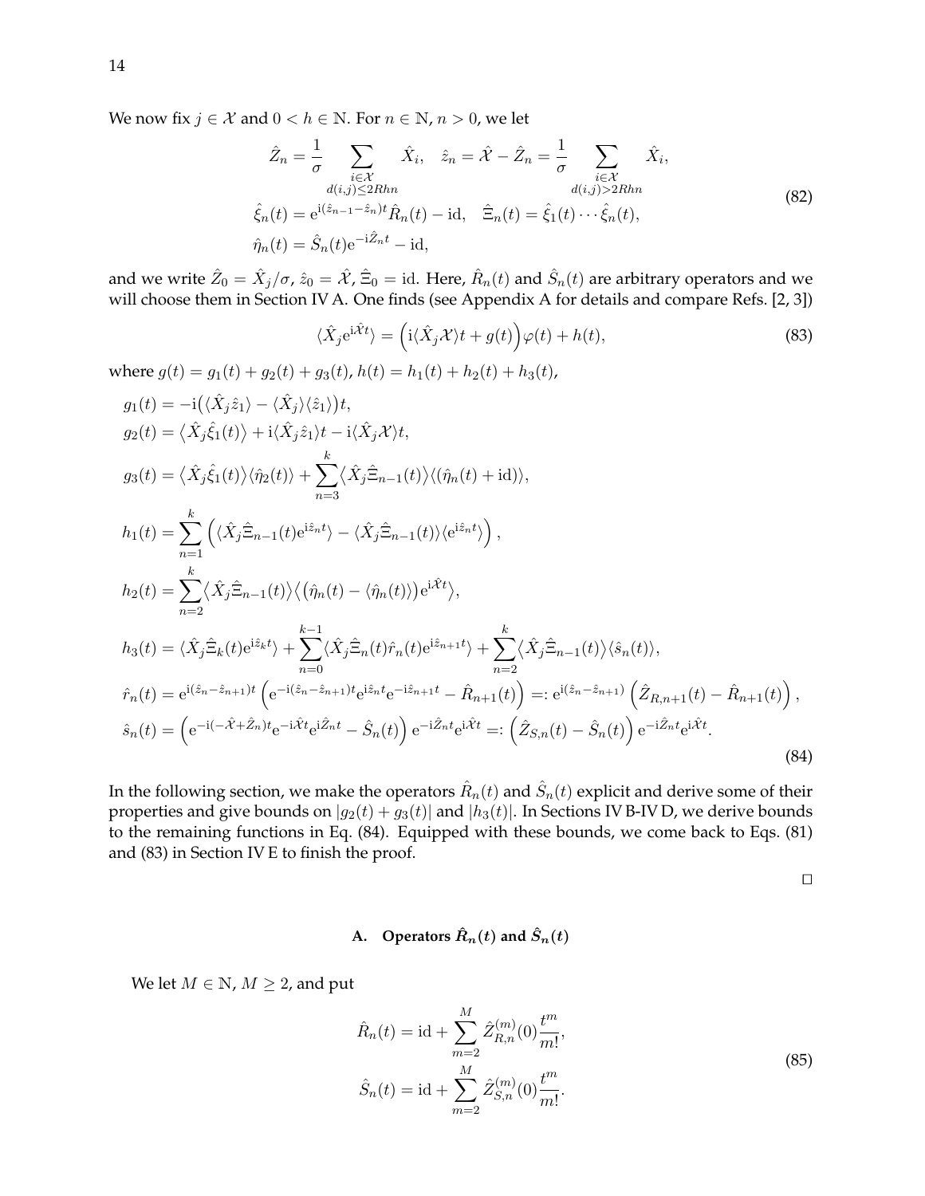We now fix $j \in \mathcal{X}$ and $0 < h \in \mathbb{N}$. For $n \in \mathbb{N}$, $n > 0$, we let

$$
\begin{aligned}
&\hat{Z}_n = \frac{1}{\sigma} \sum_{\substack{i \in \mathcal{X} \\ d(i,j) \le 2Rhn}} \hat{X}_i, \quad \hat{z}_n = \hat{\mathcal{X}} - \hat{Z}_n = \frac{1}{\sigma} \sum_{\substack{i \in \mathcal{X} \\ d(i,j) > 2Rhn}} \hat{X}_i, \\
&\hat{\xi}_n(t) = \mathrm{e}^{\mathrm{i}(\hat{z}_{n-1} - \hat{z}_n)t} \hat{R}_n(t) - \mathrm{id}, \quad \hat{\Xi}_n(t) = \hat{\xi}_1(t) \cdots \hat{\xi}_n(t), \\
&\hat{\eta}_n(t) = \hat{S}_n(t) \mathrm{e}^{-\mathrm{i}\hat{Z}_n t} - \mathrm{id},
\end{aligned}
\tag{82}
$$

and we write $\hat{Z}_0 = \hat{X}_j/\sigma$, $\hat{z}_0 = \hat{\mathcal{X}}$, $\hat{\Xi}_0 = \mathrm{id}$. Here, $\hat{R}_n(t)$ and $\hat{S}_n(t)$ are arbitrary operators and we will choose them in Section IV A. One finds (see Appendix A for details and compare Refs. [2, 3])

$$
\langle \hat{X}_j \mathrm{e}^{\mathrm{i}\hat{\mathcal{X}}t} \rangle = \Big( \mathrm{i} \langle \hat{X}_j \mathcal{X} \rangle t + g(t) \Big) \varphi(t) + h(t),
\tag{83}
$$

where $g(t) = g_1(t) + g_2(t) + g_3(t)$, $h(t) = h_1(t) + h_2(t) + h_3(t)$,

$$
\begin{aligned}
g_1(t) &= -\mathrm{i}\big( \langle \hat{X}_j \hat{z}_1 \rangle - \langle \hat{X}_j \rangle \langle \hat{z}_1 \rangle \big) t, \\
g_2(t) &= \big\langle \hat{X}_j \hat{\xi}_1(t) \big\rangle + \mathrm{i} \langle \hat{X}_j \hat{z}_1 \rangle t - \mathrm{i} \langle \hat{X}_j \mathcal{X} \rangle t, \\
g_3(t) &= \big\langle \hat{X}_j \hat{\xi}_1(t) \big\rangle \langle \hat{\eta}_2(t) \rangle + \sum_{n=3}^{k} \big\langle \hat{X}_j \hat{\Xi}_{n-1}(t) \big\rangle \langle (\hat{\eta}_n(t) + \mathrm{id}) \rangle, \\
h_1(t) &= \sum_{n=1}^{k} \Big( \langle \hat{X}_j \hat{\Xi}_{n-1}(t) \mathrm{e}^{\mathrm{i}\hat{z}_n t} \rangle - \langle \hat{X}_j \hat{\Xi}_{n-1}(t) \rangle \langle \mathrm{e}^{\mathrm{i}\hat{z}_n t} \rangle \Big), \\
h_2(t) &= \sum_{n=2}^{k} \big\langle \hat{X}_j \hat{\Xi}_{n-1}(t) \big\rangle \big\langle \big( \hat{\eta}_n(t) - \langle \hat{\eta}_n(t) \rangle \big) \mathrm{e}^{\mathrm{i}\hat{\mathcal{X}}t} \big\rangle, \\
h_3(t) &= \langle \hat{X}_j \hat{\Xi}_k(t) \mathrm{e}^{\mathrm{i}\hat{z}_k t} \rangle + \sum_{n=0}^{k-1} \langle \hat{X}_j \hat{\Xi}_n(t) \hat{r}_n(t) \mathrm{e}^{\mathrm{i}\hat{z}_{n+1} t} \rangle + \sum_{n=2}^{k} \big\langle \hat{X}_j \hat{\Xi}_{n-1}(t) \big\rangle \langle \hat{s}_n(t) \rangle, \\
\hat{r}_n(t) &= \mathrm{e}^{\mathrm{i}(\hat{z}_n - \hat{z}_{n+1})t} \Big( \mathrm{e}^{-\mathrm{i}(\hat{z}_n - \hat{z}_{n+1})t} \mathrm{e}^{\mathrm{i}\hat{z}_n t} \mathrm{e}^{-\mathrm{i}\hat{z}_{n+1} t} - \hat{R}_{n+1}(t) \Big) =: \mathrm{e}^{\mathrm{i}(\hat{z}_n - \hat{z}_{n+1})} \Big( \hat{Z}_{R,n+1}(t) - \hat{R}_{n+1}(t) \Big), \\
\hat{s}_n(t) &= \Big( \mathrm{e}^{-\mathrm{i}(-\hat{\mathcal{X}} + \hat{Z}_n)t} \mathrm{e}^{-\mathrm{i}\hat{\mathcal{X}}t} \mathrm{e}^{\mathrm{i}\hat{Z}_n t} - \hat{S}_n(t) \Big) \mathrm{e}^{-\mathrm{i}\hat{Z}_n t} \mathrm{e}^{\mathrm{i}\hat{\mathcal{X}}t} =: \Big( \hat{Z}_{S,n}(t) - \hat{S}_n(t) \Big) \mathrm{e}^{-\mathrm{i}\hat{Z}_n t} \mathrm{e}^{\mathrm{i}\hat{\mathcal{X}}t}.
\end{aligned}
\tag{84}
$$

In the following section, we make the operators $\hat{R}_n(t)$ and $\hat{S}_n(t)$ explicit and derive some of their properties and give bounds on $|g_2(t) + g_3(t)|$ and $|h_3(t)|$. In Sections IV B-IV D, we derive bounds to the remaining functions in Eq. (84). Equipped with these bounds, we come back to Eqs. (81) and (83) in Section IV E to finish the proof.

□

### A. Operators $\hat{R}_n(t)$ and $\hat{S}_n(t)$

We let $M \in \mathbb{N}$, $M \ge 2$, and put

$$
\begin{aligned}
\hat{R}_n(t) &= \mathrm{id} + \sum_{m=2}^{M} \hat{Z}_{R,n}^{(m)}(0) \frac{t^m}{m!}, \\
\hat{S}_n(t) &= \mathrm{id} + \sum_{m=2}^{M} \hat{Z}_{S,n}^{(m)}(0) \frac{t^m}{m!}.
\end{aligned}
\tag{85}
$$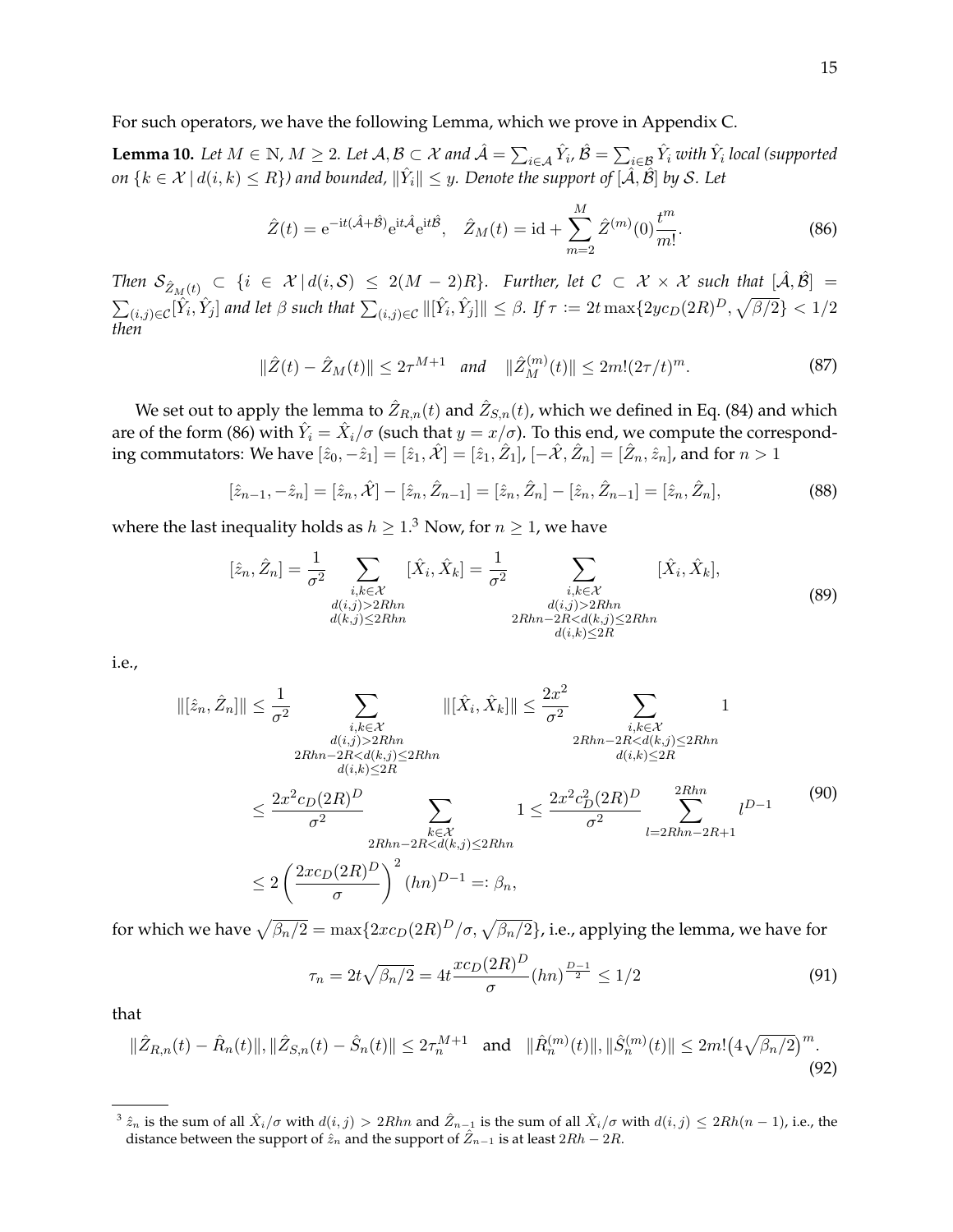For such operators, we have the following Lemma, which we prove in Appendix C.

**Lemma 10.** *Let $M \in \mathbb{N}$, $M \geq 2$. Let $\mathcal{A}, \mathcal{B} \subset \mathcal{X}$ and $\hat{\mathcal{A}} = \sum_{i \in \mathcal{A}} \hat{Y}_i$, $\hat{\mathcal{B}} = \sum_{i \in \mathcal{B}} \hat{Y}_i$ with $\hat{Y}_i$ local (supported on $\{k \in \mathcal{X} \,|\, d(i,k) \leq R\}$) and bounded, $\|\hat{Y}_i\| \leq y$. Denote the support of $[\hat{\mathcal{A}}, \hat{\mathcal{B}}]$ by $\mathcal{S}$. Let*

$$
\hat{Z}(t) = \mathrm{e}^{-\mathrm{i}t(\hat{\mathcal{A}}+\hat{\mathcal{B}})}\mathrm{e}^{\mathrm{i}t\hat{\mathcal{A}}}\mathrm{e}^{\mathrm{i}t\hat{\mathcal{B}}}, \quad \hat{Z}_M(t) = \mathrm{id} + \sum_{m=2}^{M} \hat{Z}^{(m)}(0)\frac{t^m}{m!}. \tag{86}
$$

*Then $\mathcal{S}_{\hat{Z}_M(t)} \subset \{i \in \mathcal{X} \,|\, d(i, \mathcal{S}) \leq 2(M-2)R\}$. Further, let $\mathcal{C} \subset \mathcal{X} \times \mathcal{X}$ such that $[\hat{\mathcal{A}}, \hat{\mathcal{B}}] = \sum_{(i,j) \in \mathcal{C}} [\hat{Y}_i, \hat{Y}_j]$ and let $\beta$ such that $\sum_{(i,j)\in\mathcal{C}} \|[\hat{Y}_i, \hat{Y}_j]\| \leq \beta$. If $\tau := 2t \max\{2yc_D(2R)^D, \sqrt{\beta/2}\} < 1/2$ then*

$$
\|\hat{Z}(t) - \hat{Z}_M(t)\| \leq 2\tau^{M+1} \quad \textit{and} \quad \|\hat{Z}_M^{(m)}(t)\| \leq 2m!(2\tau/t)^m. \tag{87}
$$

We set out to apply the lemma to $\hat{Z}_{R,n}(t)$ and $\hat{Z}_{S,n}(t)$, which we defined in Eq. (84) and which are of the form (86) with $\hat{Y}_i = \hat{X}_i/\sigma$ (such that $y = x/\sigma$). To this end, we compute the corresponding commutators: We have $[\hat{z}_0, -\hat{z}_1] = [\hat{z}_1, \hat{\mathcal{X}}] = [\hat{z}_1, \hat{Z}_1]$, $[-\hat{\mathcal{X}}, \hat{Z}_n] = [\hat{Z}_n, \hat{z}_n]$, and for $n > 1$

$$
[\hat{z}_{n-1}, -\hat{z}_n] = [\hat{z}_n, \hat{\mathcal{X}}] - [\hat{z}_n, \hat{Z}_{n-1}] = [\hat{z}_n, \hat{Z}_n] - [\hat{z}_n, \hat{Z}_{n-1}] = [\hat{z}_n, \hat{Z}_n], \tag{88}
$$

where the last inequality holds as $h \geq 1$.[3] Now, for $n \geq 1$, we have

$$
[\hat{z}_n, \hat{Z}_n] = \frac{1}{\sigma^2} \sum_{\substack{i,k \in \mathcal{X} \\ d(i,j) > 2Rhn \\ d(k,j) \leq 2Rhn}} [\hat{X}_i, \hat{X}_k] = \frac{1}{\sigma^2} \sum_{\substack{i,k \in \mathcal{X} \\ d(i,j) > 2Rhn \\ 2Rhn - 2R < d(k,j) \leq 2Rhn \\ d(i,k) \leq 2R}} [\hat{X}_i, \hat{X}_k], \tag{89}
$$

i.e.,

$$
\begin{aligned}
\|[\hat{z}_n, \hat{Z}_n]\| &\leq \frac{1}{\sigma^2} \sum_{\substack{i,k \in \mathcal{X} \\ d(i,j) > 2Rhn \\ 2Rhn - 2R < d(k,j) \leq 2Rhn \\ d(i,k) \leq 2R}} \|[\hat{X}_i, \hat{X}_k]\| \leq \frac{2x^2}{\sigma^2} \sum_{\substack{i,k \in \mathcal{X} \\ 2Rhn - 2R < d(k,j) \leq 2Rhn \\ d(i,k) \leq 2R}} 1 \\
&\leq \frac{2x^2 c_D (2R)^D}{\sigma^2} \sum_{\substack{k \in \mathcal{X} \\ 2Rhn - 2R < d(k,j) \leq 2Rhn}} 1 \leq \frac{2x^2 c_D^2 (2R)^D}{\sigma^2} \sum_{l = 2Rhn - 2R + 1}^{2Rhn} l^{D-1} \\
&\leq 2 \left( \frac{2xc_D(2R)^D}{\sigma} \right)^2 (hn)^{D-1} =: \beta_n,
\end{aligned} \tag{90}
$$

for which we have $\sqrt{\beta_n/2} = \max\{2xc_D(2R)^D/\sigma, \sqrt{\beta_n/2}\}$, i.e., applying the lemma, we have for

$$
\tau_n = 2t\sqrt{\beta_n/2} = 4t\frac{xc_D(2R)^D}{\sigma}(hn)^{\frac{D-1}{2}} \leq 1/2 \tag{91}
$$

that

$$
\|\hat{Z}_{R,n}(t) - \hat{R}_n(t)\|, \|\hat{Z}_{S,n}(t) - \hat{S}_n(t)\| \leq 2\tau_n^{M+1} \quad \text{and} \quad \|\hat{R}_n^{(m)}(t)\|, \|\hat{S}_n^{(m)}(t)\| \leq 2m!\big(4\sqrt{\beta_n/2}\big)^m. \tag{92}
$$

---

[3] $\hat{z}_n$ is the sum of all $\hat{X}_i/\sigma$ with $d(i,j) > 2Rhn$ and $\hat{Z}_{n-1}$ is the sum of all $\hat{X}_i/\sigma$ with $d(i,j) \leq 2Rh(n-1)$, i.e., the distance between the support of $\hat{z}_n$ and the support of $\hat{Z}_{n-1}$ is at least $2Rh - 2R$.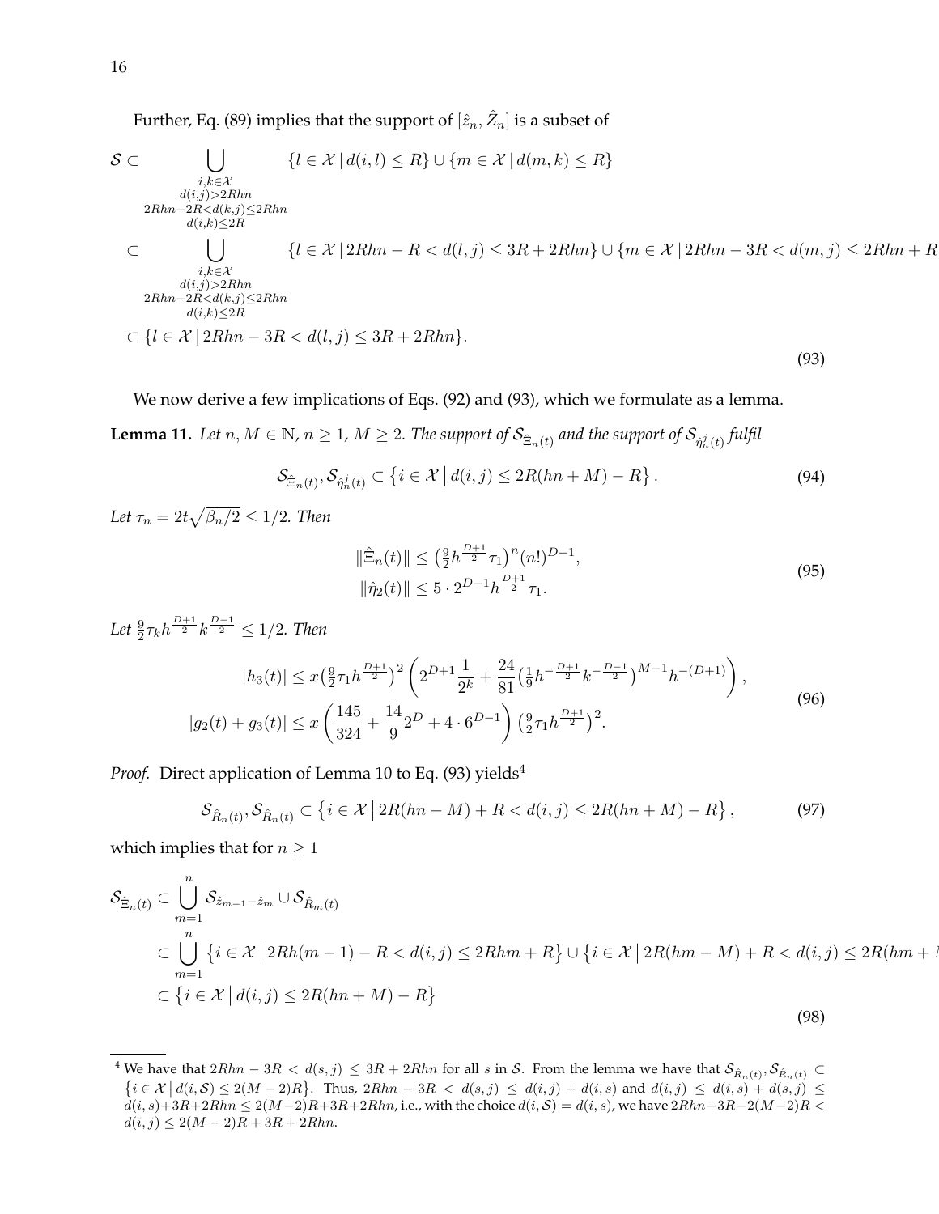Further, Eq. (89) implies that the support of $[\hat{z}_n, \hat{Z}_n]$ is a subset of

$$
\begin{aligned}
\mathcal{S} \subset & \bigcup_{\substack{i,k\in\mathcal{X} \\ d(i,j)>2Rhn \\ 2Rhn-2R<d(k,j)\leq 2Rhn \\ d(i,k)\leq 2R}} \{l\in\mathcal{X}\,|\,d(i,l)\leq R\}\cup\{m\in\mathcal{X}\,|\,d(m,k)\leq R\} \\
\subset & \bigcup_{\substack{i,k\in\mathcal{X} \\ d(i,j)>2Rhn \\ 2Rhn-2R<d(k,j)\leq 2Rhn \\ d(i,k)\leq 2R}} \{l\in\mathcal{X}\,|\,2Rhn-R<d(l,j)\leq 3R+2Rhn\}\cup\{m\in\mathcal{X}\,|\,2Rhn-3R<d(m,j)\leq 2Rhn+R \\
\subset & \{l\in\mathcal{X}\,|\,2Rhn-3R<d(l,j)\leq 3R+2Rhn\}.
\end{aligned}
\tag{93}
$$

We now derive a few implications of Eqs. (92) and (93), which we formulate as a lemma.

**Lemma 11.** *Let $n, M \in \mathbb{N}$, $n \geq 1$, $M \geq 2$. The support of $\mathcal{S}_{\hat{\Xi}_n(t)}$ and the support of $\mathcal{S}_{\hat{\eta}^j_n(t)}$ fulfil*

$$
\mathcal{S}_{\hat{\Xi}_n(t)}, \mathcal{S}_{\hat{\eta}^j_n(t)} \subset \left\{ i\in\mathcal{X}\,\middle|\, d(i,j)\leq 2R(hn+M)-R\right\}. \tag{94}
$$

*Let $\tau_n = 2t\sqrt{\beta_n/2} \leq 1/2$. Then*

$$
\begin{aligned}
\|\hat{\Xi}_n(t)\| &\leq \left(\tfrac{9}{2}h^{\frac{D+1}{2}}\tau_1\right)^n (n!)^{D-1}, \\
\|\hat{\eta}_2(t)\| &\leq 5\cdot 2^{D-1}h^{\frac{D+1}{2}}\tau_1.
\end{aligned}
\tag{95}
$$

*Let $\frac{9}{2}\tau_k h^{\frac{D+1}{2}}k^{\frac{D-1}{2}} \leq 1/2$. Then*

$$
\begin{aligned}
|h_3(t)| &\leq x\left(\tfrac{9}{2}\tau_1 h^{\frac{D+1}{2}}\right)^2\left(2^{D+1}\frac{1}{2^k}+\frac{24}{81}\left(\tfrac{1}{9}h^{-\frac{D+1}{2}}k^{-\frac{D-1}{2}}\right)^{M-1}h^{-(D+1)}\right), \\
|g_2(t)+g_3(t)| &\leq x\left(\frac{145}{324}+\frac{14}{9}2^D+4\cdot 6^{D-1}\right)\left(\tfrac{9}{2}\tau_1 h^{\frac{D+1}{2}}\right)^2.
\end{aligned}
\tag{96}
$$

*Proof.* Direct application of Lemma 10 to Eq. (93) yields[4]

$$
\mathcal{S}_{\hat{R}_n(t)}, \mathcal{S}_{\hat{R}_n(t)} \subset \left\{ i\in\mathcal{X}\,\middle|\, 2R(hn-M)+R<d(i,j)\leq 2R(hn+M)-R\right\}, \tag{97}
$$

which implies that for $n \geq 1$

$$
\begin{aligned}
\mathcal{S}_{\hat{\Xi}_n(t)} &\subset \bigcup_{m=1}^{n} \mathcal{S}_{\hat{z}_{m-1}-\hat{z}_m}\cup\mathcal{S}_{\hat{R}_m(t)} \\
&\subset \bigcup_{m=1}^{n} \left\{ i\in\mathcal{X}\,\middle|\, 2Rh(m-1)-R<d(i,j)\leq 2Rhm+R\right\}\cup\left\{ i\in\mathcal{X}\,\middle|\, 2R(hm-M)+R<d(i,j)\leq 2R(hm+M \right. \\
&\subset \left\{ i\in\mathcal{X}\,\middle|\, d(i,j)\leq 2R(hn+M)-R\right\}
\end{aligned}
\tag{98}
$$

[4] We have that $2Rhn-3R < d(s,j) \leq 3R+2Rhn$ for all $s$ in $\mathcal{S}$. From the lemma we have that $\mathcal{S}_{\hat{R}_n(t)}, \mathcal{S}_{\hat{R}_n(t)} \subset \left\{ i\in\mathcal{X}\,\middle|\, d(i,\mathcal{S})\leq 2(M-2)R\right\}$. Thus, $2Rhn-3R < d(s,j) \leq d(i,j)+d(i,s)$ and $d(i,j) \leq d(i,s)+d(s,j) \leq d(i,s)+3R+2Rhn \leq 2(M-2)R+3R+2Rhn$, i.e., with the choice $d(i,\mathcal{S}) = d(i,s)$, we have $2Rhn-3R-2(M-2)R < d(i,j) \leq 2(M-2)R+3R+2Rhn$.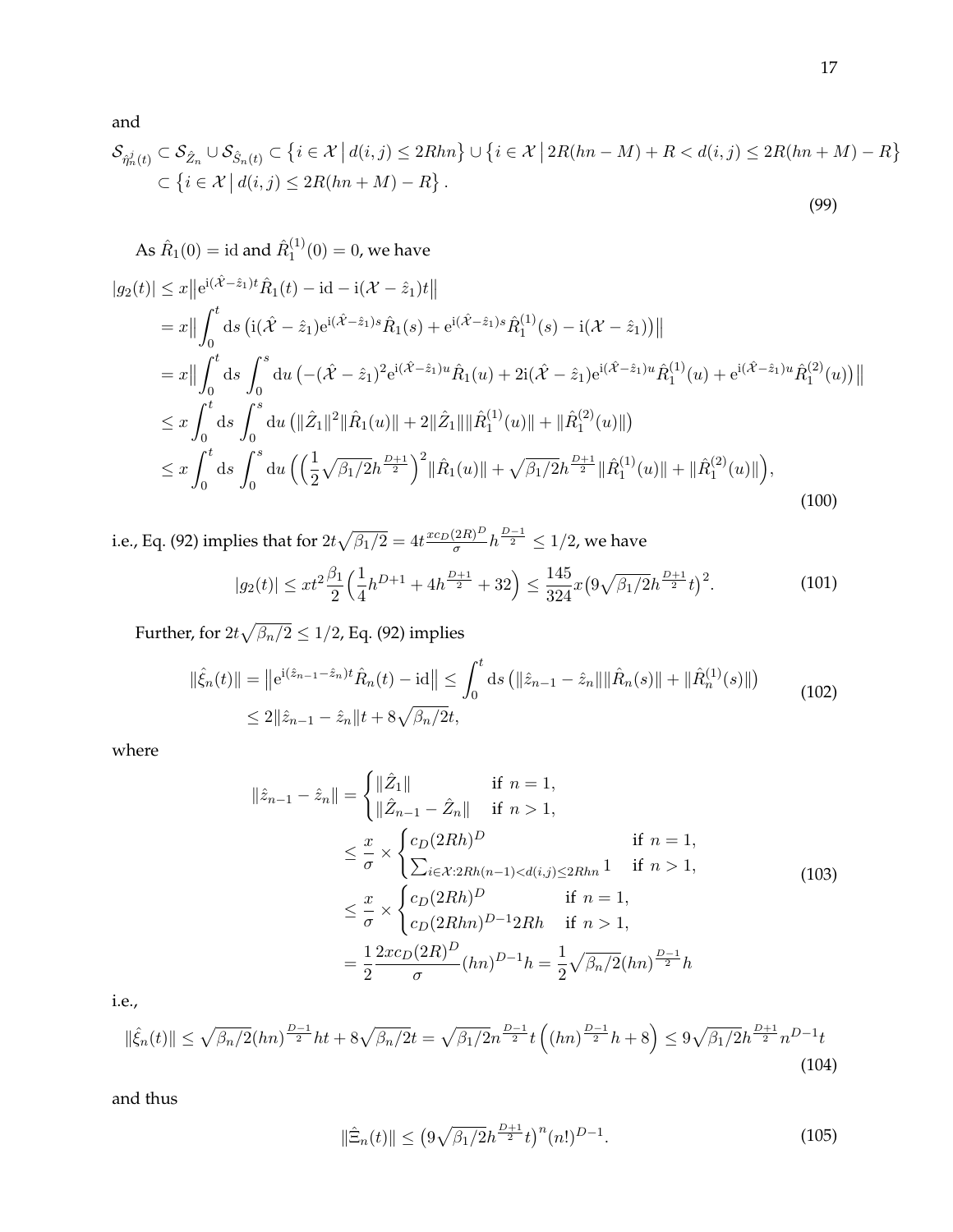and

$$
\begin{aligned}
\mathcal{S}_{\hat{\eta}^j_n(t)} &\subset \mathcal{S}_{\hat{Z}_n} \cup \mathcal{S}_{\hat{S}_n(t)} \subset \big\{ i \in \mathcal{X} \,\big|\, d(i,j) \leq 2Rhn \big\} \cup \big\{ i \in \mathcal{X} \,\big|\, 2R(hn - M) + R < d(i,j) \leq 2R(hn+M) - R \big\} \\
&\subset \big\{ i \in \mathcal{X} \,\big|\, d(i,j) \leq 2R(hn+M) - R \big\} .
\end{aligned} \tag{99}
$$

As $\hat{R}_1(0) = \mathrm{id}$ and $\hat{R}_1^{(1)}(0) = 0$, we have

$$
\begin{aligned}
|g_2(t)| &\leq x \big\| \mathrm{e}^{\mathrm{i}(\hat{\mathcal{X}} - \hat{z}_1)t} \hat{R}_1(t) - \mathrm{id} - \mathrm{i}(\mathcal{X} - \hat{z}_1)t \big\| \\
&= x \Big\| \int_0^t \mathrm{d}s \, \big( \mathrm{i}(\hat{\mathcal{X}} - \hat{z}_1) \mathrm{e}^{\mathrm{i}(\hat{\mathcal{X}} - \hat{z}_1)s} \hat{R}_1(s) + \mathrm{e}^{\mathrm{i}(\hat{\mathcal{X}} - \hat{z}_1)s} \hat{R}_1^{(1)}(s) - \mathrm{i}(\mathcal{X} - \hat{z}_1) \big) \Big\| \\
&= x \Big\| \int_0^t \mathrm{d}s \int_0^s \mathrm{d}u \, \big( -(\hat{\mathcal{X}} - \hat{z}_1)^2 \mathrm{e}^{\mathrm{i}(\hat{\mathcal{X}} - \hat{z}_1)u} \hat{R}_1(u) + 2\mathrm{i}(\hat{\mathcal{X}} - \hat{z}_1) \mathrm{e}^{\mathrm{i}(\hat{\mathcal{X}} - \hat{z}_1)u} \hat{R}_1^{(1)}(u) + \mathrm{e}^{\mathrm{i}(\hat{\mathcal{X}} - \hat{z}_1)u} \hat{R}_1^{(2)}(u) \big) \Big\| \\
&\leq x \int_0^t \mathrm{d}s \int_0^s \mathrm{d}u \, \big( \|\hat{Z}_1\|^2 \|\hat{R}_1(u)\| + 2 \|\hat{Z}_1\| \|\hat{R}_1^{(1)}(u)\| + \|\hat{R}_1^{(2)}(u)\| \big) \\
&\leq x \int_0^t \mathrm{d}s \int_0^s \mathrm{d}u \, \Big( \Big( \frac{1}{2} \sqrt{\beta_1/2} h^{\frac{D+1}{2}} \Big)^2 \|\hat{R}_1(u)\| + \sqrt{\beta_1/2} h^{\frac{D+1}{2}} \|\hat{R}_1^{(1)}(u)\| + \|\hat{R}_1^{(2)}(u)\| \Big),
\end{aligned} \tag{100}
$$

i.e., Eq. (92) implies that for $2t\sqrt{\beta_1/2} = 4t \frac{x c_D (2R)^D}{\sigma} h^{\frac{D-1}{2}} \leq 1/2$, we have

$$
|g_2(t)| \leq x t^2 \frac{\beta_1}{2} \Big( \frac{1}{4} h^{D+1} + 4 h^{\frac{D+1}{2}} + 32 \Big) \leq \frac{145}{324} x \big( 9 \sqrt{\beta_1/2} h^{\frac{D+1}{2}} t \big)^2 . \tag{101}
$$

Further, for $2t\sqrt{\beta_n/2} \leq 1/2$, Eq. (92) implies

$$
\begin{aligned}
\|\hat{\xi}_n(t)\| = \big\| \mathrm{e}^{\mathrm{i}(\hat{z}_{n-1} - \hat{z}_n)t} \hat{R}_n(t) - \mathrm{id} \big\| &\leq \int_0^t \mathrm{d}s \, \big( \|\hat{z}_{n-1} - \hat{z}_n\| \|\hat{R}_n(s)\| + \|\hat{R}_n^{(1)}(s)\| \big) \\
&\leq 2 \|\hat{z}_{n-1} - \hat{z}_n\| t + 8 \sqrt{\beta_n/2} t,
\end{aligned} \tag{102}
$$

where

$$
\begin{aligned}
\|\hat{z}_{n-1} - \hat{z}_n\| &= \begin{cases} \|\hat{Z}_1\| & \text{if } n = 1, \\ \|\hat{Z}_{n-1} - \hat{Z}_n\| & \text{if } n > 1, \end{cases} \\
&\leq \frac{x}{\sigma} \times \begin{cases} c_D (2Rh)^D & \text{if } n = 1, \\ \sum_{i \in \mathcal{X}: 2Rh(n-1) < d(i,j) \leq 2Rhn} 1 & \text{if } n > 1, \end{cases} \\
&\leq \frac{x}{\sigma} \times \begin{cases} c_D (2Rh)^D & \text{if } n = 1, \\ c_D (2Rhn)^{D-1} 2Rh & \text{if } n > 1, \end{cases} \\
&= \frac{1}{2} \frac{2 x c_D (2R)^D}{\sigma} (hn)^{D-1} h = \frac{1}{2} \sqrt{\beta_n/2} (hn)^{\frac{D-1}{2}} h
\end{aligned} \tag{103}
$$

i.e.,

$$
\|\hat{\xi}_n(t)\| \leq \sqrt{\beta_n/2} (hn)^{\frac{D-1}{2}} h t + 8 \sqrt{\beta_n/2} t = \sqrt{\beta_1/2} n^{\frac{D-1}{2}} t \Big( (hn)^{\frac{D-1}{2}} h + 8 \Big) \leq 9 \sqrt{\beta_1/2} h^{\frac{D+1}{2}} n^{D-1} t \tag{104}
$$

and thus

$$
\|\hat{\Xi}_n(t)\| \leq \big( 9 \sqrt{\beta_1/2} h^{\frac{D+1}{2}} t \big)^n (n!)^{D-1} . \tag{105}
$$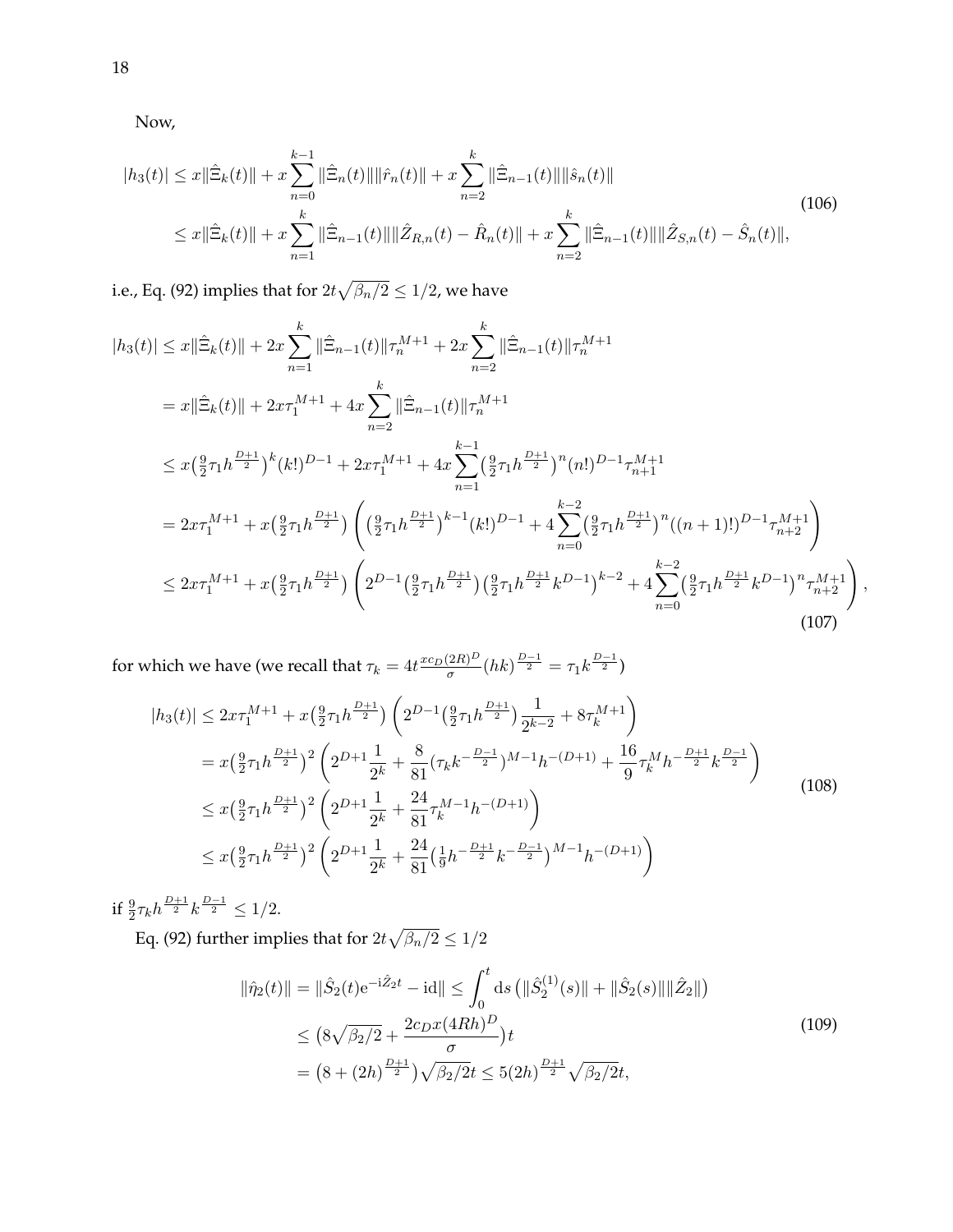Now,

$$
\begin{aligned}
|h_3(t)| &\leq x\|\hat{\Xi}_k(t)\| + x\sum_{n=0}^{k-1}\|\hat{\Xi}_n(t)\|\|\hat{r}_n(t)\| + x\sum_{n=2}^{k}\|\hat{\Xi}_{n-1}(t)\|\|\hat{s}_n(t)\| \\
&\leq x\|\hat{\Xi}_k(t)\| + x\sum_{n=1}^{k}\|\hat{\Xi}_{n-1}(t)\|\|\hat{Z}_{R,n}(t)-\hat{R}_n(t)\| + x\sum_{n=2}^{k}\|\hat{\Xi}_{n-1}(t)\|\|\hat{Z}_{S,n}(t)-\hat{S}_n(t)\|,
\end{aligned}
\tag{106}
$$

i.e., Eq. (92) implies that for $2t\sqrt{\beta_n/2}\leq 1/2$, we have

$$
\begin{aligned}
|h_3(t)| &\leq x\|\hat{\Xi}_k(t)\| + 2x\sum_{n=1}^{k}\|\hat{\Xi}_{n-1}(t)\|\tau_n^{M+1} + 2x\sum_{n=2}^{k}\|\hat{\Xi}_{n-1}(t)\|\tau_n^{M+1} \\
&= x\|\hat{\Xi}_k(t)\| + 2x\tau_1^{M+1} + 4x\sum_{n=2}^{k}\|\hat{\Xi}_{n-1}(t)\|\tau_n^{M+1} \\
&\leq x\big(\tfrac{9}{2}\tau_1 h^{\frac{D+1}{2}}\big)^k (k!)^{D-1} + 2x\tau_1^{M+1} + 4x\sum_{n=1}^{k-1}\big(\tfrac{9}{2}\tau_1 h^{\frac{D+1}{2}}\big)^n (n!)^{D-1}\tau_{n+1}^{M+1} \\
&= 2x\tau_1^{M+1} + x\big(\tfrac{9}{2}\tau_1 h^{\frac{D+1}{2}}\big)\left(\big(\tfrac{9}{2}\tau_1 h^{\frac{D+1}{2}}\big)^{k-1}(k!)^{D-1} + 4\sum_{n=0}^{k-2}\big(\tfrac{9}{2}\tau_1 h^{\frac{D+1}{2}}\big)^n((n+1)!)^{D-1}\tau_{n+2}^{M+1}\right) \\
&\leq 2x\tau_1^{M+1} + x\big(\tfrac{9}{2}\tau_1 h^{\frac{D+1}{2}}\big)\left(2^{D-1}\big(\tfrac{9}{2}\tau_1 h^{\frac{D+1}{2}}\big)\big(\tfrac{9}{2}\tau_1 h^{\frac{D+1}{2}}k^{D-1}\big)^{k-2} + 4\sum_{n=0}^{k-2}\big(\tfrac{9}{2}\tau_1 h^{\frac{D+1}{2}}k^{D-1}\big)^n\tau_{n+2}^{M+1}\right),
\end{aligned}
\tag{107}
$$

for which we have (we recall that $\tau_k = 4t\frac{xc_D(2R)^D}{\sigma}(hk)^{\frac{D-1}{2}} = \tau_1 k^{\frac{D-1}{2}}$)

$$
\begin{aligned}
|h_3(t)| &\leq 2x\tau_1^{M+1} + x\big(\tfrac{9}{2}\tau_1 h^{\frac{D+1}{2}}\big)\left(2^{D-1}\big(\tfrac{9}{2}\tau_1 h^{\frac{D+1}{2}}\big)\frac{1}{2^{k-2}} + 8\tau_k^{M+1}\right) \\
&= x\big(\tfrac{9}{2}\tau_1 h^{\frac{D+1}{2}}\big)^2\left(2^{D+1}\frac{1}{2^k} + \frac{8}{81}(\tau_k k^{-\frac{D-1}{2}})^{M-1}h^{-(D+1)} + \frac{16}{9}\tau_k^M h^{-\frac{D+1}{2}}k^{\frac{D-1}{2}}\right) \\
&\leq x\big(\tfrac{9}{2}\tau_1 h^{\frac{D+1}{2}}\big)^2\left(2^{D+1}\frac{1}{2^k} + \frac{24}{81}\tau_k^{M-1}h^{-(D+1)}\right) \\
&\leq x\big(\tfrac{9}{2}\tau_1 h^{\frac{D+1}{2}}\big)^2\left(2^{D+1}\frac{1}{2^k} + \frac{24}{81}\big(\tfrac{1}{9}h^{-\frac{D+1}{2}}k^{-\frac{D-1}{2}}\big)^{M-1}h^{-(D+1)}\right)
\end{aligned}
\tag{108}
$$

if $\frac{9}{2}\tau_k h^{\frac{D+1}{2}}k^{\frac{D-1}{2}}\leq 1/2$.

Eq. (92) further implies that for $2t\sqrt{\beta_n/2}\leq 1/2$

$$
\begin{aligned}
\|\hat{\eta}_2(t)\| = \|\hat{S}_2(t)e^{-i\hat{Z}_2 t} - \mathrm{id}\| &\leq \int_0^t ds\left(\|\hat{S}_2^{(1)}(s)\| + \|\hat{S}_2(s)\|\|\hat{Z}_2\|\right) \\
&\leq \big(8\sqrt{\beta_2/2} + \frac{2c_D x(4Rh)^D}{\sigma}\big)t \\
&= \big(8 + (2h)^{\frac{D+1}{2}}\big)\sqrt{\beta_2/2}\,t \leq 5(2h)^{\frac{D+1}{2}}\sqrt{\beta_2/2}\,t,
\end{aligned}
\tag{109}
$$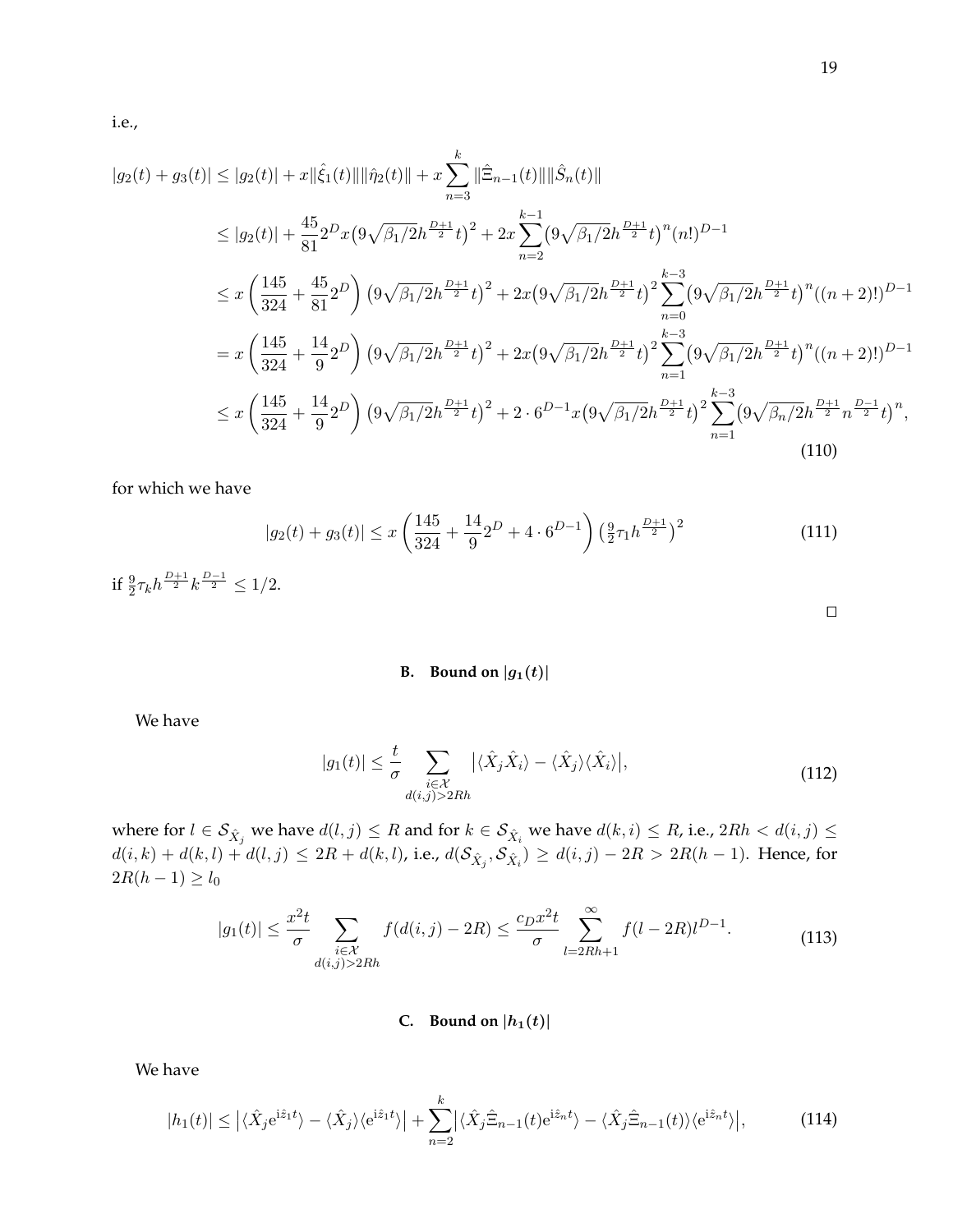i.e.,

$$
\begin{aligned}
|g_2(t) + g_3(t)| &\le |g_2(t)| + x\|\hat{\xi}_1(t)\|\|\hat{\eta}_2(t)\| + x\sum_{n=3}^{k} \|\hat{\Xi}_{n-1}(t)\|\|\hat{S}_n(t)\| \\
&\le |g_2(t)| + \frac{45}{81}2^D x\big(9\sqrt{\beta_1/2}h^{\frac{D+1}{2}}t\big)^2 + 2x\sum_{n=2}^{k-1}\big(9\sqrt{\beta_1/2}h^{\frac{D+1}{2}}t\big)^n (n!)^{D-1} \\
&\le x\left(\frac{145}{324} + \frac{45}{81}2^D\right)\big(9\sqrt{\beta_1/2}h^{\frac{D+1}{2}}t\big)^2 + 2x\big(9\sqrt{\beta_1/2}h^{\frac{D+1}{2}}t\big)^2\sum_{n=0}^{k-3}\big(9\sqrt{\beta_1/2}h^{\frac{D+1}{2}}t\big)^n((n+2)!)^{D-1} \\
&= x\left(\frac{145}{324} + \frac{14}{9}2^D\right)\big(9\sqrt{\beta_1/2}h^{\frac{D+1}{2}}t\big)^2 + 2x\big(9\sqrt{\beta_1/2}h^{\frac{D+1}{2}}t\big)^2\sum_{n=1}^{k-3}\big(9\sqrt{\beta_1/2}h^{\frac{D+1}{2}}t\big)^n((n+2)!)^{D-1} \\
&\le x\left(\frac{145}{324} + \frac{14}{9}2^D\right)\big(9\sqrt{\beta_1/2}h^{\frac{D+1}{2}}t\big)^2 + 2\cdot 6^{D-1}x\big(9\sqrt{\beta_1/2}h^{\frac{D+1}{2}}t\big)^2\sum_{n=1}^{k-3}\big(9\sqrt{\beta_n/2}h^{\frac{D+1}{2}}n^{\frac{D-1}{2}}t\big)^n,
\end{aligned}
\tag{110}
$$

for which we have

$$
|g_2(t) + g_3(t)| \le x\left(\frac{145}{324} + \frac{14}{9}2^D + 4\cdot 6^{D-1}\right)\big(\tfrac{9}{2}\tau_1 h^{\frac{D+1}{2}}\big)^2 \tag{111}
$$

if $\frac{9}{2}\tau_k h^{\frac{D+1}{2}}k^{\frac{D-1}{2}} \le 1/2$.

□

### B. Bound on $|g_1(t)|$

We have

$$
|g_1(t)| \le \frac{t}{\sigma}\sum_{\substack{i\in\mathcal{X}\\ d(i,j)>2Rh}} \big|\langle \hat{X}_j\hat{X}_i\rangle - \langle\hat{X}_j\rangle\langle\hat{X}_i\rangle\big|, \tag{112}
$$

where for $l \in \mathcal{S}_{\hat{X}_j}$ we have $d(l,j) \le R$ and for $k \in \mathcal{S}_{\hat{X}_i}$ we have $d(k,i) \le R$, i.e., $2Rh < d(i,j) \le d(i,k) + d(k,l) + d(l,j) \le 2R + d(k,l)$, i.e., $d(\mathcal{S}_{\hat{X}_j}, \mathcal{S}_{\hat{X}_i}) \ge d(i,j) - 2R > 2R(h-1)$. Hence, for $2R(h-1) \ge l_0$

$$
|g_1(t)| \le \frac{x^2 t}{\sigma}\sum_{\substack{i\in\mathcal{X}\\ d(i,j)>2Rh}} f(d(i,j)-2R) \le \frac{c_D x^2 t}{\sigma}\sum_{l=2Rh+1}^{\infty} f(l-2R)l^{D-1}. \tag{113}
$$

### C. Bound on $|h_1(t)|$

We have

$$
|h_1(t)| \le \big|\langle \hat{X}_j e^{i\hat{z}_1 t}\rangle - \langle\hat{X}_j\rangle\langle e^{i\hat{z}_1 t}\rangle\big| + \sum_{n=2}^{k}\big|\langle \hat{X}_j\hat{\Xi}_{n-1}(t)e^{i\hat{z}_n t}\rangle - \langle\hat{X}_j\hat{\Xi}_{n-1}(t)\rangle\langle e^{i\hat{z}_n t}\rangle\big|, \tag{114}
$$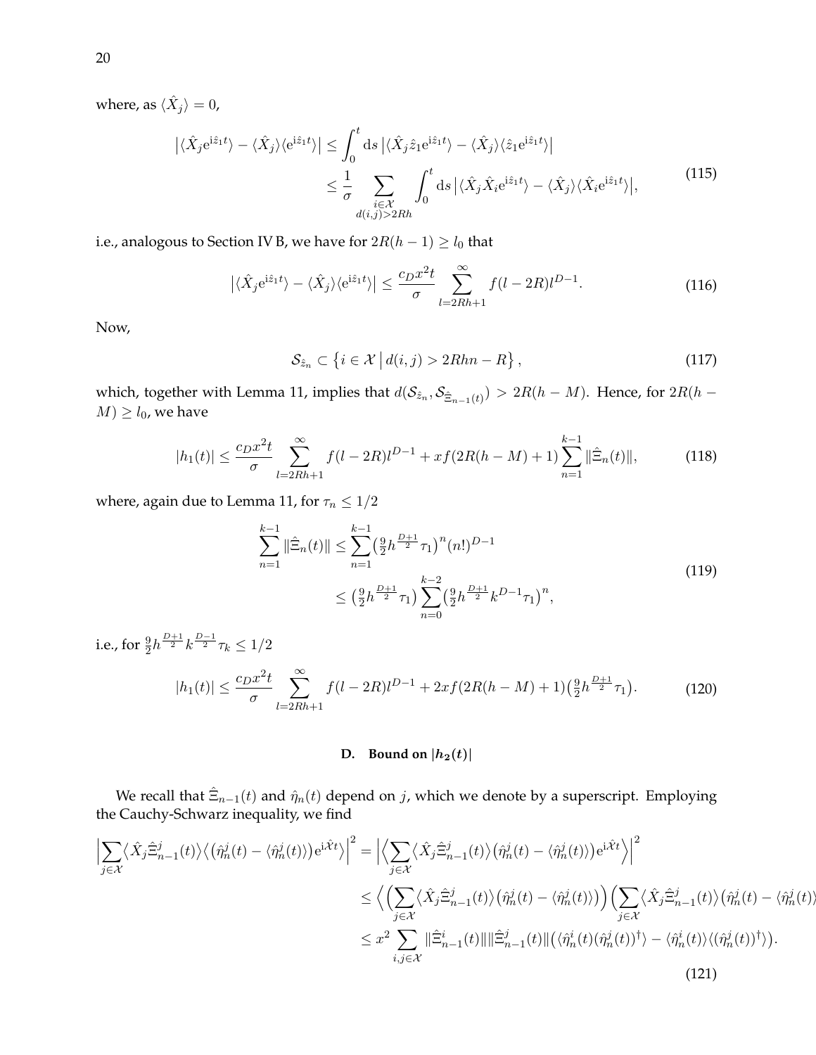where, as $\langle \hat{X}_j \rangle = 0$,

$$
\begin{aligned}
\big|\langle \hat{X}_j \mathrm{e}^{\mathrm{i}\hat{z}_1 t}\rangle - \langle \hat{X}_j\rangle\langle \mathrm{e}^{\mathrm{i}\hat{z}_1 t}\rangle\big| &\leq \int_0^t \mathrm{d}s\, \big|\langle \hat{X}_j \hat{z}_1 \mathrm{e}^{\mathrm{i}\hat{z}_1 t}\rangle - \langle \hat{X}_j\rangle\langle \hat{z}_1 \mathrm{e}^{\mathrm{i}\hat{z}_1 t}\rangle\big| \\
&\leq \frac{1}{\sigma} \sum_{\substack{i\in\mathcal{X} \\ d(i,j)>2Rh}} \int_0^t \mathrm{d}s\, \big|\langle \hat{X}_j \hat{X}_i \mathrm{e}^{\mathrm{i}\hat{z}_1 t}\rangle - \langle \hat{X}_j\rangle\langle \hat{X}_i \mathrm{e}^{\mathrm{i}\hat{z}_1 t}\rangle\big|,
\end{aligned}
\tag{115}
$$

i.e., analogous to Section IV B, we have for $2R(h-1) \geq l_0$ that

$$
\big|\langle \hat{X}_j \mathrm{e}^{\mathrm{i}\hat{z}_1 t}\rangle - \langle \hat{X}_j\rangle\langle \mathrm{e}^{\mathrm{i}\hat{z}_1 t}\rangle\big| \leq \frac{c_D x^2 t}{\sigma} \sum_{l=2Rh+1}^{\infty} f(l-2R) l^{D-1}. \tag{116}
$$

Now,

$$
\mathcal{S}_{\hat{z}_n} \subset \left\{ i \in \mathcal{X} \,\middle|\, d(i,j) > 2Rhn - R \right\}, \tag{117}
$$

which, together with Lemma 11, implies that $d(\mathcal{S}_{\hat{z}_n}, \mathcal{S}_{\hat{\Xi}_{n-1}(t)}) > 2R(h-M)$. Hence, for $2R(h-M) \geq l_0$, we have

$$
|h_1(t)| \leq \frac{c_D x^2 t}{\sigma} \sum_{l=2Rh+1}^{\infty} f(l-2R) l^{D-1} + x f(2R(h-M)+1) \sum_{n=1}^{k-1} \|\hat{\Xi}_n(t)\|, \tag{118}
$$

where, again due to Lemma 11, for $\tau_n \leq 1/2$

$$
\begin{aligned}
\sum_{n=1}^{k-1} \|\hat{\Xi}_n(t)\| &\leq \sum_{n=1}^{k-1} \big(\tfrac{9}{2} h^{\frac{D+1}{2}} \tau_1\big)^n (n!)^{D-1} \\
&\leq \big(\tfrac{9}{2} h^{\frac{D+1}{2}} \tau_1\big) \sum_{n=0}^{k-2} \big(\tfrac{9}{2} h^{\frac{D+1}{2}} k^{D-1} \tau_1\big)^n,
\end{aligned}
\tag{119}
$$

i.e., for $\frac{9}{2} h^{\frac{D+1}{2}} k^{\frac{D-1}{2}} \tau_k \leq 1/2$

$$
|h_1(t)| \leq \frac{c_D x^2 t}{\sigma} \sum_{l=2Rh+1}^{\infty} f(l-2R) l^{D-1} + 2x f(2R(h-M)+1) \big(\tfrac{9}{2} h^{\frac{D+1}{2}} \tau_1\big). \tag{120}
$$

### D. Bound on $|h_2(t)|$

We recall that $\hat{\Xi}_{n-1}(t)$ and $\hat{\eta}_n(t)$ depend on $j$, which we denote by a superscript. Employing the Cauchy-Schwarz inequality, we find

$$
\begin{aligned}
\Big|\sum_{j\in\mathcal{X}} \big\langle \hat{X}_j \hat{\Xi}^j_{n-1}(t)\big\rangle \big\langle \big(\hat{\eta}^j_n(t) - \langle \hat{\eta}^j_n(t)\rangle\big) \mathrm{e}^{\mathrm{i}\hat{\mathcal{X}}t}\big\rangle\Big|^2 &= \Big|\Big\langle \sum_{j\in\mathcal{X}} \big\langle \hat{X}_j \hat{\Xi}^j_{n-1}(t)\big\rangle \big(\hat{\eta}^j_n(t) - \langle \hat{\eta}^j_n(t)\rangle\big) \mathrm{e}^{\mathrm{i}\hat{\mathcal{X}}t}\Big\rangle\Big|^2 \\
&\leq \Big\langle \Big(\sum_{j\in\mathcal{X}} \big\langle \hat{X}_j \hat{\Xi}^j_{n-1}(t)\big\rangle \big(\hat{\eta}^j_n(t) - \langle \hat{\eta}^j_n(t)\rangle\big)\Big) \Big(\sum_{j\in\mathcal{X}} \big\langle \hat{X}_j \hat{\Xi}^j_{n-1}(t)\big\rangle \big(\hat{\eta}^j_n(t) - \langle \hat{\eta}^j_n(t)\rangle \\
&\leq x^2 \sum_{i,j\in\mathcal{X}} \|\hat{\Xi}^i_{n-1}(t)\| \|\hat{\Xi}^j_{n-1}(t)\| \big(\langle \hat{\eta}^i_n(t) (\hat{\eta}^j_n(t))^\dagger\rangle - \langle \hat{\eta}^i_n(t)\rangle \langle (\hat{\eta}^j_n(t))^\dagger\rangle\big).
\end{aligned}
\tag{121}
$$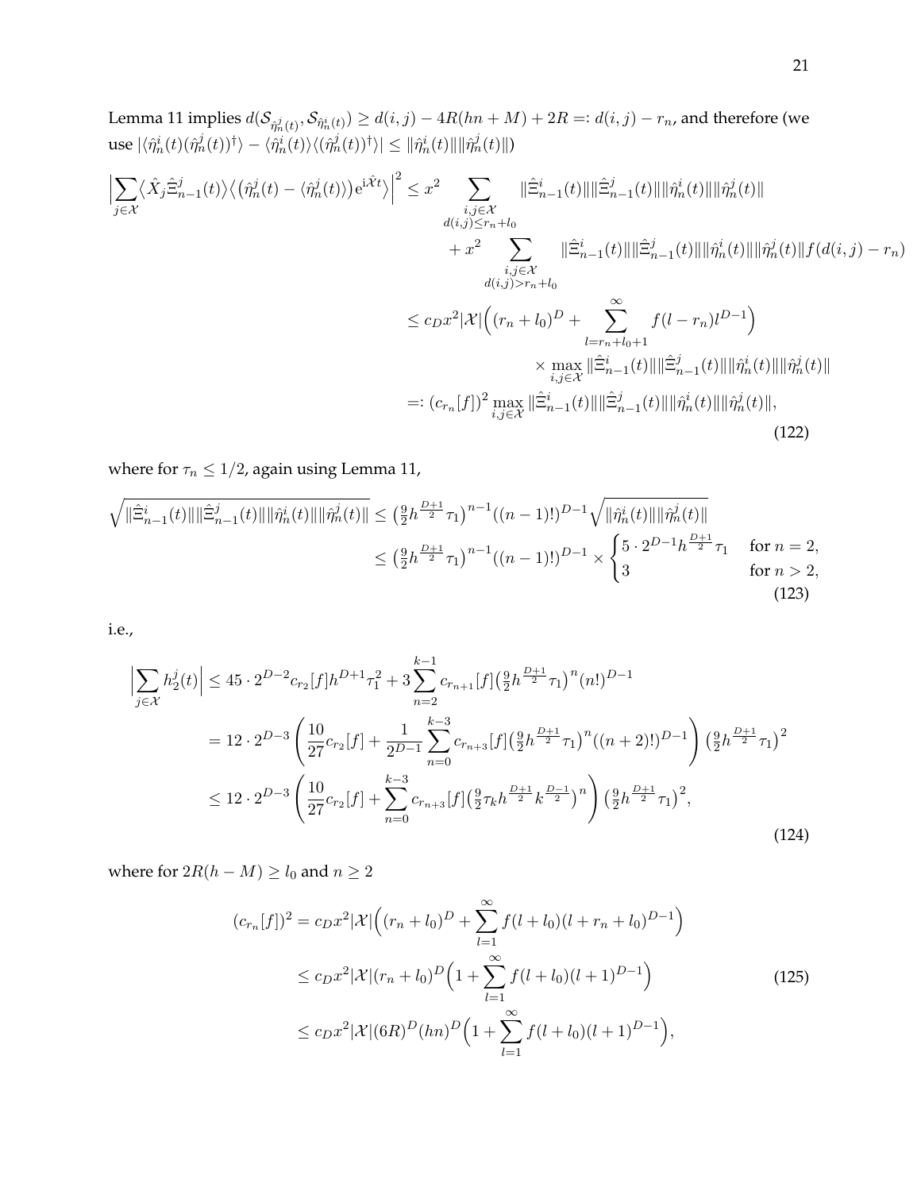Lemma 11 implies $d(\mathcal{S}_{\hat{\eta}_n^j(t)}, \mathcal{S}_{\hat{\eta}_n^i(t)}) \geq d(i,j) - 4R(hn+M) + 2R =: d(i,j) - r_n$, and therefore (we use $|\langle \hat{\eta}_n^i(t)(\hat{\eta}_n^j(t))^\dagger\rangle - \langle \hat{\eta}_n^i(t)\rangle\langle(\hat{\eta}_n^j(t))^\dagger\rangle| \leq \|\hat{\eta}_n^i(t)\|\|\hat{\eta}_n^j(t)\|$)

$$
\begin{aligned}
\Big|\sum_{j\in\mathcal{X}} \big\langle \hat{X}_j \hat{\Xi}_{n-1}^j(t)\big\rangle\big\langle\big(\hat{\eta}_n^j(t) - \langle\hat{\eta}_n^j(t)\rangle\big)\mathrm{e}^{\mathrm{i}\hat{\mathcal{X}}t}\big\rangle\Big|^2 &\leq x^2 \sum_{\substack{i,j\in\mathcal{X}\\ d(i,j)\leq r_n+l_0}} \|\hat{\Xi}_{n-1}^i(t)\|\|\hat{\Xi}_{n-1}^j(t)\|\|\hat{\eta}_n^i(t)\|\|\hat{\eta}_n^j(t)\| \\
&\quad + x^2 \sum_{\substack{i,j\in\mathcal{X}\\ d(i,j)> r_n+l_0}} \|\hat{\Xi}_{n-1}^i(t)\|\|\hat{\Xi}_{n-1}^j(t)\|\|\hat{\eta}_n^i(t)\|\|\hat{\eta}_n^j(t)\| f(d(i,j)-r_n) \\
&\leq c_D x^2 |\mathcal{X}| \Big((r_n+l_0)^D + \sum_{l=r_n+l_0+1}^{\infty} f(l-r_n) l^{D-1}\Big) \\
&\qquad\qquad \times \max_{i,j\in\mathcal{X}} \|\hat{\Xi}_{n-1}^i(t)\|\|\hat{\Xi}_{n-1}^j(t)\|\|\hat{\eta}_n^i(t)\|\|\hat{\eta}_n^j(t)\| \\
&=: (c_{r_n}[f])^2 \max_{i,j\in\mathcal{X}} \|\hat{\Xi}_{n-1}^i(t)\|\|\hat{\Xi}_{n-1}^j(t)\|\|\hat{\eta}_n^i(t)\|\|\hat{\eta}_n^j(t)\|,
\end{aligned}
\tag{122}
$$

where for $\tau_n \leq 1/2$, again using Lemma 11,

$$
\begin{aligned}
\sqrt{\|\hat{\Xi}_{n-1}^i(t)\|\|\hat{\Xi}_{n-1}^j(t)\|\|\hat{\eta}_n^i(t)\|\|\hat{\eta}_n^j(t)\|} &\leq \big(\tfrac{9}{2}h^{\frac{D+1}{2}}\tau_1\big)^{n-1}((n-1)!)^{D-1}\sqrt{\|\hat{\eta}_n^i(t)\|\|\hat{\eta}_n^j(t)\|} \\
&\leq \big(\tfrac{9}{2}h^{\frac{D+1}{2}}\tau_1\big)^{n-1}((n-1)!)^{D-1} \times \begin{cases} 5\cdot 2^{D-1}h^{\frac{D+1}{2}}\tau_1 & \text{for } n=2, \\ 3 & \text{for } n>2, \end{cases}
\end{aligned}
\tag{123}
$$

i.e.,

$$
\begin{aligned}
\Big|\sum_{j\in\mathcal{X}} h_2^j(t)\Big| &\leq 45\cdot 2^{D-2} c_{r_2}[f] h^{D+1}\tau_1^2 + 3\sum_{n=2}^{k-1} c_{r_{n+1}}[f]\big(\tfrac{9}{2}h^{\frac{D+1}{2}}\tau_1\big)^n (n!)^{D-1} \\
&= 12\cdot 2^{D-3}\left(\frac{10}{27}c_{r_2}[f] + \frac{1}{2^{D-1}}\sum_{n=0}^{k-3} c_{r_{n+3}}[f]\big(\tfrac{9}{2}h^{\frac{D+1}{2}}\tau_1\big)^n((n+2)!)^{D-1}\right)\big(\tfrac{9}{2}h^{\frac{D+1}{2}}\tau_1\big)^2 \\
&\leq 12\cdot 2^{D-3}\left(\frac{10}{27}c_{r_2}[f] + \sum_{n=0}^{k-3} c_{r_{n+3}}[f]\big(\tfrac{9}{2}\tau_k h^{\frac{D+1}{2}}k^{\frac{D-1}{2}}\big)^n\right)\big(\tfrac{9}{2}h^{\frac{D+1}{2}}\tau_1\big)^2,
\end{aligned}
\tag{124}
$$

where for $2R(h-M) \geq l_0$ and $n \geq 2$

$$
\begin{aligned}
(c_{r_n}[f])^2 &= c_D x^2 |\mathcal{X}| \Big((r_n+l_0)^D + \sum_{l=1}^{\infty} f(l+l_0)(l+r_n+l_0)^{D-1}\Big) \\
&\leq c_D x^2 |\mathcal{X}| (r_n+l_0)^D \Big(1 + \sum_{l=1}^{\infty} f(l+l_0)(l+1)^{D-1}\Big) \\
&\leq c_D x^2 |\mathcal{X}| (6R)^D (hn)^D \Big(1 + \sum_{l=1}^{\infty} f(l+l_0)(l+1)^{D-1}\Big),
\end{aligned}
\tag{125}
$$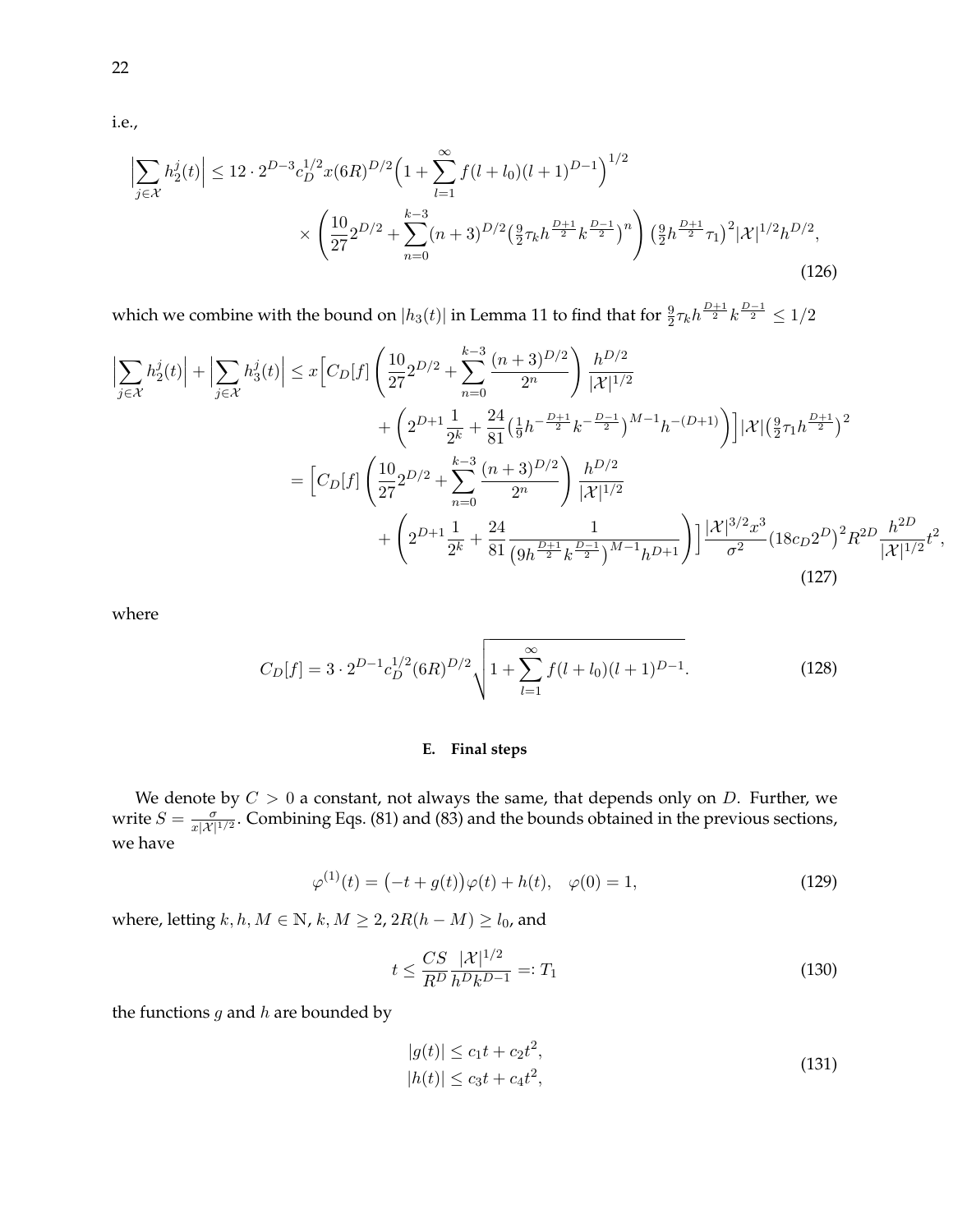i.e.,

$$
\Big|\sum_{j\in\mathcal{X}} h_2^j(t)\Big| \le 12\cdot 2^{D-3} c_D^{1/2} x (6R)^{D/2}\Big(1+\sum_{l=1}^{\infty} f(l+l_0)(l+1)^{D-1}\Big)^{1/2} \\
\times \left(\frac{10}{27}2^{D/2} + \sum_{n=0}^{k-3}(n+3)^{D/2}\big(\tfrac{9}{2}\tau_k h^{\frac{D+1}{2}} k^{\frac{D-1}{2}}\big)^n\right)\big(\tfrac{9}{2}h^{\frac{D+1}{2}}\tau_1\big)^2 |\mathcal{X}|^{1/2} h^{D/2}, \tag{126}
$$

which we combine with the bound on $|h_3(t)|$ in Lemma 11 to find that for $\frac{9}{2}\tau_k h^{\frac{D+1}{2}} k^{\frac{D-1}{2}} \le 1/2$

$$
\begin{aligned}
\Big|\sum_{j\in\mathcal{X}} h_2^j(t)\Big| + \Big|\sum_{j\in\mathcal{X}} h_3^j(t)\Big| &\le x\Big[C_D[f]\left(\frac{10}{27}2^{D/2}+\sum_{n=0}^{k-3}\frac{(n+3)^{D/2}}{2^n}\right)\frac{h^{D/2}}{|\mathcal{X}|^{1/2}} \\
&\quad + \left(2^{D+1}\frac{1}{2^k} + \frac{24}{81}\big(\tfrac{1}{9}h^{-\frac{D+1}{2}}k^{-\frac{D-1}{2}}\big)^{M-1}h^{-(D+1)}\right)\Big]|\mathcal{X}|\big(\tfrac{9}{2}\tau_1 h^{\frac{D+1}{2}}\big)^2 \\
&= \Big[C_D[f]\left(\frac{10}{27}2^{D/2}+\sum_{n=0}^{k-3}\frac{(n+3)^{D/2}}{2^n}\right)\frac{h^{D/2}}{|\mathcal{X}|^{1/2}} \\
&\quad + \left(2^{D+1}\frac{1}{2^k} + \frac{24}{81}\frac{1}{\big(9h^{\frac{D+1}{2}}k^{\frac{D-1}{2}}\big)^{M-1}h^{D+1}}\right)\Big]\frac{|\mathcal{X}|^{3/2}x^3}{\sigma^2}\big(18c_D 2^D\big)^2 R^{2D}\frac{h^{2D}}{|\mathcal{X}|^{1/2}}t^2,
\end{aligned} \tag{127}
$$

where

$$
C_D[f] = 3\cdot 2^{D-1} c_D^{1/2}(6R)^{D/2}\sqrt{1+\sum_{l=1}^{\infty} f(l+l_0)(l+1)^{D-1}}. \tag{128}
$$

### E. Final steps

We denote by $C>0$ a constant, not always the same, that depends only on $D$. Further, we write $S = \frac{\sigma}{x|\mathcal{X}|^{1/2}}$. Combining Eqs. (81) and (83) and the bounds obtained in the previous sections, we have

$$
\varphi^{(1)}(t) = \big(-t+g(t)\big)\varphi(t) + h(t), \quad \varphi(0)=1, \tag{129}
$$

where, letting $k,h,M\in\mathbb{N}$, $k,M\ge 2$, $2R(h-M)\ge l_0$, and

$$
t \le \frac{CS}{R^D}\frac{|\mathcal{X}|^{1/2}}{h^D k^{D-1}} =: T_1 \tag{130}
$$

the functions $g$ and $h$ are bounded by

$$
\begin{aligned}
|g(t)| &\le c_1 t + c_2 t^2, \\
|h(t)| &\le c_3 t + c_4 t^2,
\end{aligned} \tag{131}
$$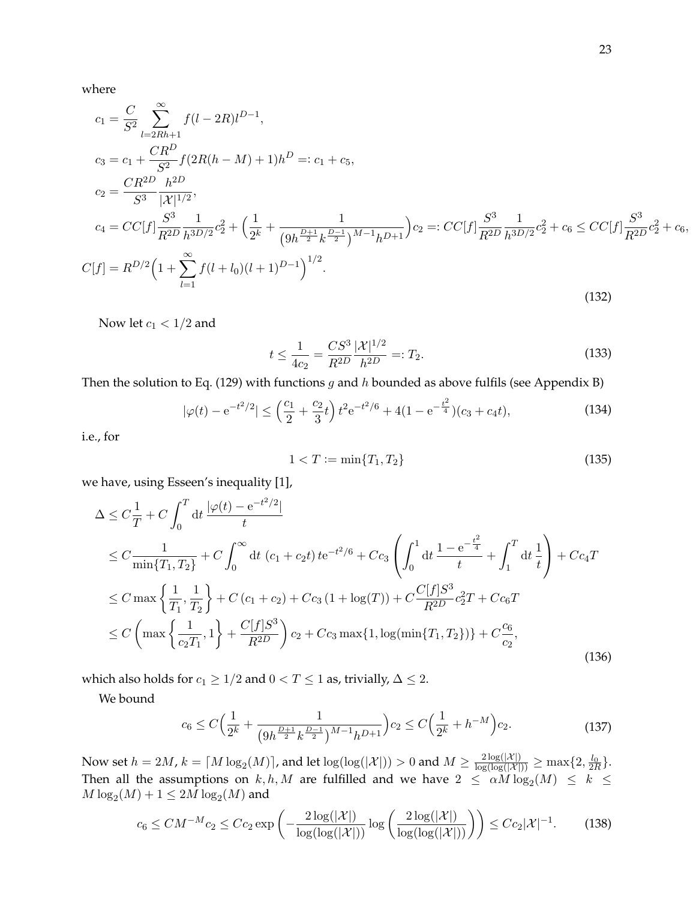where

$$
\begin{aligned}
c_1 &= \frac{C}{S^2} \sum_{l=2Rh+1}^{\infty} f(l-2R) l^{D-1}, \\
c_3 &= c_1 + \frac{CR^D}{S^2} f(2R(h-M)+1) h^D =: c_1 + c_5, \\
c_2 &= \frac{CR^{2D}}{S^3} \frac{h^{2D}}{|\mathcal{X}|^{1/2}}, \\
c_4 &= CC[f] \frac{S^3}{R^{2D}} \frac{1}{h^{3D/2}} c_2^2 + \Big( \frac{1}{2^k} + \frac{1}{\big(9h^{\frac{D+1}{2}} k^{\frac{D-1}{2}}\big)^{M-1} h^{D+1}} \Big) c_2 =: CC[f] \frac{S^3}{R^{2D}} \frac{1}{h^{3D/2}} c_2^2 + c_6 \leq CC[f] \frac{S^3}{R^{2D}} c_2^2 + c_6, \\
C[f] &= R^{D/2} \Big( 1 + \sum_{l=1}^{\infty} f(l+l_0)(l+1)^{D-1} \Big)^{1/2}.
\end{aligned}
\tag{132}
$$

Now let $c_1 < 1/2$ and

$$
t \leq \frac{1}{4c_2} = \frac{CS^3}{R^{2D}} \frac{|\mathcal{X}|^{1/2}}{h^{2D}} =: T_2. \tag{133}
$$

Then the solution to Eq. (129) with functions $g$ and $h$ bounded as above fulfils (see Appendix B)

$$
|\varphi(t) - \mathrm{e}^{-t^2/2}| \leq \Big( \frac{c_1}{2} + \frac{c_2}{3} t \Big) t^2 \mathrm{e}^{-t^2/6} + 4(1 - \mathrm{e}^{-\frac{t^2}{4}})(c_3 + c_4 t), \tag{134}
$$

i.e., for

$$
1 < T := \min\{T_1, T_2\} \tag{135}
$$

we have, using Esseen's inequality [1],

$$
\begin{aligned}
\Delta &\leq C \frac{1}{T} + C \int_0^T \mathrm{d}t \, \frac{|\varphi(t) - \mathrm{e}^{-t^2/2}|}{t} \\
&\leq C \frac{1}{\min\{T_1, T_2\}} + C \int_0^{\infty} \mathrm{d}t \; (c_1 + c_2 t) \, t \mathrm{e}^{-t^2/6} + C c_3 \left( \int_0^1 \mathrm{d}t \, \frac{1 - \mathrm{e}^{-\frac{t^2}{4}}}{t} + \int_1^T \mathrm{d}t \, \frac{1}{t} \right) + C c_4 T \\
&\leq C \max\left\{ \frac{1}{T_1}, \frac{1}{T_2} \right\} + C\,(c_1 + c_2) + C c_3 \,(1 + \log(T)) + C \frac{C[f] S^3}{R^{2D}} c_2^2 T + C c_6 T \\
&\leq C \left( \max\left\{ \frac{1}{c_2 T_1}, 1 \right\} + \frac{C[f] S^3}{R^{2D}} \right) c_2 + C c_3 \max\{1, \log(\min\{T_1, T_2\})\} + C \frac{c_6}{c_2},
\end{aligned}
\tag{136}
$$

which also holds for $c_1 \geq 1/2$ and $0 < T \leq 1$ as, trivially, $\Delta \leq 2$.

We bound

$$
c_6 \leq C \Big( \frac{1}{2^k} + \frac{1}{\big(9h^{\frac{D+1}{2}} k^{\frac{D-1}{2}}\big)^{M-1} h^{D+1}} \Big) c_2 \leq C \Big( \frac{1}{2^k} + h^{-M} \Big) c_2. \tag{137}
$$

Now set $h = 2M$, $k = \lceil M \log_2(M) \rceil$, and let $\log(\log(|\mathcal{X}|)) > 0$ and $M \geq \frac{2\log(|\mathcal{X}|)}{\log(\log(|\mathcal{X}|))} \geq \max\{2, \frac{l_0}{2R}\}$. Then all the assumptions on $k, h, M$ are fulfilled and we have $2 \leq \alpha M \log_2(M) \leq k \leq M \log_2(M) + 1 \leq 2M \log_2(M)$ and

$$
c_6 \leq C M^{-M} c_2 \leq C c_2 \exp\left( -\frac{2\log(|\mathcal{X}|)}{\log(\log(|\mathcal{X}|))} \log\left( \frac{2\log(|\mathcal{X}|)}{\log(\log(|\mathcal{X}|))} \right) \right) \leq C c_2 |\mathcal{X}|^{-1}. \tag{138}
$$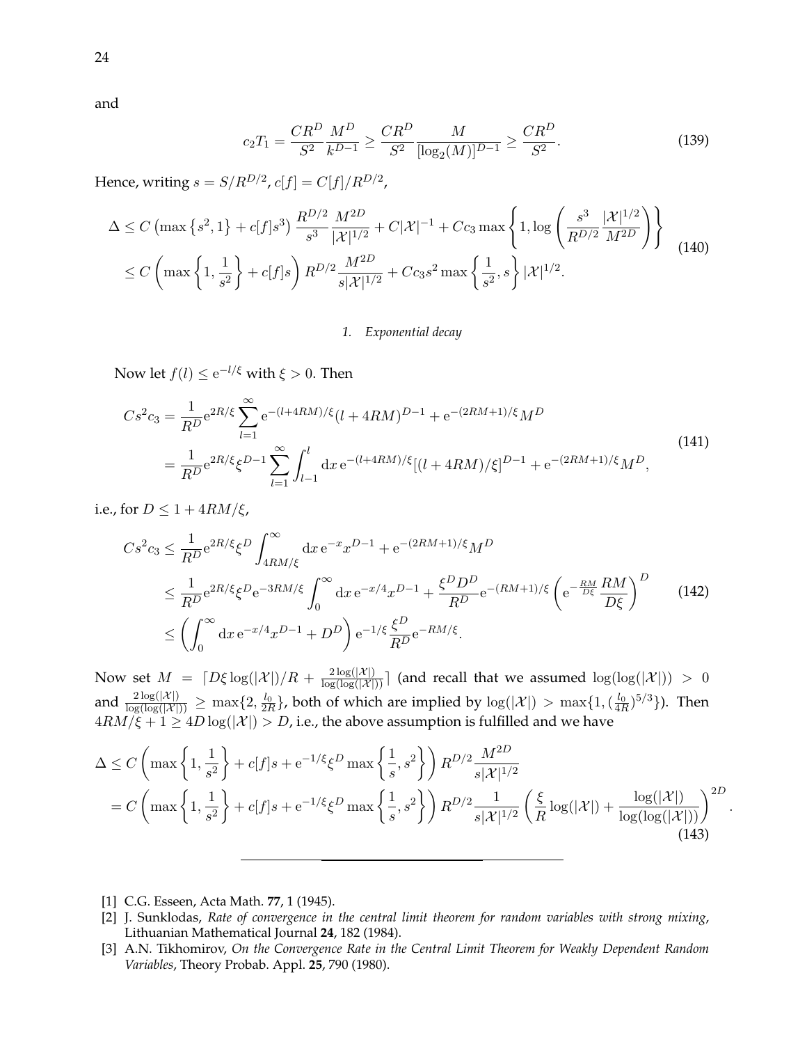and

$$c_2 T_1 = \frac{CR^D}{S^2}\frac{M^D}{k^{D-1}} \geq \frac{CR^D}{S^2}\frac{M}{[\log_2(M)]^{D-1}} \geq \frac{CR^D}{S^2}. \tag{139}$$

Hence, writing $s = S/R^{D/2}$, $c[f] = C[f]/R^{D/2}$,

$$\begin{aligned}
\Delta &\leq C\left(\max\left\{s^2, 1\right\} + c[f]s^3\right)\frac{R^{D/2}}{s^3}\frac{M^{2D}}{|\mathcal{X}|^{1/2}} + C|\mathcal{X}|^{-1} + Cc_3\max\left\{1, \log\left(\frac{s^3}{R^{D/2}}\frac{|\mathcal{X}|^{1/2}}{M^{2D}}\right)\right\} \\
&\leq C\left(\max\left\{1, \frac{1}{s^2}\right\} + c[f]s\right)R^{D/2}\frac{M^{2D}}{s|\mathcal{X}|^{1/2}} + Cc_3 s^2\max\left\{\frac{1}{s^2}, s\right\}|\mathcal{X}|^{1/2}.
\end{aligned} \tag{140}$$

### 1. Exponential decay

Now let $f(l) \leq \mathrm{e}^{-l/\xi}$ with $\xi > 0$. Then

$$\begin{aligned}
Cs^2 c_3 &= \frac{1}{R^D}\mathrm{e}^{2R/\xi}\sum_{l=1}^{\infty}\mathrm{e}^{-(l+4RM)/\xi}(l+4RM)^{D-1} + \mathrm{e}^{-(2RM+1)/\xi}M^D \\
&= \frac{1}{R^D}\mathrm{e}^{2R/\xi}\xi^{D-1}\sum_{l=1}^{\infty}\int_{l-1}^{l}\mathrm{d}x\,\mathrm{e}^{-(l+4RM)/\xi}[(l+4RM)/\xi]^{D-1} + \mathrm{e}^{-(2RM+1)/\xi}M^D,
\end{aligned} \tag{141}$$

i.e., for $D \leq 1 + 4RM/\xi$,

$$\begin{aligned}
Cs^2 c_3 &\leq \frac{1}{R^D}\mathrm{e}^{2R/\xi}\xi^D\int_{4RM/\xi}^{\infty}\mathrm{d}x\,\mathrm{e}^{-x}x^{D-1} + \mathrm{e}^{-(2RM+1)/\xi}M^D \\
&\leq \frac{1}{R^D}\mathrm{e}^{2R/\xi}\xi^D\mathrm{e}^{-3RM/\xi}\int_0^{\infty}\mathrm{d}x\,\mathrm{e}^{-x/4}x^{D-1} + \frac{\xi^D D^D}{R^D}\mathrm{e}^{-(RM+1)/\xi}\left(\mathrm{e}^{-\frac{RM}{D\xi}}\frac{RM}{D\xi}\right)^D \\
&\leq \left(\int_0^{\infty}\mathrm{d}x\,\mathrm{e}^{-x/4}x^{D-1} + D^D\right)\mathrm{e}^{-1/\xi}\frac{\xi^D}{R^D}\mathrm{e}^{-RM/\xi}.
\end{aligned} \tag{142}$$

Now set $M = \lceil D\xi\log(|\mathcal{X}|)/R + \frac{2\log(|\mathcal{X}|)}{\log(\log(|\mathcal{X}|))}\rceil$ (and recall that we assumed $\log(\log(|\mathcal{X}|)) > 0$ and $\frac{2\log(|\mathcal{X}|)}{\log(\log(|\mathcal{X}|))} \geq \max\{2, \frac{l_0}{2R}\}$, both of which are implied by $\log(|\mathcal{X}|) > \max\{1, (\frac{l_0}{4R})^{5/3}\}$). Then $4RM/\xi + 1 \geq 4D\log(|\mathcal{X}|) > D$, i.e., the above assumption is fulfilled and we have

$$\begin{aligned}
\Delta &\leq C\left(\max\left\{1, \frac{1}{s^2}\right\} + c[f]s + \mathrm{e}^{-1/\xi}\xi^D\max\left\{\frac{1}{s}, s^2\right\}\right)R^{D/2}\frac{M^{2D}}{s|\mathcal{X}|^{1/2}} \\
&= C\left(\max\left\{1, \frac{1}{s^2}\right\} + c[f]s + \mathrm{e}^{-1/\xi}\xi^D\max\left\{\frac{1}{s}, s^2\right\}\right)R^{D/2}\frac{1}{s|\mathcal{X}|^{1/2}}\left(\frac{\xi}{R}\log(|\mathcal{X}|) + \frac{\log(|\mathcal{X}|)}{\log(\log(|\mathcal{X}|))}\right)^{2D}.
\end{aligned} \tag{143}$$

---

[1] C.G. Esseen, Acta Math. **77**, 1 (1945).

[2] J. Sunklodas, *Rate of convergence in the central limit theorem for random variables with strong mixing*, Lithuanian Mathematical Journal **24**, 182 (1984).

[3] A.N. Tikhomirov, *On the Convergence Rate in the Central Limit Theorem for Weakly Dependent Random Variables*, Theory Probab. Appl. **25**, 790 (1980).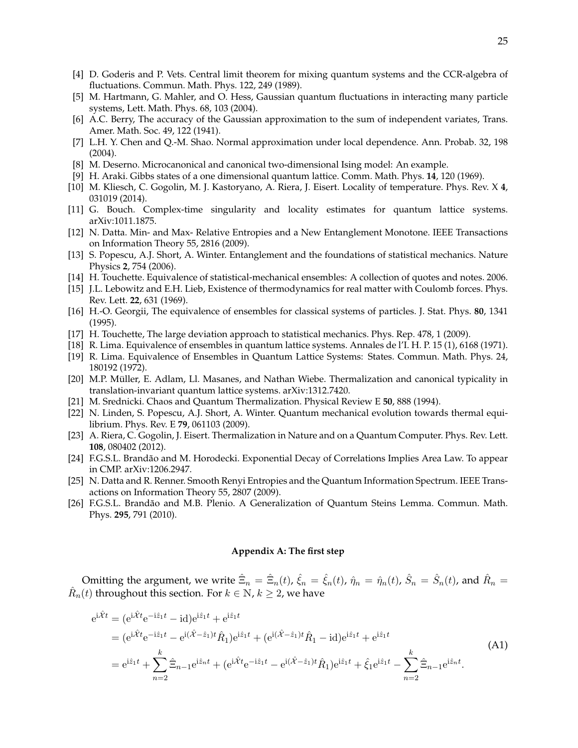[4] D. Goderis and P. Vets. Central limit theorem for mixing quantum systems and the CCR-algebra of fluctuations. Commun. Math. Phys. 122, 249 (1989).

[5] M. Hartmann, G. Mahler, and O. Hess, Gaussian quantum fluctuations in interacting many particle systems, Lett. Math. Phys. 68, 103 (2004).

[6] A.C. Berry, The accuracy of the Gaussian approximation to the sum of independent variates, Trans. Amer. Math. Soc. 49, 122 (1941).

[7] L.H. Y. Chen and Q.-M. Shao. Normal approximation under local dependence. Ann. Probab. 32, 198 (2004).

[8] M. Deserno. Microcanonical and canonical two-dimensional Ising model: An example.

[9] H. Araki. Gibbs states of a one dimensional quantum lattice. Comm. Math. Phys. **14**, 120 (1969).

[10] M. Kliesch, C. Gogolin, M. J. Kastoryano, A. Riera, J. Eisert. Locality of temperature. Phys. Rev. X **4**, 031019 (2014).

[11] G. Bouch. Complex-time singularity and locality estimates for quantum lattice systems. arXiv:1011.1875.

[12] N. Datta. Min- and Max- Relative Entropies and a New Entanglement Monotone. IEEE Transactions on Information Theory 55, 2816 (2009).

[13] S. Popescu, A.J. Short, A. Winter. Entanglement and the foundations of statistical mechanics. Nature Physics **2**, 754 (2006).

[14] H. Touchette. Equivalence of statistical-mechanical ensembles: A collection of quotes and notes. 2006.

[15] J.L. Lebowitz and E.H. Lieb, Existence of thermodynamics for real matter with Coulomb forces. Phys. Rev. Lett. **22**, 631 (1969).

[16] H.-O. Georgii, The equivalence of ensembles for classical systems of particles. J. Stat. Phys. **80**, 1341 (1995).

[17] H. Touchette, The large deviation approach to statistical mechanics. Phys. Rep. 478, 1 (2009).

[18] R. Lima. Equivalence of ensembles in quantum lattice systems. Annales de l'I. H. P. 15 (1), 6168 (1971).

[19] R. Lima. Equivalence of Ensembles in Quantum Lattice Systems: States. Commun. Math. Phys. 24, 180192 (1972).

[20] M.P. Müller, E. Adlam, Ll. Masanes, and Nathan Wiebe. Thermalization and canonical typicality in translation-invariant quantum lattice systems. arXiv:1312.7420.

[21] M. Srednicki. Chaos and Quantum Thermalization. Physical Review E **50**, 888 (1994).

[22] N. Linden, S. Popescu, A.J. Short, A. Winter. Quantum mechanical evolution towards thermal equilibrium. Phys. Rev. E **79**, 061103 (2009).

[23] A. Riera, C. Gogolin, J. Eisert. Thermalization in Nature and on a Quantum Computer. Phys. Rev. Lett. **108**, 080402 (2012).

[24] F.G.S.L. Brandão and M. Horodecki. Exponential Decay of Correlations Implies Area Law. To appear in CMP. arXiv:1206.2947.

[25] N. Datta and R. Renner. Smooth Renyi Entropies and the Quantum Information Spectrum. IEEE Transactions on Information Theory 55, 2807 (2009).

[26] F.G.S.L. Brandão and M.B. Plenio. A Generalization of Quantum Steins Lemma. Commun. Math. Phys. **295**, 791 (2010).

## Appendix A: The first step

Omitting the argument, we write $\hat{\Xi}_n = \hat{\Xi}_n(t)$, $\hat{\xi}_n = \hat{\xi}_n(t)$, $\hat{\eta}_n = \hat{\eta}_n(t)$, $\hat{S}_n = \hat{S}_n(t)$, and $\hat{R}_n = \hat{R}_n(t)$ throughout this section. For $k \in \mathbb{N}$, $k \geq 2$, we have

$$
\begin{aligned}
\mathrm{e}^{\mathrm{i}\hat{\mathcal{X}}t} &= (\mathrm{e}^{\mathrm{i}\hat{\mathcal{X}}t}\mathrm{e}^{-\mathrm{i}\hat{z}_1 t} - \mathrm{id})\mathrm{e}^{\mathrm{i}\hat{z}_1 t} + \mathrm{e}^{\mathrm{i}\hat{z}_1 t} \\
&= (\mathrm{e}^{\mathrm{i}\hat{\mathcal{X}}t}\mathrm{e}^{-\mathrm{i}\hat{z}_1 t} - \mathrm{e}^{\mathrm{i}(\hat{\mathcal{X}}-\hat{z}_1)t}\hat{R}_1)\mathrm{e}^{\mathrm{i}\hat{z}_1 t} + (\mathrm{e}^{\mathrm{i}(\hat{\mathcal{X}}-\hat{z}_1)t}\hat{R}_1 - \mathrm{id})\mathrm{e}^{\mathrm{i}\hat{z}_1 t} + \mathrm{e}^{\mathrm{i}\hat{z}_1 t} \\
&= \mathrm{e}^{\mathrm{i}\hat{z}_1 t} + \sum_{n=2}^{k} \hat{\Xi}_{n-1}\mathrm{e}^{\mathrm{i}\hat{z}_n t} + (\mathrm{e}^{\mathrm{i}\hat{\mathcal{X}}t}\mathrm{e}^{-\mathrm{i}\hat{z}_1 t} - \mathrm{e}^{\mathrm{i}(\hat{\mathcal{X}}-\hat{z}_1)t}\hat{R}_1)\mathrm{e}^{\mathrm{i}\hat{z}_1 t} + \hat{\xi}_1\mathrm{e}^{\mathrm{i}\hat{z}_1 t} - \sum_{n=2}^{k} \hat{\Xi}_{n-1}\mathrm{e}^{\mathrm{i}\hat{z}_n t}.
\end{aligned}
\tag{A1}
$$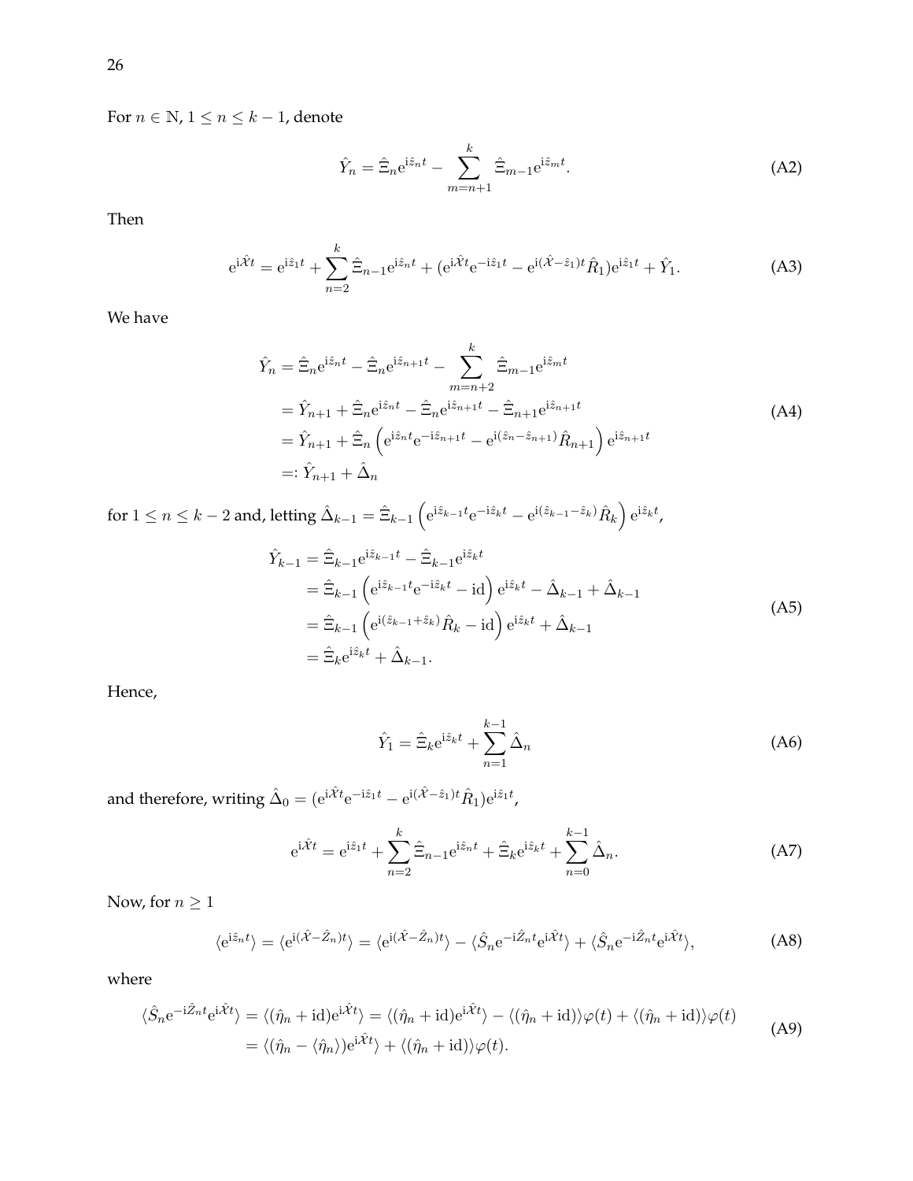For $n \in \mathbb{N}$, $1 \leq n \leq k-1$, denote

$$
\hat{Y}_n = \hat{\Xi}_n \mathrm{e}^{\mathrm{i}\hat{z}_n t} - \sum_{m=n+1}^{k} \hat{\Xi}_{m-1} \mathrm{e}^{\mathrm{i}\hat{z}_m t}. \tag{A2}
$$

Then

$$
\mathrm{e}^{\mathrm{i}\hat{\mathcal{X}}t} = \mathrm{e}^{\mathrm{i}\hat{z}_1 t} + \sum_{n=2}^{k} \hat{\Xi}_{n-1} \mathrm{e}^{\mathrm{i}\hat{z}_n t} + (\mathrm{e}^{\mathrm{i}\hat{\mathcal{X}}t} \mathrm{e}^{-\mathrm{i}\hat{z}_1 t} - \mathrm{e}^{\mathrm{i}(\hat{\mathcal{X}} - \hat{z}_1)t} \hat{R}_1) \mathrm{e}^{\mathrm{i}\hat{z}_1 t} + \hat{Y}_1. \tag{A3}
$$

We have

$$
\begin{aligned}
\hat{Y}_n &= \hat{\Xi}_n \mathrm{e}^{\mathrm{i}\hat{z}_n t} - \hat{\Xi}_n \mathrm{e}^{\mathrm{i}\hat{z}_{n+1} t} - \sum_{m=n+2}^{k} \hat{\Xi}_{m-1} \mathrm{e}^{\mathrm{i}\hat{z}_m t} \\
&= \hat{Y}_{n+1} + \hat{\Xi}_n \mathrm{e}^{\mathrm{i}\hat{z}_n t} - \hat{\Xi}_n \mathrm{e}^{\mathrm{i}\hat{z}_{n+1} t} - \hat{\Xi}_{n+1} \mathrm{e}^{\mathrm{i}\hat{z}_{n+1} t} \\
&= \hat{Y}_{n+1} + \hat{\Xi}_n \left( \mathrm{e}^{\mathrm{i}\hat{z}_n t} \mathrm{e}^{-\mathrm{i}\hat{z}_{n+1} t} - \mathrm{e}^{\mathrm{i}(\hat{z}_n - \hat{z}_{n+1})} \hat{R}_{n+1} \right) \mathrm{e}^{\mathrm{i}\hat{z}_{n+1} t} \\
&=: \hat{Y}_{n+1} + \hat{\Delta}_n
\end{aligned} \tag{A4}
$$

for $1 \leq n \leq k-2$ and, letting $\hat{\Delta}_{k-1} = \hat{\Xi}_{k-1} \left( \mathrm{e}^{\mathrm{i}\hat{z}_{k-1} t} \mathrm{e}^{-\mathrm{i}\hat{z}_k t} - \mathrm{e}^{\mathrm{i}(\hat{z}_{k-1} - \hat{z}_k)} \hat{R}_k \right) \mathrm{e}^{\mathrm{i}\hat{z}_k t}$,

$$
\begin{aligned}
\hat{Y}_{k-1} &= \hat{\Xi}_{k-1} \mathrm{e}^{\mathrm{i}\hat{z}_{k-1} t} - \hat{\Xi}_{k-1} \mathrm{e}^{\mathrm{i}\hat{z}_k t} \\
&= \hat{\Xi}_{k-1} \left( \mathrm{e}^{\mathrm{i}\hat{z}_{k-1} t} \mathrm{e}^{-\mathrm{i}\hat{z}_k t} - \mathrm{id} \right) \mathrm{e}^{\mathrm{i}\hat{z}_k t} - \hat{\Delta}_{k-1} + \hat{\Delta}_{k-1} \\
&= \hat{\Xi}_{k-1} \left( \mathrm{e}^{\mathrm{i}(\hat{z}_{k-1} + \hat{z}_k)} \hat{R}_k - \mathrm{id} \right) \mathrm{e}^{\mathrm{i}\hat{z}_k t} + \hat{\Delta}_{k-1} \\
&= \hat{\Xi}_k \mathrm{e}^{\mathrm{i}\hat{z}_k t} + \hat{\Delta}_{k-1}.
\end{aligned} \tag{A5}
$$

Hence,

$$
\hat{Y}_1 = \hat{\Xi}_k \mathrm{e}^{\mathrm{i}\hat{z}_k t} + \sum_{n=1}^{k-1} \hat{\Delta}_n \tag{A6}
$$

and therefore, writing $\hat{\Delta}_0 = (\mathrm{e}^{\mathrm{i}\hat{\mathcal{X}}t} \mathrm{e}^{-\mathrm{i}\hat{z}_1 t} - \mathrm{e}^{\mathrm{i}(\hat{\mathcal{X}} - \hat{z}_1)t} \hat{R}_1) \mathrm{e}^{\mathrm{i}\hat{z}_1 t}$,

$$
\mathrm{e}^{\mathrm{i}\hat{\mathcal{X}}t} = \mathrm{e}^{\mathrm{i}\hat{z}_1 t} + \sum_{n=2}^{k} \hat{\Xi}_{n-1} \mathrm{e}^{\mathrm{i}\hat{z}_n t} + \hat{\Xi}_k \mathrm{e}^{\mathrm{i}\hat{z}_k t} + \sum_{n=0}^{k-1} \hat{\Delta}_n. \tag{A7}
$$

Now, for $n \geq 1$

$$
\langle \mathrm{e}^{\mathrm{i}\hat{z}_n t} \rangle = \langle \mathrm{e}^{\mathrm{i}(\hat{\mathcal{X}} - \hat{Z}_n)t} \rangle = \langle \mathrm{e}^{\mathrm{i}(\hat{\mathcal{X}} - \hat{Z}_n)t} \rangle - \langle \hat{S}_n \mathrm{e}^{-\mathrm{i}\hat{Z}_n t} \mathrm{e}^{\mathrm{i}\hat{\mathcal{X}}t} \rangle + \langle \hat{S}_n \mathrm{e}^{-\mathrm{i}\hat{Z}_n t} \mathrm{e}^{\mathrm{i}\hat{\mathcal{X}}t} \rangle, \tag{A8}
$$

where

$$
\begin{aligned}
\langle \hat{S}_n \mathrm{e}^{-\mathrm{i}\hat{Z}_n t} \mathrm{e}^{\mathrm{i}\hat{\mathcal{X}}t} \rangle &= \langle (\hat{\eta}_n + \mathrm{id}) \mathrm{e}^{\mathrm{i}\hat{\mathcal{X}}t} \rangle = \langle (\hat{\eta}_n + \mathrm{id}) \mathrm{e}^{\mathrm{i}\hat{\mathcal{X}}t} \rangle - \langle (\hat{\eta}_n + \mathrm{id}) \rangle \varphi(t) + \langle (\hat{\eta}_n + \mathrm{id}) \rangle \varphi(t) \\
&= \langle (\hat{\eta}_n - \langle \hat{\eta}_n \rangle) \mathrm{e}^{\mathrm{i}\hat{\mathcal{X}}t} \rangle + \langle (\hat{\eta}_n + \mathrm{id}) \rangle \varphi(t).
\end{aligned} \tag{A9}
$$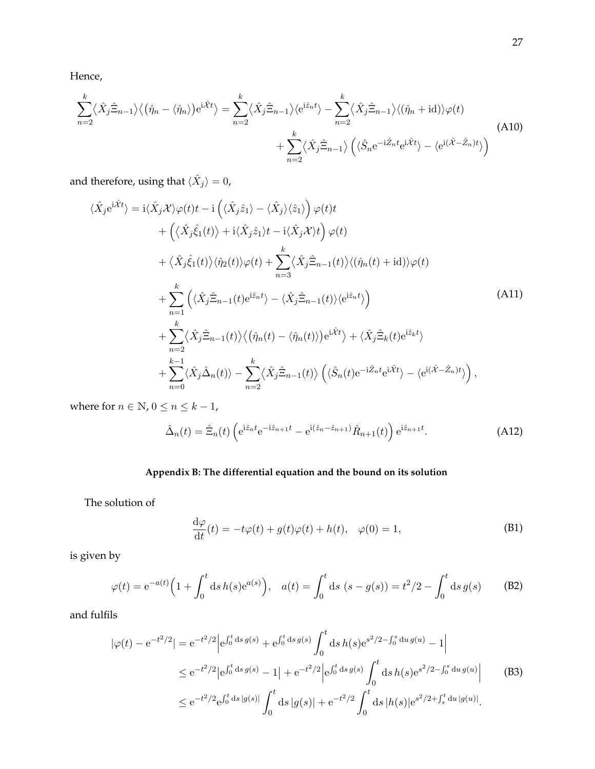Hence,

$$
\begin{aligned}
\sum_{n=2}^{k}\big\langle \hat{X}_j\hat{\Xi}_{n-1}\big\rangle\big\langle\big(\hat{\eta}_n-\langle\hat{\eta}_n\rangle\big)\mathrm{e}^{\mathrm{i}\hat{\mathcal{X}}t}\big\rangle &= \sum_{n=2}^{k}\big\langle \hat{X}_j\hat{\Xi}_{n-1}\big\rangle\langle\mathrm{e}^{\mathrm{i}\hat{z}_n t}\rangle - \sum_{n=2}^{k}\big\langle \hat{X}_j\hat{\Xi}_{n-1}\big\rangle\langle(\hat{\eta}_n+\mathrm{id})\rangle\varphi(t) \\
&\quad + \sum_{n=2}^{k}\big\langle \hat{X}_j\hat{\Xi}_{n-1}\big\rangle\left(\langle\hat{S}_n\mathrm{e}^{-\mathrm{i}\hat{Z}_n t}\mathrm{e}^{\mathrm{i}\hat{\mathcal{X}}t}\rangle - \langle\mathrm{e}^{\mathrm{i}(\hat{\mathcal{X}}-\hat{Z}_n)t}\rangle\right)
\end{aligned}
\tag{A10}
$$

and therefore, using that $\langle\hat{X}_j\rangle = 0$,

$$
\begin{aligned}
\langle\hat{X}_j\mathrm{e}^{\mathrm{i}\hat{\mathcal{X}}t}\rangle &= \mathrm{i}\langle\hat{X}_j\mathcal{X}\rangle\varphi(t)t - \mathrm{i}\left(\langle\hat{X}_j\hat{z}_1\rangle - \langle\hat{X}_j\rangle\langle\hat{z}_1\rangle\right)\varphi(t)t \\
&\quad + \left(\big\langle\hat{X}_j\hat{\xi}_1(t)\big\rangle + \mathrm{i}\langle\hat{X}_j\hat{z}_1\rangle t - \mathrm{i}\langle\hat{X}_j\mathcal{X}\rangle t\right)\varphi(t) \\
&\quad + \big\langle\hat{X}_j\hat{\xi}_1(t)\big\rangle\langle\hat{\eta}_2(t)\rangle\varphi(t) + \sum_{n=3}^{k}\big\langle\hat{X}_j\hat{\Xi}_{n-1}(t)\big\rangle\langle(\hat{\eta}_n(t)+\mathrm{id})\rangle\varphi(t) \\
&\quad + \sum_{n=1}^{k}\left(\langle\hat{X}_j\hat{\Xi}_{n-1}(t)\mathrm{e}^{\mathrm{i}\hat{z}_n t}\rangle - \langle\hat{X}_j\hat{\Xi}_{n-1}(t)\rangle\langle\mathrm{e}^{\mathrm{i}\hat{z}_n t}\rangle\right) \\
&\quad + \sum_{n=2}^{k}\big\langle\hat{X}_j\hat{\Xi}_{n-1}(t)\big\rangle\big\langle\big(\hat{\eta}_n(t)-\langle\hat{\eta}_n(t)\rangle\big)\mathrm{e}^{\mathrm{i}\hat{\mathcal{X}}t}\big\rangle + \langle\hat{X}_j\hat{\Xi}_k(t)\mathrm{e}^{\mathrm{i}\hat{z}_k t}\rangle \\
&\quad + \sum_{n=0}^{k-1}\langle\hat{X}_j\hat{\Delta}_n(t)\rangle - \sum_{n=2}^{k}\big\langle\hat{X}_j\hat{\Xi}_{n-1}(t)\big\rangle\left(\langle\hat{S}_n(t)\mathrm{e}^{-\mathrm{i}\hat{Z}_n t}\mathrm{e}^{\mathrm{i}\hat{\mathcal{X}}t}\rangle - \langle\mathrm{e}^{\mathrm{i}(\hat{\mathcal{X}}-\hat{Z}_n)t}\rangle\right),
\end{aligned}
\tag{A11}
$$

where for $n\in\mathbb{N}$, $0\le n\le k-1$,

$$
\hat{\Delta}_n(t) = \hat{\Xi}_n(t)\left(\mathrm{e}^{\mathrm{i}\hat{z}_n t}\mathrm{e}^{-\mathrm{i}\hat{z}_{n+1}t} - \mathrm{e}^{\mathrm{i}(\hat{z}_n-\hat{z}_{n+1})}\hat{R}_{n+1}(t)\right)\mathrm{e}^{\mathrm{i}\hat{z}_{n+1}t}.
\tag{A12}
$$

## Appendix B: The differential equation and the bound on its solution

The solution of

$$
\frac{\mathrm{d}\varphi}{\mathrm{d}t}(t) = -t\varphi(t) + g(t)\varphi(t) + h(t), \quad \varphi(0)=1,
\tag{B1}
$$

is given by

$$
\varphi(t) = \mathrm{e}^{-a(t)}\Big(1+\int_0^t \mathrm{d}s\, h(s)\mathrm{e}^{a(s)}\Big), \quad a(t)=\int_0^t \mathrm{d}s\ (s-g(s)) = t^2/2 - \int_0^t \mathrm{d}s\, g(s)
\tag{B2}
$$

and fulfils

$$
\begin{aligned}
|\varphi(t)-\mathrm{e}^{-t^2/2}| &= \mathrm{e}^{-t^2/2}\Big|\mathrm{e}^{\int_0^t \mathrm{d}s\, g(s)} + \mathrm{e}^{\int_0^t \mathrm{d}s\, g(s)}\int_0^t \mathrm{d}s\, h(s)\mathrm{e}^{s^2/2-\int_0^s \mathrm{d}u\, g(u)} - 1\Big| \\
&\le \mathrm{e}^{-t^2/2}\big|\mathrm{e}^{\int_0^t \mathrm{d}s\, g(s)} - 1\big| + \mathrm{e}^{-t^2/2}\Big|\mathrm{e}^{\int_0^t \mathrm{d}s\, g(s)}\int_0^t \mathrm{d}s\, h(s)\mathrm{e}^{s^2/2-\int_0^s \mathrm{d}u\, g(u)}\Big| \\
&\le \mathrm{e}^{-t^2/2}\mathrm{e}^{\int_0^t \mathrm{d}s\,|g(s)|}\int_0^t \mathrm{d}s\,|g(s)| + \mathrm{e}^{-t^2/2}\int_0^t \mathrm{d}s\,|h(s)|\mathrm{e}^{s^2/2+\int_s^t \mathrm{d}u\,|g(u)|}.
\end{aligned}
\tag{B3}
$$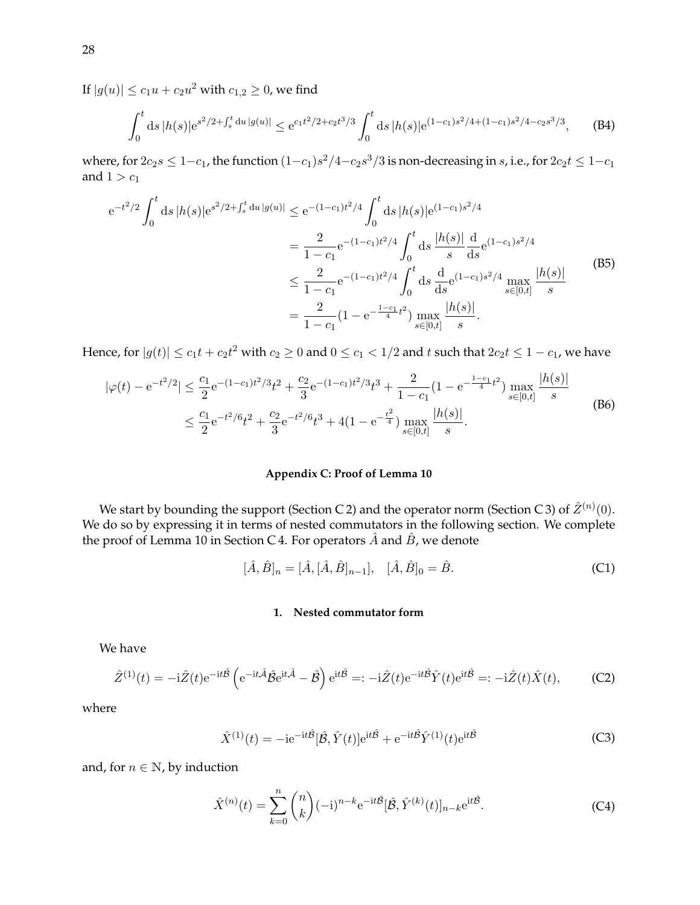If $|g(u)| \leq c_1 u + c_2 u^2$ with $c_{1,2} \geq 0$, we find

$$\int_0^t \mathrm{d}s\, |h(s)| \mathrm{e}^{s^2/2 + \int_s^t \mathrm{d}u\, |g(u)|} \leq \mathrm{e}^{c_1 t^2/2 + c_2 t^3/3} \int_0^t \mathrm{d}s\, |h(s)| \mathrm{e}^{(1-c_1)s^2/4 + (1-c_1)s^2/4 - c_2 s^3/3}, \tag{B4}$$

where, for $2c_2 s \leq 1 - c_1$, the function $(1-c_1)s^2/4 - c_2 s^3/3$ is non-decreasing in $s$, i.e., for $2c_2 t \leq 1 - c_1$ and $1 > c_1$

$$\begin{aligned}
\mathrm{e}^{-t^2/2} \int_0^t \mathrm{d}s\, |h(s)| \mathrm{e}^{s^2/2 + \int_s^t \mathrm{d}u\, |g(u)|} &\leq \mathrm{e}^{-(1-c_1)t^2/4} \int_0^t \mathrm{d}s\, |h(s)| \mathrm{e}^{(1-c_1)s^2/4} \\
&= \frac{2}{1-c_1} \mathrm{e}^{-(1-c_1)t^2/4} \int_0^t \mathrm{d}s\, \frac{|h(s)|}{s} \frac{\mathrm{d}}{\mathrm{d}s} \mathrm{e}^{(1-c_1)s^2/4} \\
&\leq \frac{2}{1-c_1} \mathrm{e}^{-(1-c_1)t^2/4} \int_0^t \mathrm{d}s\, \frac{\mathrm{d}}{\mathrm{d}s} \mathrm{e}^{(1-c_1)s^2/4} \max_{s \in [0,t]} \frac{|h(s)|}{s} \\
&= \frac{2}{1-c_1} (1 - \mathrm{e}^{-\frac{1-c_1}{4} t^2}) \max_{s \in [0,t]} \frac{|h(s)|}{s}.
\end{aligned} \tag{B5}$$

Hence, for $|g(t)| \leq c_1 t + c_2 t^2$ with $c_2 \geq 0$ and $0 \leq c_1 < 1/2$ and $t$ such that $2c_2 t \leq 1 - c_1$, we have

$$\begin{aligned}
|\varphi(t) - \mathrm{e}^{-t^2/2}| &\leq \frac{c_1}{2} \mathrm{e}^{-(1-c_1)t^2/3} t^2 + \frac{c_2}{3} \mathrm{e}^{-(1-c_1)t^2/3} t^3 + \frac{2}{1-c_1} (1 - \mathrm{e}^{-\frac{1-c_1}{4} t^2}) \max_{s \in [0,t]} \frac{|h(s)|}{s} \\
&\leq \frac{c_1}{2} \mathrm{e}^{-t^2/6} t^2 + \frac{c_2}{3} \mathrm{e}^{-t^2/6} t^3 + 4(1 - \mathrm{e}^{-\frac{t^2}{4}}) \max_{s \in [0,t]} \frac{|h(s)|}{s}.
\end{aligned} \tag{B6}$$

## Appendix C: Proof of Lemma 10

We start by bounding the support (Section C 2) and the operator norm (Section C 3) of $\hat{Z}^{(n)}(0)$. We do so by expressing it in terms of nested commutators in the following section. We complete the proof of Lemma 10 in Section C 4. For operators $\hat{A}$ and $\hat{B}$, we denote

$$[\hat{A}, \hat{B}]_n = [\hat{A}, [\hat{A}, \hat{B}]_{n-1}], \quad [\hat{A}, \hat{B}]_0 = \hat{B}. \tag{C1}$$

### 1. Nested commutator form

We have

$$\hat{Z}^{(1)}(t) = -\mathrm{i}\hat{Z}(t) \mathrm{e}^{-\mathrm{i}t\hat{\mathcal{B}}} \left( \mathrm{e}^{-\mathrm{i}t\hat{\mathcal{A}}} \hat{\mathcal{B}} \mathrm{e}^{\mathrm{i}t\hat{\mathcal{A}}} - \hat{\mathcal{B}} \right) \mathrm{e}^{\mathrm{i}t\hat{\mathcal{B}}} =: -\mathrm{i}\hat{Z}(t) \mathrm{e}^{-\mathrm{i}t\hat{\mathcal{B}}} \hat{Y}(t) \mathrm{e}^{\mathrm{i}t\hat{\mathcal{B}}} =: -\mathrm{i}\hat{Z}(t)\hat{X}(t), \tag{C2}$$

where

$$\hat{X}^{(1)}(t) = -\mathrm{i}\mathrm{e}^{-\mathrm{i}t\hat{\mathcal{B}}} [\hat{\mathcal{B}}, \hat{Y}(t)] \mathrm{e}^{\mathrm{i}t\hat{\mathcal{B}}} + \mathrm{e}^{-\mathrm{i}t\hat{\mathcal{B}}} \hat{Y}^{(1)}(t) \mathrm{e}^{\mathrm{i}t\hat{\mathcal{B}}} \tag{C3}$$

and, for $n \in \mathbb{N}$, by induction

$$\hat{X}^{(n)}(t) = \sum_{k=0}^{n} \binom{n}{k} (-\mathrm{i})^{n-k} \mathrm{e}^{-\mathrm{i}t\hat{\mathcal{B}}} [\hat{\mathcal{B}}, \hat{Y}^{(k)}(t)]_{n-k} \mathrm{e}^{\mathrm{i}t\hat{\mathcal{B}}}. \tag{C4}$$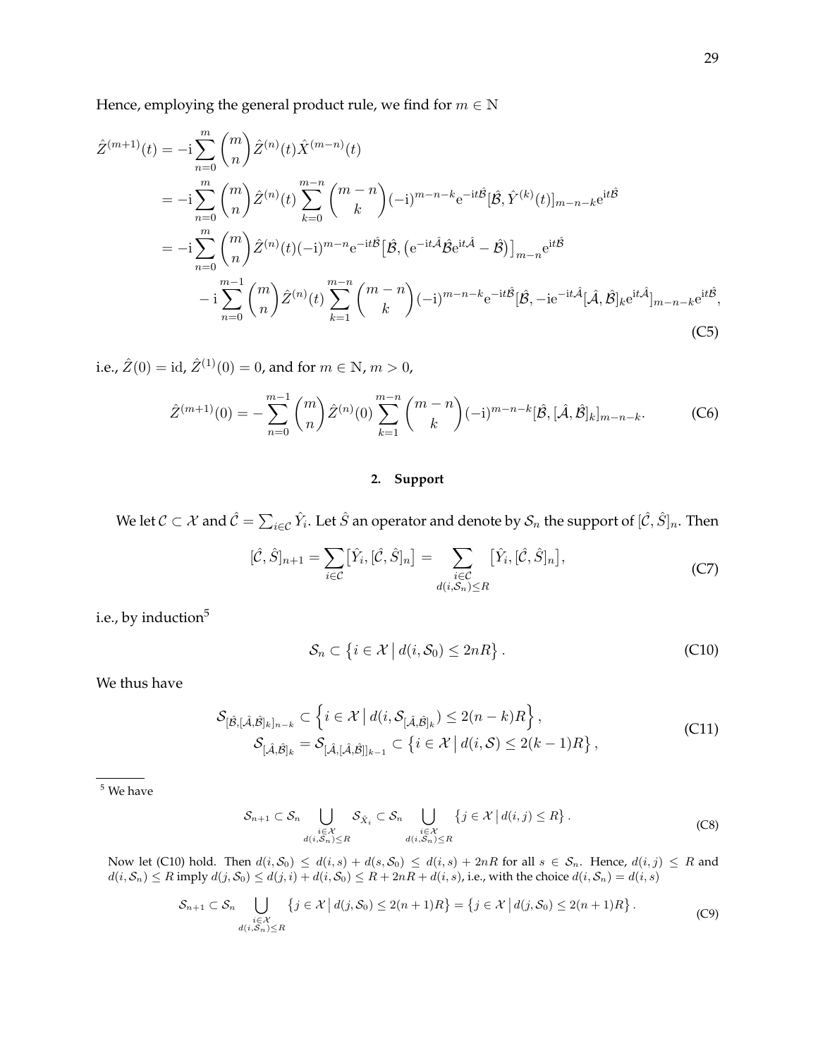Hence, employing the general product rule, we find for $m \in \mathbb{N}$

$$
\begin{aligned}
\hat{Z}^{(m+1)}(t) &= -\mathrm{i} \sum_{n=0}^{m} \binom{m}{n} \hat{Z}^{(n)}(t) \hat{X}^{(m-n)}(t) \\
&= -\mathrm{i} \sum_{n=0}^{m} \binom{m}{n} \hat{Z}^{(n)}(t) \sum_{k=0}^{m-n} \binom{m-n}{k} (-\mathrm{i})^{m-n-k} \mathrm{e}^{-\mathrm{i}t\hat{\mathcal{B}}} [\hat{\mathcal{B}}, \hat{Y}^{(k)}(t)]_{m-n-k} \mathrm{e}^{\mathrm{i}t\hat{\mathcal{B}}} \\
&= -\mathrm{i} \sum_{n=0}^{m} \binom{m}{n} \hat{Z}^{(n)}(t) (-\mathrm{i})^{m-n} \mathrm{e}^{-\mathrm{i}t\hat{\mathcal{B}}} \big[\hat{\mathcal{B}}, \big(\mathrm{e}^{-\mathrm{i}t\hat{\mathcal{A}}} \hat{\mathcal{B}} \mathrm{e}^{\mathrm{i}t\hat{\mathcal{A}}} - \hat{\mathcal{B}}\big)\big]_{m-n} \mathrm{e}^{\mathrm{i}t\hat{\mathcal{B}}} \\
&\quad - \mathrm{i} \sum_{n=0}^{m-1} \binom{m}{n} \hat{Z}^{(n)}(t) \sum_{k=1}^{m-n} \binom{m-n}{k} (-\mathrm{i})^{m-n-k} \mathrm{e}^{-\mathrm{i}t\hat{\mathcal{B}}} [\hat{\mathcal{B}}, -\mathrm{i}\mathrm{e}^{-\mathrm{i}t\hat{\mathcal{A}}} [\hat{\mathcal{A}}, \hat{\mathcal{B}}]_k \mathrm{e}^{\mathrm{i}t\hat{\mathcal{A}}}]_{m-n-k} \mathrm{e}^{\mathrm{i}t\hat{\mathcal{B}}},
\end{aligned}
\tag{C5}
$$

i.e., $\hat{Z}(0) = \mathrm{id}$, $\hat{Z}^{(1)}(0) = 0$, and for $m \in \mathbb{N}$, $m > 0$,

$$
\hat{Z}^{(m+1)}(0) = -\sum_{n=0}^{m-1} \binom{m}{n} \hat{Z}^{(n)}(0) \sum_{k=1}^{m-n} \binom{m-n}{k} (-\mathrm{i})^{m-n-k} [\hat{\mathcal{B}}, [\hat{\mathcal{A}}, \hat{\mathcal{B}}]_k]_{m-n-k}. \tag{C6}
$$

### 2. Support

We let $\mathcal{C} \subset \mathcal{X}$ and $\hat{\mathcal{C}} = \sum_{i \in \mathcal{C}} \hat{Y}_i$. Let $\hat{S}$ an operator and denote by $\mathcal{S}_n$ the support of $[\hat{\mathcal{C}}, \hat{S}]_n$. Then

$$
[\hat{\mathcal{C}}, \hat{S}]_{n+1} = \sum_{i \in \mathcal{C}} \big[\hat{Y}_i, [\hat{\mathcal{C}}, \hat{S}]_n\big] = \sum_{\substack{i \in \mathcal{C} \\ d(i, \mathcal{S}_n) \le R}} \big[\hat{Y}_i, [\hat{\mathcal{C}}, \hat{S}]_n\big], \tag{C7}
$$

i.e., by induction[5]

$$
\mathcal{S}_n \subset \left\{ i \in \mathcal{X} \,\middle|\, d(i, \mathcal{S}_0) \le 2nR \right\}. \tag{C10}
$$

We thus have

$$
\begin{aligned}
\mathcal{S}_{[\hat{\mathcal{B}}, [\hat{\mathcal{A}}, \hat{\mathcal{B}}]_k]_{n-k}} &\subset \left\{ i \in \mathcal{X} \,\middle|\, d(i, \mathcal{S}_{[\hat{\mathcal{A}}, \hat{\mathcal{B}}]_k}) \le 2(n-k)R \right\}, \\
\mathcal{S}_{[\hat{\mathcal{A}}, \hat{\mathcal{B}}]_k} = \mathcal{S}_{[\hat{\mathcal{A}}, [\hat{\mathcal{A}}, \hat{\mathcal{B}}]]_{k-1}} &\subset \left\{ i \in \mathcal{X} \,\middle|\, d(i, \mathcal{S}) \le 2(k-1)R \right\},
\end{aligned}
\tag{C11}
$$

---

[5] We have

$$
\mathcal{S}_{n+1} \subset \mathcal{S}_n \bigcup_{\substack{i \in \mathcal{X} \\ d(i, \mathcal{S}_n) \le R}} \mathcal{S}_{\hat{X}_i} \subset \mathcal{S}_n \bigcup_{\substack{i \in \mathcal{X} \\ d(i, \mathcal{S}_n) \le R}} \left\{ j \in \mathcal{X} \,\middle|\, d(i, j) \le R \right\}. \tag{C8}
$$

Now let (C10) hold. Then $d(i, \mathcal{S}_0) \le d(i, s) + d(s, \mathcal{S}_0) \le d(i, s) + 2nR$ for all $s \in \mathcal{S}_n$. Hence, $d(i, j) \le R$ and $d(i, \mathcal{S}_n) \le R$ imply $d(j, \mathcal{S}_0) \le d(j, i) + d(i, \mathcal{S}_0) \le R + 2nR + d(i, s)$, i.e., with the choice $d(i, \mathcal{S}_n) = d(i, s)$

$$
\mathcal{S}_{n+1} \subset \mathcal{S}_n \bigcup_{\substack{i \in \mathcal{X} \\ d(i, \mathcal{S}_n) \le R}} \left\{ j \in \mathcal{X} \,\middle|\, d(j, \mathcal{S}_0) \le 2(n+1)R \right\} = \left\{ j \in \mathcal{X} \,\middle|\, d(j, \mathcal{S}_0) \le 2(n+1)R \right\}. \tag{C9}
$$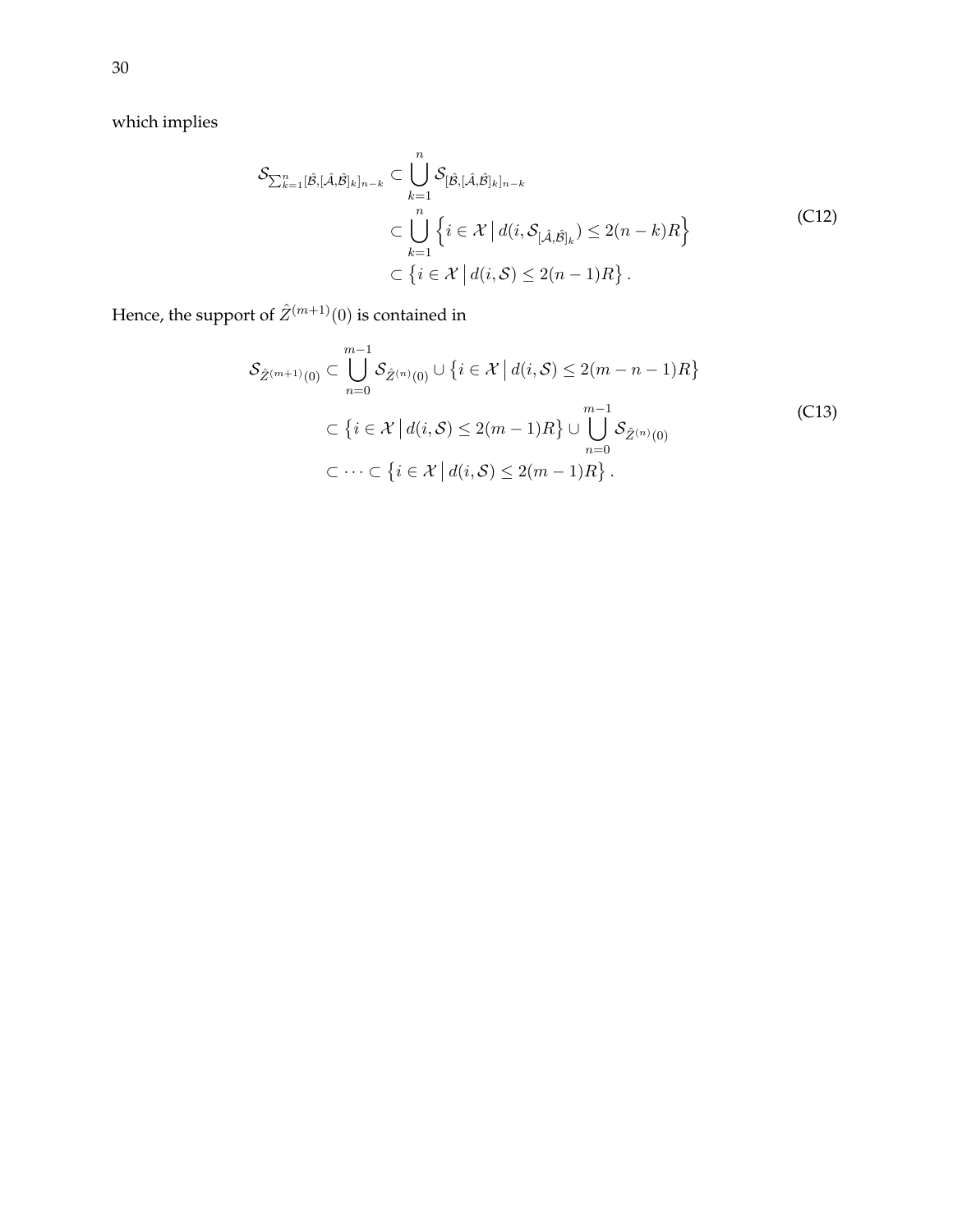which implies

$$
\begin{aligned}
\mathcal{S}_{\sum_{k=1}^{n}[\hat{\mathcal{B}},[\hat{\mathcal{A}},\hat{\mathcal{B}}]_k]_{n-k}} &\subset \bigcup_{k=1}^{n} \mathcal{S}_{[\hat{\mathcal{B}},[\hat{\mathcal{A}},\hat{\mathcal{B}}]_k]_{n-k}} \\
&\subset \bigcup_{k=1}^{n} \left\{ i \in \mathcal{X} \,\middle|\, d(i, \mathcal{S}_{[\hat{\mathcal{A}},\hat{\mathcal{B}}]_k}) \leq 2(n-k)R \right\} \\
&\subset \left\{ i \in \mathcal{X} \,\middle|\, d(i, \mathcal{S}) \leq 2(n-1)R \right\}.
\end{aligned} \tag{C12}
$$

Hence, the support of $\hat{Z}^{(m+1)}(0)$ is contained in

$$
\begin{aligned}
\mathcal{S}_{\hat{Z}^{(m+1)}(0)} &\subset \bigcup_{n=0}^{m-1} \mathcal{S}_{\hat{Z}^{(n)}(0)} \cup \left\{ i \in \mathcal{X} \,\middle|\, d(i, \mathcal{S}) \leq 2(m-n-1)R \right\} \\
&\subset \left\{ i \in \mathcal{X} \,\middle|\, d(i, \mathcal{S}) \leq 2(m-1)R \right\} \cup \bigcup_{n=0}^{m-1} \mathcal{S}_{\hat{Z}^{(n)}(0)} \\
&\subset \cdots \subset \left\{ i \in \mathcal{X} \,\middle|\, d(i, \mathcal{S}) \leq 2(m-1)R \right\}.
\end{aligned} \tag{C13}
$$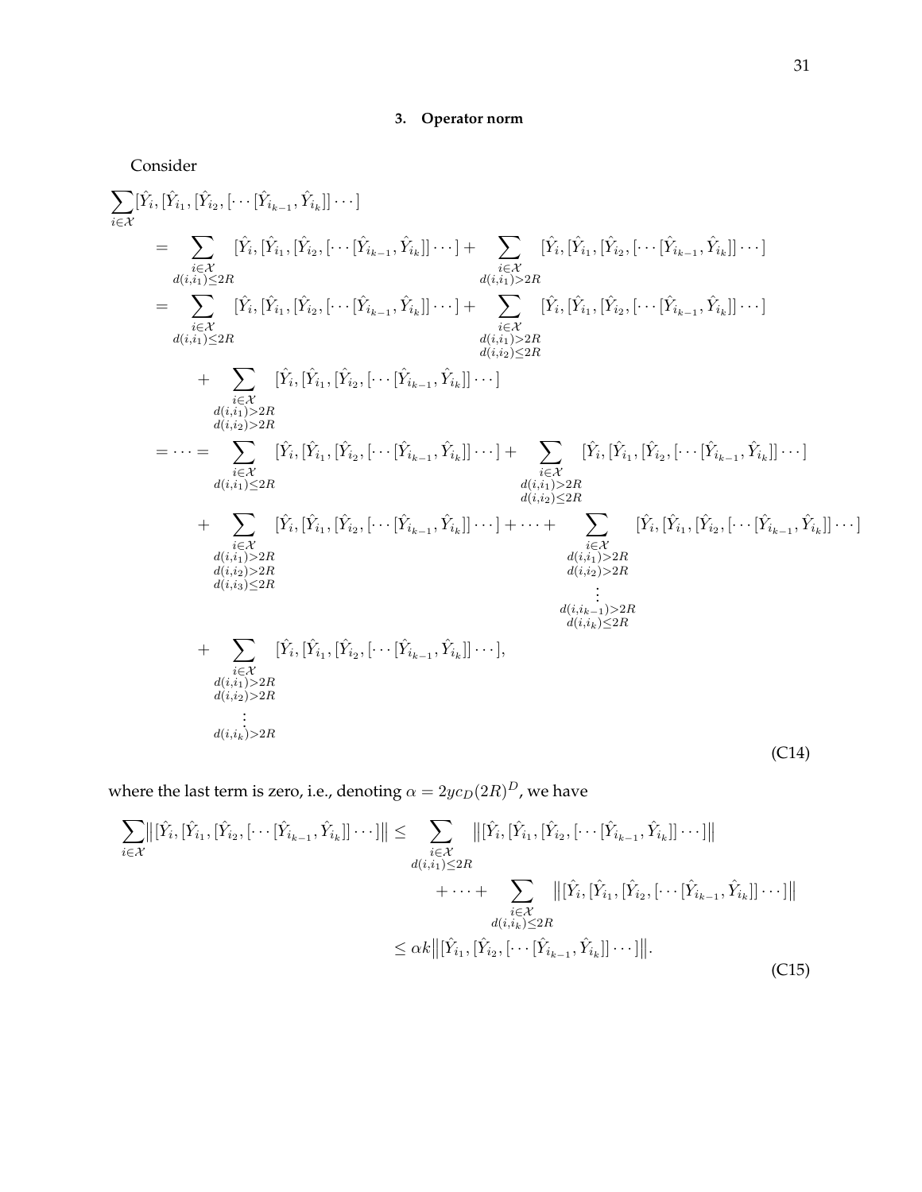### 3. Operator norm

Consider

$$
\begin{aligned}
\sum_{i\in\mathcal{X}} &[\hat{Y}_i,[\hat{Y}_{i_1},[\hat{Y}_{i_2},[\cdots[\hat{Y}_{i_{k-1}},\hat{Y}_{i_k}]]\cdots] \\
&= \sum_{\substack{i\in\mathcal{X}\\ d(i,i_1)\le 2R}} [\hat{Y}_i,[\hat{Y}_{i_1},[\hat{Y}_{i_2},[\cdots[\hat{Y}_{i_{k-1}},\hat{Y}_{i_k}]]\cdots] + \sum_{\substack{i\in\mathcal{X}\\ d(i,i_1)> 2R}} [\hat{Y}_i,[\hat{Y}_{i_1},[\hat{Y}_{i_2},[\cdots[\hat{Y}_{i_{k-1}},\hat{Y}_{i_k}]]\cdots] \\
&= \sum_{\substack{i\in\mathcal{X}\\ d(i,i_1)\le 2R}} [\hat{Y}_i,[\hat{Y}_{i_1},[\hat{Y}_{i_2},[\cdots[\hat{Y}_{i_{k-1}},\hat{Y}_{i_k}]]\cdots] + \sum_{\substack{i\in\mathcal{X}\\ d(i,i_1)> 2R\\ d(i,i_2)\le 2R}} [\hat{Y}_i,[\hat{Y}_{i_1},[\hat{Y}_{i_2},[\cdots[\hat{Y}_{i_{k-1}},\hat{Y}_{i_k}]]\cdots] \\
&\quad + \sum_{\substack{i\in\mathcal{X}\\ d(i,i_1)> 2R\\ d(i,i_2)> 2R}} [\hat{Y}_i,[\hat{Y}_{i_1},[\hat{Y}_{i_2},[\cdots[\hat{Y}_{i_{k-1}},\hat{Y}_{i_k}]]\cdots] \\
&= \cdots = \sum_{\substack{i\in\mathcal{X}\\ d(i,i_1)\le 2R}} [\hat{Y}_i,[\hat{Y}_{i_1},[\hat{Y}_{i_2},[\cdots[\hat{Y}_{i_{k-1}},\hat{Y}_{i_k}]]\cdots] + \sum_{\substack{i\in\mathcal{X}\\ d(i,i_1)> 2R\\ d(i,i_2)\le 2R}} [\hat{Y}_i,[\hat{Y}_{i_1},[\hat{Y}_{i_2},[\cdots[\hat{Y}_{i_{k-1}},\hat{Y}_{i_k}]]\cdots] \\
&\quad + \sum_{\substack{i\in\mathcal{X}\\ d(i,i_1)> 2R\\ d(i,i_2)> 2R\\ d(i,i_3)\le 2R}} [\hat{Y}_i,[\hat{Y}_{i_1},[\hat{Y}_{i_2},[\cdots[\hat{Y}_{i_{k-1}},\hat{Y}_{i_k}]]\cdots] + \cdots + \sum_{\substack{i\in\mathcal{X}\\ d(i,i_1)> 2R\\ d(i,i_2)> 2R\\ \vdots\\ d(i,i_{k-1})> 2R\\ d(i,i_k)\le 2R}} [\hat{Y}_i,[\hat{Y}_{i_1},[\hat{Y}_{i_2},[\cdots[\hat{Y}_{i_{k-1}},\hat{Y}_{i_k}]]\cdots] \\
&\quad + \sum_{\substack{i\in\mathcal{X}\\ d(i,i_1)> 2R\\ d(i,i_2)> 2R\\ \vdots\\ d(i,i_k)> 2R}} [\hat{Y}_i,[\hat{Y}_{i_1},[\hat{Y}_{i_2},[\cdots[\hat{Y}_{i_{k-1}},\hat{Y}_{i_k}]]\cdots],
\end{aligned}
\tag{C14}
$$

where the last term is zero, i.e., denoting $\alpha = 2yc_D(2R)^D$, we have

$$
\begin{aligned}
\sum_{i\in\mathcal{X}} \big\|[\hat{Y}_i,[\hat{Y}_{i_1},[\hat{Y}_{i_2},[\cdots[\hat{Y}_{i_{k-1}},\hat{Y}_{i_k}]]\cdots]\big\| &\le \sum_{\substack{i\in\mathcal{X}\\ d(i,i_1)\le 2R}} \big\|[\hat{Y}_i,[\hat{Y}_{i_1},[\hat{Y}_{i_2},[\cdots[\hat{Y}_{i_{k-1}},\hat{Y}_{i_k}]]\cdots]\big\| \\
&\quad + \cdots + \sum_{\substack{i\in\mathcal{X}\\ d(i,i_k)\le 2R}} \big\|[\hat{Y}_i,[\hat{Y}_{i_1},[\hat{Y}_{i_2},[\cdots[\hat{Y}_{i_{k-1}},\hat{Y}_{i_k}]]\cdots]\big\| \\
&\le \alpha k \big\|[\hat{Y}_{i_1},[\hat{Y}_{i_2},[\cdots[\hat{Y}_{i_{k-1}},\hat{Y}_{i_k}]]\cdots]\big\|.
\end{aligned}
\tag{C15}
$$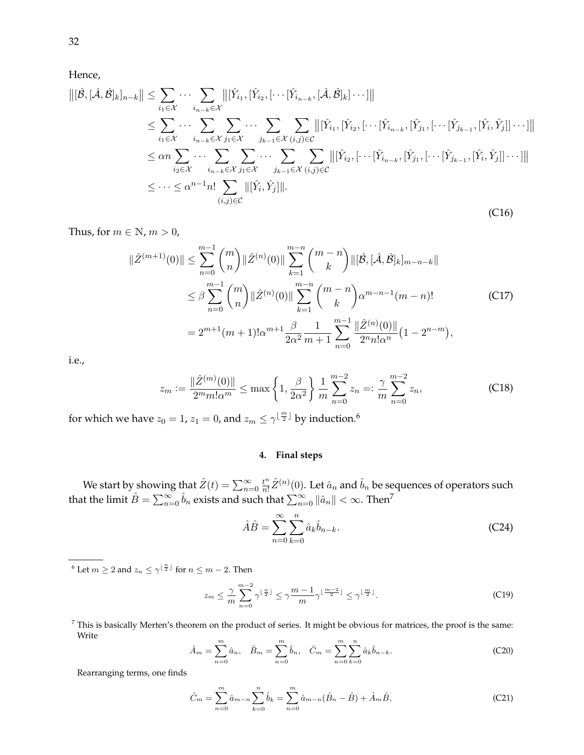Hence,

$$
\begin{aligned}
\big\|[\hat{\mathcal{B}},[\hat{\mathcal{A}},\hat{\mathcal{B}}]_k]_{n-k}\big\| &\le \sum_{i_1\in\mathcal{X}}\cdots\sum_{i_{n-k}\in\mathcal{X}}\big\|[\hat{Y}_{i_1},[\hat{Y}_{i_2},[\cdots[\hat{Y}_{i_{n-k}},[\hat{\mathcal{A}},\hat{\mathcal{B}}]_k]\cdots]\big\| \\
&\le \sum_{i_1\in\mathcal{X}}\cdots\sum_{i_{n-k}\in\mathcal{X}}\sum_{j_1\in\mathcal{X}}\cdots\sum_{j_{k-1}\in\mathcal{X}}\sum_{(i,j)\in\mathcal{C}}\big\|[\hat{Y}_{i_1},[\hat{Y}_{i_2},[\cdots[\hat{Y}_{i_{n-k}},[\hat{Y}_{j_1},[\cdots[\hat{Y}_{j_{k-1}},[\hat{Y}_i,\hat{Y}_j]]\cdots]\big\| \\
&\le \alpha n\sum_{i_2\in\mathcal{X}}\cdots\sum_{i_{n-k}\in\mathcal{X}}\sum_{j_1\in\mathcal{X}}\cdots\sum_{j_{k-1}\in\mathcal{X}}\sum_{(i,j)\in\mathcal{C}}\big\|[\hat{Y}_{i_2},[\cdots[\hat{Y}_{i_{n-k}},[\hat{Y}_{j_1},[\cdots[\hat{Y}_{j_{k-1}},[\hat{Y}_i,\hat{Y}_j]]\cdots]\big\| \\
&\le \cdots \le \alpha^{n-1}n!\sum_{(i,j)\in\mathcal{C}}\|[\hat{Y}_i,\hat{Y}_j]\|.
\end{aligned}
\tag{C16}
$$

Thus, for $m\in\mathbb{N}$, $m>0$,

$$
\begin{aligned}
\|\hat{Z}^{(m+1)}(0)\| &\le \sum_{n=0}^{m-1}\binom{m}{n}\|\hat{Z}^{(n)}(0)\|\sum_{k=1}^{m-n}\binom{m-n}{k}\|[\hat{\mathcal{B}},[\hat{\mathcal{A}},\hat{\mathcal{B}}]_k]_{m-n-k}\| \\
&\le \beta\sum_{n=0}^{m-1}\binom{m}{n}\|\hat{Z}^{(n)}(0)\|\sum_{k=1}^{m-n}\binom{m-n}{k}\alpha^{m-n-1}(m-n)! \\
&= 2^{m+1}(m+1)!\alpha^{m+1}\frac{\beta}{2\alpha^2}\frac{1}{m+1}\sum_{n=0}^{m-1}\frac{\|\hat{Z}^{(n)}(0)\|}{2^n n!\alpha^n}\big(1-2^{n-m}\big),
\end{aligned}
\tag{C17}
$$

i.e.,

$$
z_m := \frac{\|\hat{Z}^{(m)}(0)\|}{2^m m!\alpha^m} \le \max\left\{1,\frac{\beta}{2\alpha^2}\right\}\frac{1}{m}\sum_{n=0}^{m-2}z_n =: \frac{\gamma}{m}\sum_{n=0}^{m-2}z_n,
\tag{C18}
$$

for which we have $z_0=1$, $z_1=0$, and $z_m\le\gamma^{\lfloor\frac{m}{2}\rfloor}$ by induction.[6]

#### 4. Final steps

We start by showing that $\hat{Z}(t)=\sum_{n=0}^{\infty}\frac{t^n}{n!}\hat{Z}^{(n)}(0)$. Let $\hat{a}_n$ and $\hat{b}_n$ be sequences of operators such that the limit $\hat{B}=\sum_{n=0}^{\infty}\hat{b}_n$ exists and such that $\sum_{n=0}^{\infty}\|\hat{a}_n\|<\infty$. Then[7]

$$
\hat{A}\hat{B}=\sum_{n=0}^{\infty}\sum_{k=0}^{n}\hat{a}_k\hat{b}_{n-k}.
\tag{C24}
$$

---

[6] Let $m\ge 2$ and $z_n\le\gamma^{\lfloor\frac{n}{2}\rfloor}$ for $n\le m-2$. Then

$$
z_m \le \frac{\gamma}{m}\sum_{n=0}^{m-2}\gamma^{\lfloor\frac{n}{2}\rfloor} \le \gamma\frac{m-1}{m}\gamma^{\lfloor\frac{m-2}{2}\rfloor} \le \gamma^{\lfloor\frac{m}{2}\rfloor}.
\tag{C19}
$$

[7] This is basically Merten's theorem on the product of series. It might be obvious for matrices, the proof is the same: Write

$$
\hat{A}_m=\sum_{n=0}^{m}\hat{a}_n,\quad \hat{B}_m=\sum_{n=0}^{m}\hat{b}_n,\quad \hat{C}_m=\sum_{n=0}^{m}\sum_{k=0}^{n}\hat{a}_k\hat{b}_{n-k}.
\tag{C20}
$$

Rearranging terms, one finds

$$
\hat{C}_m=\sum_{n=0}^{m}\hat{a}_{m-n}\sum_{k=0}^{n}\hat{b}_k=\sum_{n=0}^{m}\hat{a}_{m-n}(\hat{B}_n-\hat{B})+\hat{A}_m\hat{B},
\tag{C21}
$$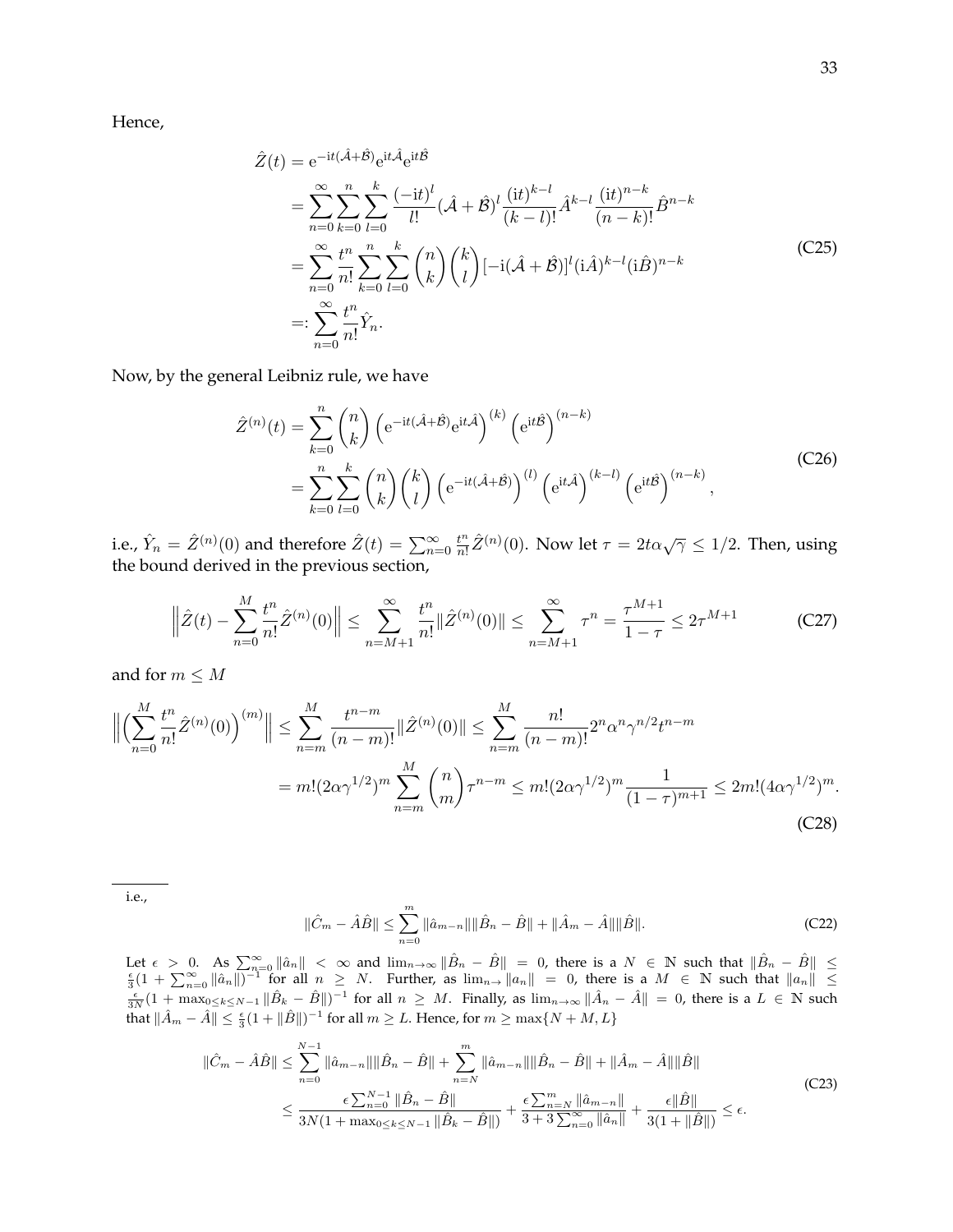Hence,

$$
\begin{aligned}
\hat{Z}(t) &= \mathrm{e}^{-\mathrm{i}t(\hat{\mathcal{A}}+\hat{\mathcal{B}})}\mathrm{e}^{\mathrm{i}t\hat{\mathcal{A}}}\mathrm{e}^{\mathrm{i}t\hat{\mathcal{B}}} \\
&= \sum_{n=0}^{\infty}\sum_{k=0}^{n}\sum_{l=0}^{k}\frac{(-\mathrm{i}t)^l}{l!}(\hat{\mathcal{A}}+\hat{\mathcal{B}})^l\frac{(\mathrm{i}t)^{k-l}}{(k-l)!}\hat{A}^{k-l}\frac{(\mathrm{i}t)^{n-k}}{(n-k)!}\hat{B}^{n-k} \\
&= \sum_{n=0}^{\infty}\frac{t^n}{n!}\sum_{k=0}^{n}\sum_{l=0}^{k}\binom{n}{k}\binom{k}{l}[-\mathrm{i}(\hat{\mathcal{A}}+\hat{\mathcal{B}})]^l(\mathrm{i}\hat{A})^{k-l}(\mathrm{i}\hat{B})^{n-k} \\
&=: \sum_{n=0}^{\infty}\frac{t^n}{n!}\hat{Y}_n.
\end{aligned}
\tag{C25}
$$

Now, by the general Leibniz rule, we have

$$
\begin{aligned}
\hat{Z}^{(n)}(t) &= \sum_{k=0}^{n}\binom{n}{k}\left(\mathrm{e}^{-\mathrm{i}t(\hat{\mathcal{A}}+\hat{\mathcal{B}})}\mathrm{e}^{\mathrm{i}t\hat{\mathcal{A}}}\right)^{(k)}\left(\mathrm{e}^{\mathrm{i}t\hat{\mathcal{B}}}\right)^{(n-k)} \\
&= \sum_{k=0}^{n}\sum_{l=0}^{k}\binom{n}{k}\binom{k}{l}\left(\mathrm{e}^{-\mathrm{i}t(\hat{\mathcal{A}}+\hat{\mathcal{B}})}\right)^{(l)}\left(\mathrm{e}^{\mathrm{i}t\hat{\mathcal{A}}}\right)^{(k-l)}\left(\mathrm{e}^{\mathrm{i}t\hat{\mathcal{B}}}\right)^{(n-k)},
\end{aligned}
\tag{C26}
$$

i.e., $\hat{Y}_n = \hat{Z}^{(n)}(0)$ and therefore $\hat{Z}(t) = \sum_{n=0}^{\infty}\frac{t^n}{n!}\hat{Z}^{(n)}(0)$. Now let $\tau = 2t\alpha\sqrt{\gamma} \leq 1/2$. Then, using the bound derived in the previous section,

$$
\left\|\hat{Z}(t) - \sum_{n=0}^{M}\frac{t^n}{n!}\hat{Z}^{(n)}(0)\right\| \leq \sum_{n=M+1}^{\infty}\frac{t^n}{n!}\|\hat{Z}^{(n)}(0)\| \leq \sum_{n=M+1}^{\infty}\tau^n = \frac{\tau^{M+1}}{1-\tau} \leq 2\tau^{M+1}
\tag{C27}
$$

and for $m \leq M$

$$
\begin{aligned}
\left\|\Big(\sum_{n=0}^{M}\frac{t^n}{n!}\hat{Z}^{(n)}(0)\Big)^{(m)}\right\| &\leq \sum_{n=m}^{M}\frac{t^{n-m}}{(n-m)!}\|\hat{Z}^{(n)}(0)\| \leq \sum_{n=m}^{M}\frac{n!}{(n-m)!}2^n\alpha^n\gamma^{n/2}t^{n-m} \\
&= m!(2\alpha\gamma^{1/2})^m\sum_{n=m}^{M}\binom{n}{m}\tau^{n-m} \leq m!(2\alpha\gamma^{1/2})^m\frac{1}{(1-\tau)^{m+1}} \leq 2m!(4\alpha\gamma^{1/2})^m.
\end{aligned}
\tag{C28}
$$

---

i.e.,

$$
\|\hat{C}_m - \hat{A}\hat{B}\| \leq \sum_{n=0}^{m}\|\hat{a}_{m-n}\|\|\hat{B}_n - \hat{B}\| + \|\hat{A}_m - \hat{A}\|\|\hat{B}\|.
\tag{C22}
$$

Let $\epsilon > 0$. As $\sum_{n=0}^{\infty}\|\hat{a}_n\| < \infty$ and $\lim_{n\to\infty}\|\hat{B}_n - \hat{B}\| = 0$, there is a $N \in \mathbb{N}$ such that $\|\hat{B}_n - \hat{B}\| \leq \frac{\epsilon}{3}(1 + \sum_{n=0}^{\infty}\|\hat{a}_n\|)^{-1}$ for all $n \geq N$. Further, as $\lim_{n\to}\|a_n\| = 0$, there is a $M \in \mathbb{N}$ such that $\|a_n\| \leq \frac{\epsilon}{3N}(1 + \max_{0\leq k\leq N-1}\|\hat{B}_k - \hat{B}\|)^{-1}$ for all $n \geq M$. Finally, as $\lim_{n\to\infty}\|\hat{A}_n - \hat{A}\| = 0$, there is a $L \in \mathbb{N}$ such that $\|\hat{A}_m - \hat{A}\| \leq \frac{\epsilon}{3}(1 + \|\hat{B}\|)^{-1}$ for all $m \geq L$. Hence, for $m \geq \max\{N + M, L\}$

$$
\begin{aligned}
\|\hat{C}_m - \hat{A}\hat{B}\| &\leq \sum_{n=0}^{N-1}\|\hat{a}_{m-n}\|\|\hat{B}_n - \hat{B}\| + \sum_{n=N}^{m}\|\hat{a}_{m-n}\|\|\hat{B}_n - \hat{B}\| + \|\hat{A}_m - \hat{A}\|\|\hat{B}\| \\
&\leq \frac{\epsilon\sum_{n=0}^{N-1}\|\hat{B}_n - \hat{B}\|}{3N(1 + \max_{0\leq k\leq N-1}\|\hat{B}_k - \hat{B}\|)} + \frac{\epsilon\sum_{n=N}^{m}\|\hat{a}_{m-n}\|}{3 + 3\sum_{n=0}^{\infty}\|\hat{a}_n\|} + \frac{\epsilon\|\hat{B}\|}{3(1 + \|\hat{B}\|)} \leq \epsilon.
\end{aligned}
\tag{C23}
$$